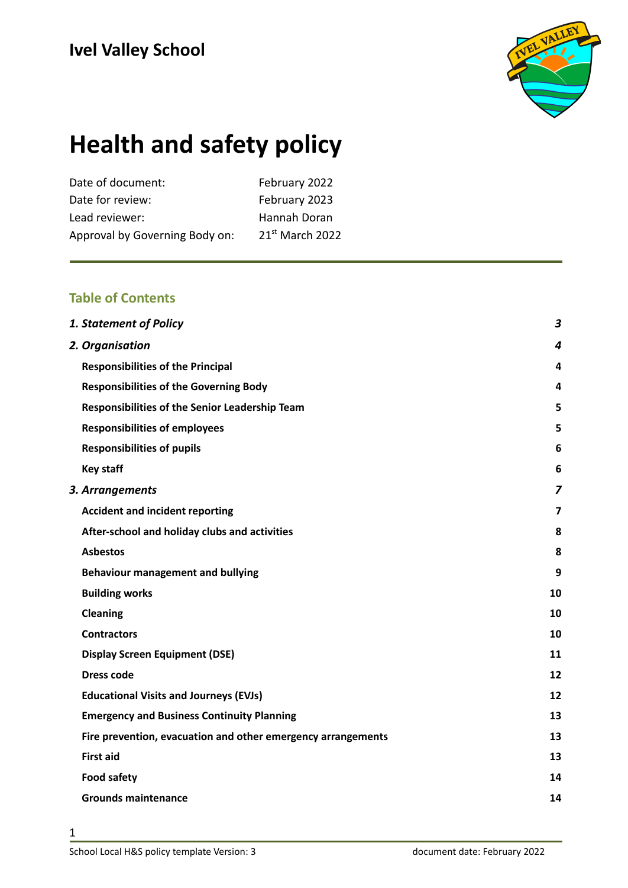## Ivel Valley School

# Health and safety policy

| | |
|---|---|
| Date of document: | February 2022 |
| Date for review: | February 2023 |
| Lead reviewer: | Hannah Doran |
| Approval by Governing Body on: | 21st March 2022 |

### Table of Contents

| | |
|---|---|
| ***1. Statement of Policy*** | ***3*** |
| ***2. Organisation*** | ***4*** |
| **Responsibilities of the Principal** | **4** |
| **Responsibilities of the Governing Body** | **4** |
| **Responsibilities of the Senior Leadership Team** | **5** |
| **Responsibilities of employees** | **5** |
| **Responsibilities of pupils** | **6** |
| **Key staff** | **6** |
| ***3. Arrangements*** | ***7*** |
| **Accident and incident reporting** | **7** |
| **After-school and holiday clubs and activities** | **8** |
| **Asbestos** | **8** |
| **Behaviour management and bullying** | **9** |
| **Building works** | **10** |
| **Cleaning** | **10** |
| **Contractors** | **10** |
| **Display Screen Equipment (DSE)** | **11** |
| **Dress code** | **12** |
| **Educational Visits and Journeys (EVJs)** | **12** |
| **Emergency and Business Continuity Planning** | **13** |
| **Fire prevention, evacuation and other emergency arrangements** | **13** |
| **First aid** | **13** |
| **Food safety** | **14** |
| **Grounds maintenance** | **14** |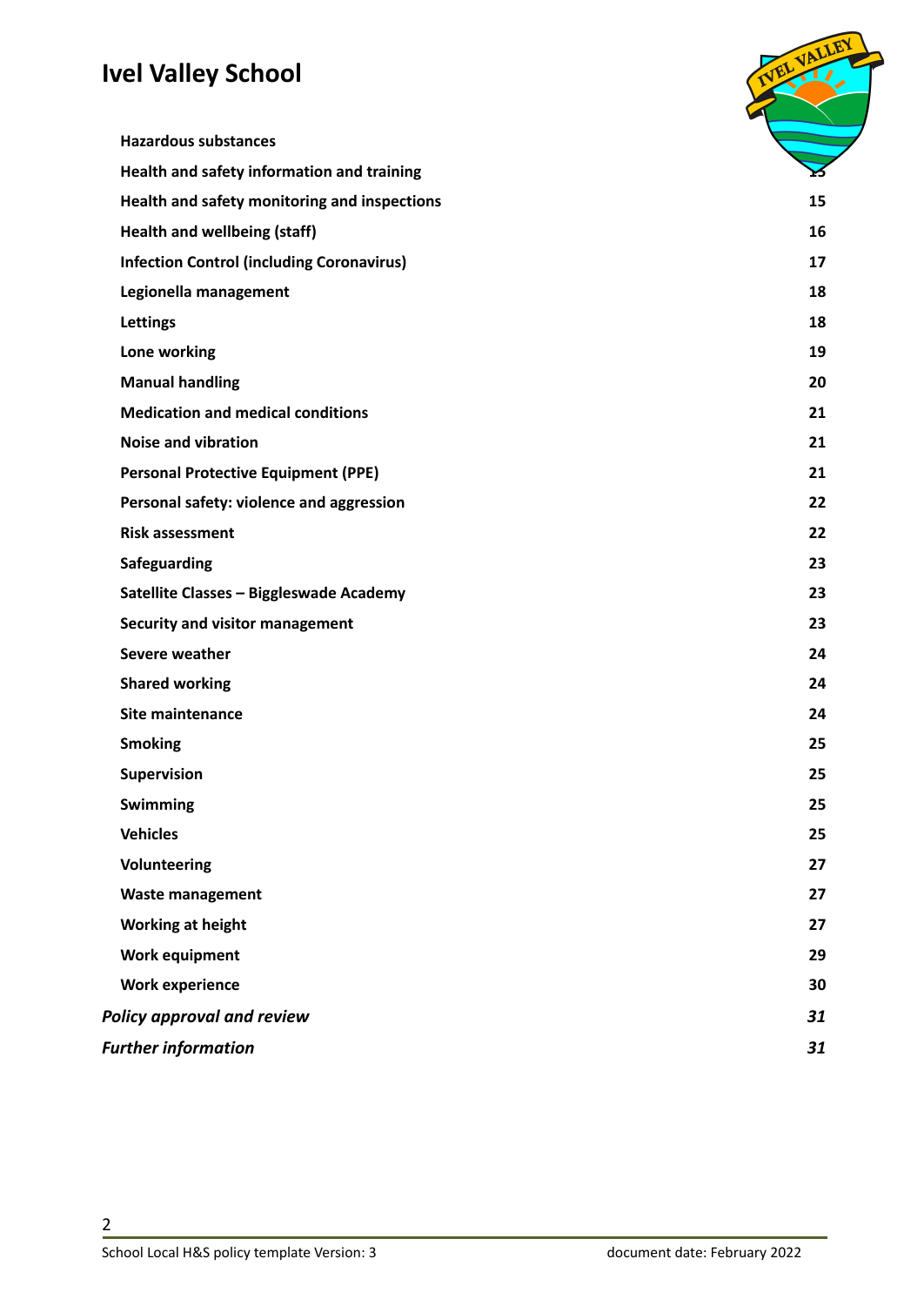# Ivel Valley School

| | |
|---|---|
| **Hazardous substances** | |
| **Health and safety information and training** | **15** |
| **Health and safety monitoring and inspections** | **15** |
| **Health and wellbeing (staff)** | **16** |
| **Infection Control (including Coronavirus)** | **17** |
| **Legionella management** | **18** |
| **Lettings** | **18** |
| **Lone working** | **19** |
| **Manual handling** | **20** |
| **Medication and medical conditions** | **21** |
| **Noise and vibration** | **21** |
| **Personal Protective Equipment (PPE)** | **21** |
| **Personal safety: violence and aggression** | **22** |
| **Risk assessment** | **22** |
| **Safeguarding** | **23** |
| **Satellite Classes – Biggleswade Academy** | **23** |
| **Security and visitor management** | **23** |
| **Severe weather** | **24** |
| **Shared working** | **24** |
| **Site maintenance** | **24** |
| **Smoking** | **25** |
| **Supervision** | **25** |
| **Swimming** | **25** |
| **Vehicles** | **25** |
| **Volunteering** | **27** |
| **Waste management** | **27** |
| **Working at height** | **27** |
| **Work equipment** | **29** |
| **Work experience** | **30** |
| ***Policy approval and review*** | ***31*** |
| ***Further information*** | ***31*** |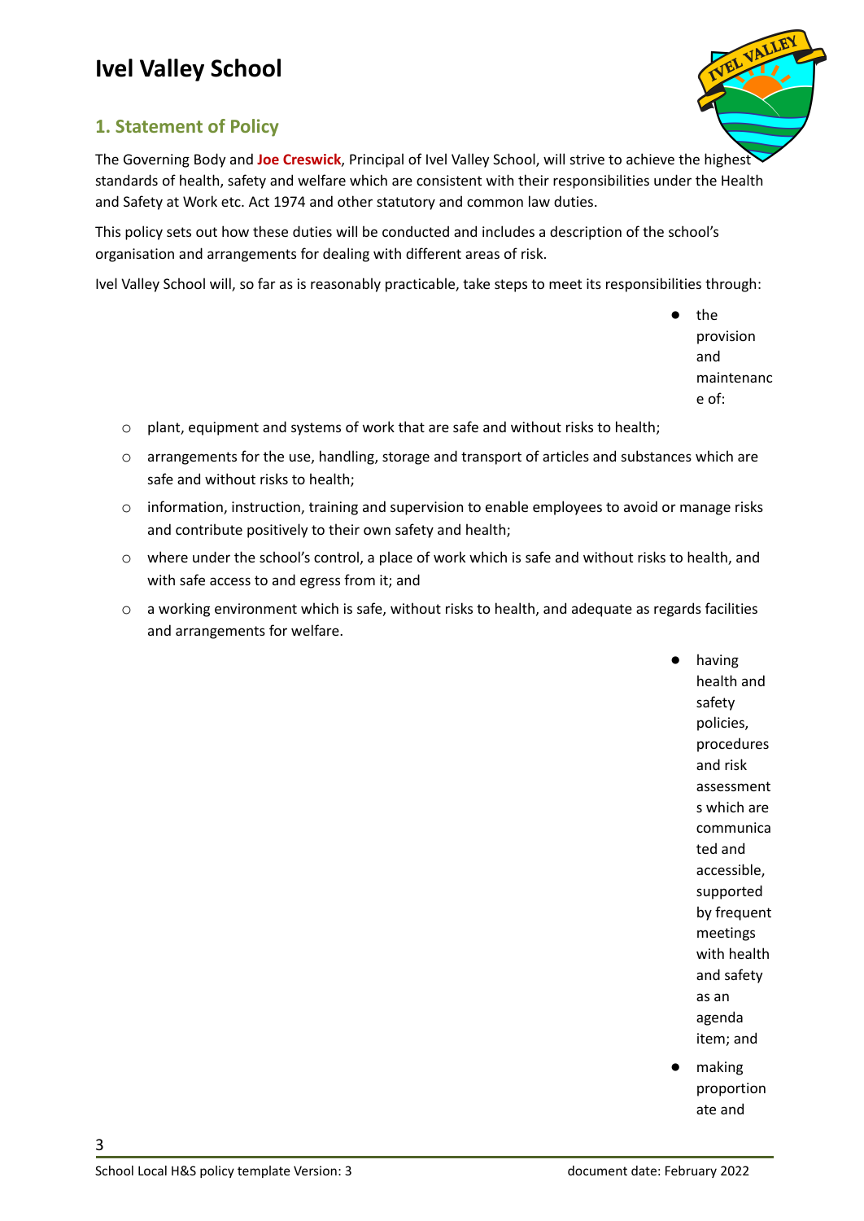# Ivel Valley School

## 1. Statement of Policy

The Governing Body and **Joe Creswick**, Principal of Ivel Valley School, will strive to achieve the highest standards of health, safety and welfare which are consistent with their responsibilities under the Health and Safety at Work etc. Act 1974 and other statutory and common law duties.

This policy sets out how these duties will be conducted and includes a description of the school's organisation and arrangements for dealing with different areas of risk.

Ivel Valley School will, so far as is reasonably practicable, take steps to meet its responsibilities through:

- the provision and maintenance of:
  - plant, equipment and systems of work that are safe and without risks to health;
  - arrangements for the use, handling, storage and transport of articles and substances which are safe and without risks to health;
  - information, instruction, training and supervision to enable employees to avoid or manage risks and contribute positively to their own safety and health;
  - where under the school's control, a place of work which is safe and without risks to health, and with safe access to and egress from it; and
  - a working environment which is safe, without risks to health, and adequate as regards facilities and arrangements for welfare.
- having health and safety policies, procedures and risk assessments which are communicated and accessible, supported by frequent meetings with health and safety as an agenda item; and
- making proportionate and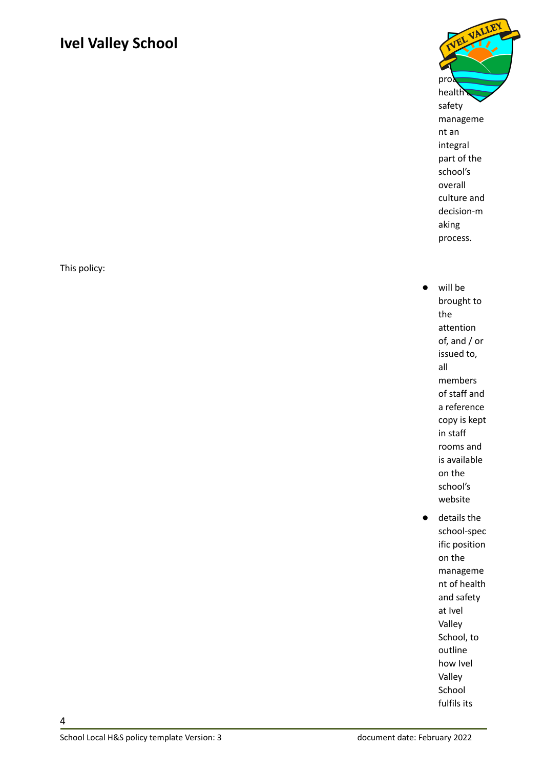# Ivel Valley School

proactive health and safety management an integral part of the school's overall culture and decision-making process.

This policy:

- will be brought to the attention of, and / or issued to, all members of staff and a reference copy is kept in staff rooms and is available on the school's website
- details the school-specific position on the management of health and safety at Ivel Valley School, to outline how Ivel Valley School fulfils its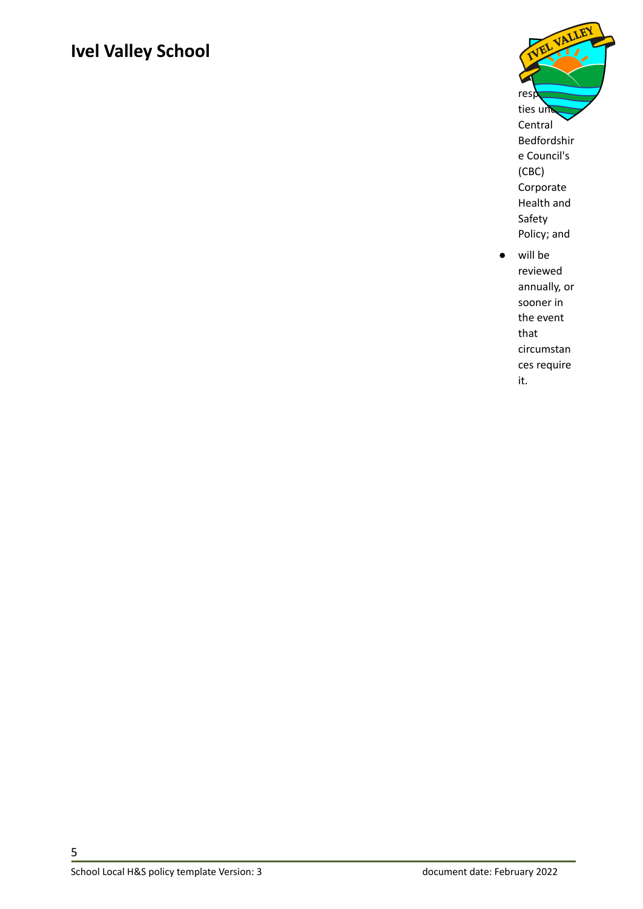responsibilities under Central Bedfordshire Council's (CBC) Corporate Health and Safety Policy; and

- will be reviewed annually, or sooner in the event that circumstances require it.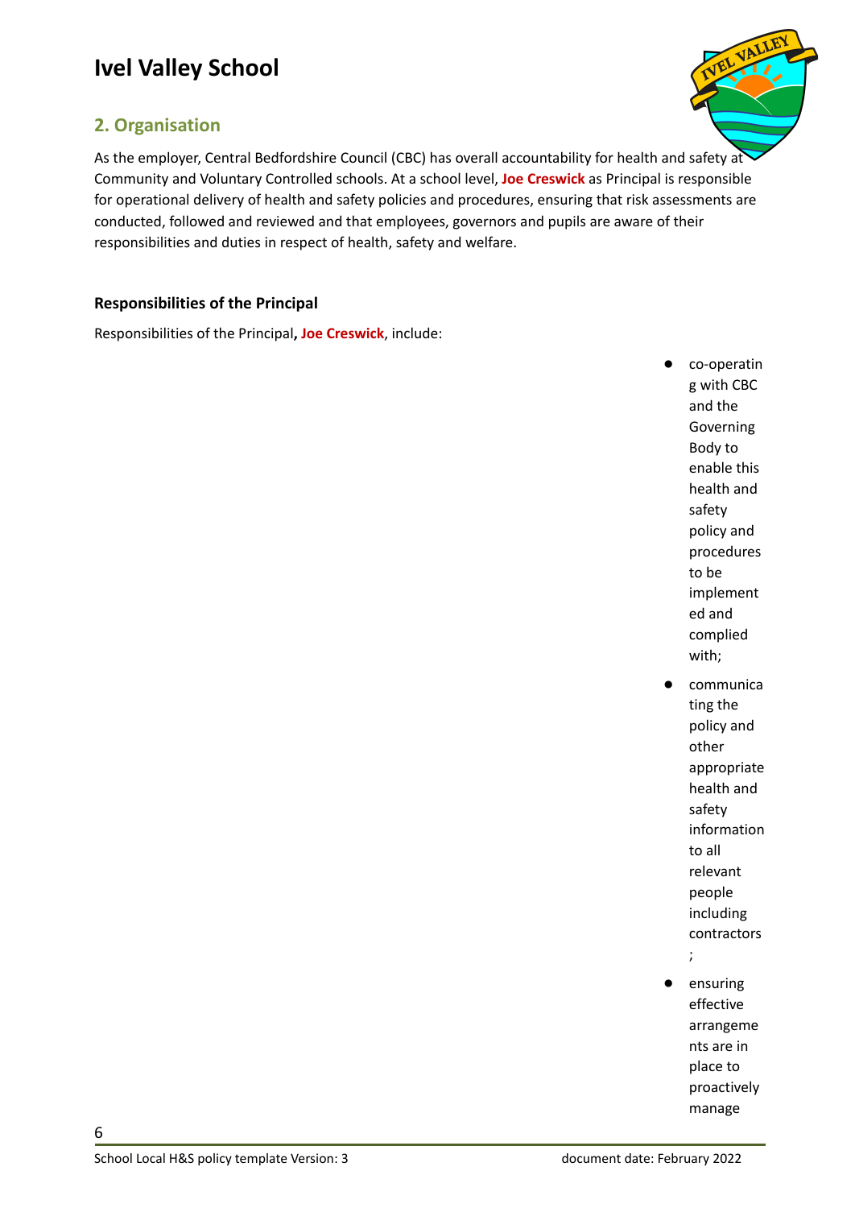# Ivel Valley School

## 2. Organisation

As the employer, Central Bedfordshire Council (CBC) has overall accountability for health and safety at Community and Voluntary Controlled schools. At a school level, **Joe Creswick** as Principal is responsible for operational delivery of health and safety policies and procedures, ensuring that risk assessments are conducted, followed and reviewed and that employees, governors and pupils are aware of their responsibilities and duties in respect of health, safety and welfare.

**Responsibilities of the Principal**

Responsibilities of the Principal**, Joe Creswick**, include:

- co-operating with CBC and the Governing Body to enable this health and safety policy and procedures to be implemented and complied with;
- communicating the policy and other appropriate health and safety information to all relevant people including contractors;
- ensuring effective arrangements are in place to proactively manage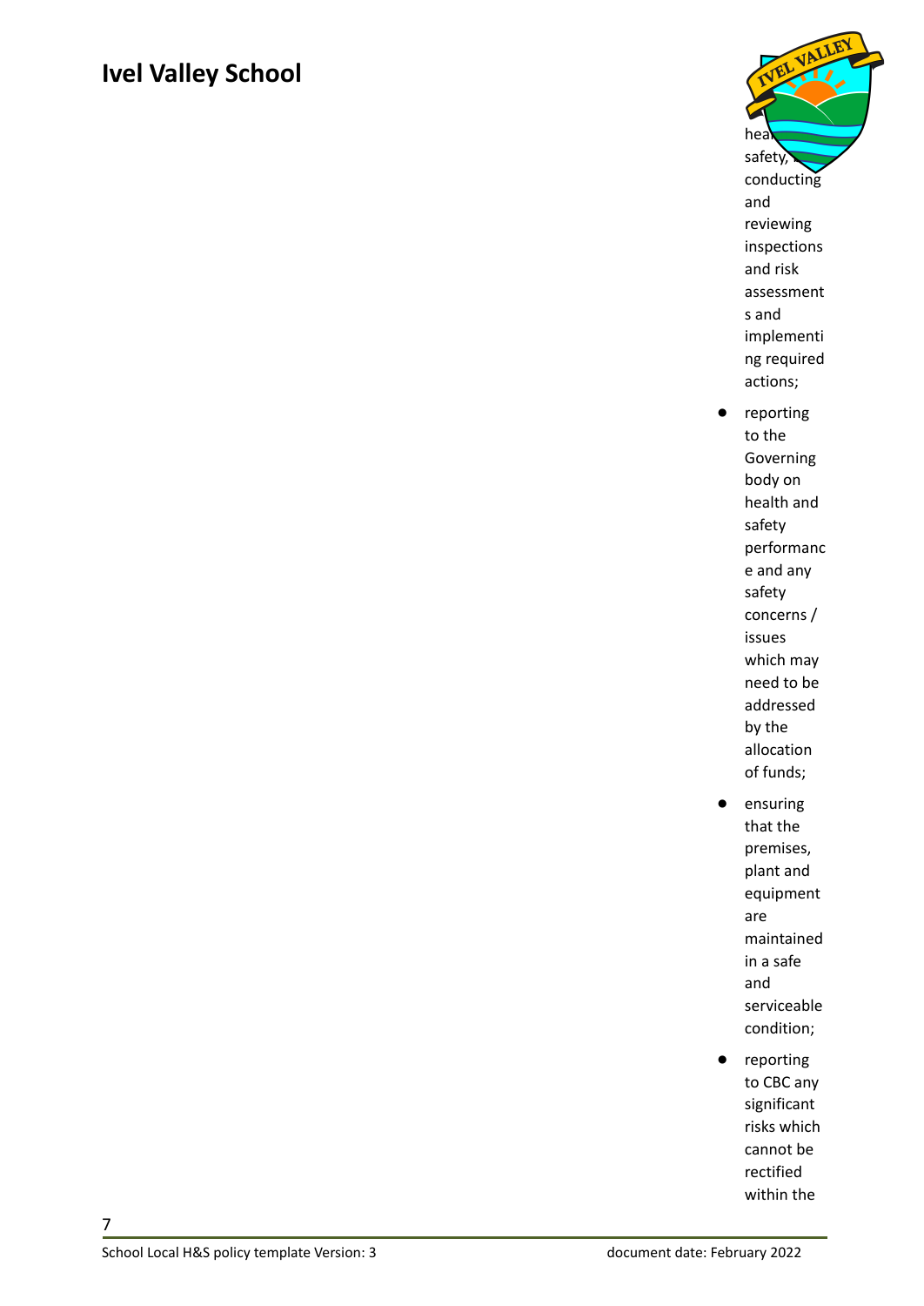health and safety, conducting and reviewing inspections and risk assessments and implementing required actions;

- reporting to the Governing body on health and safety performance and any safety concerns / issues which may need to be addressed by the allocation of funds;
- ensuring that the premises, plant and equipment are maintained in a safe and serviceable condition;
- reporting to CBC any significant risks which cannot be rectified within the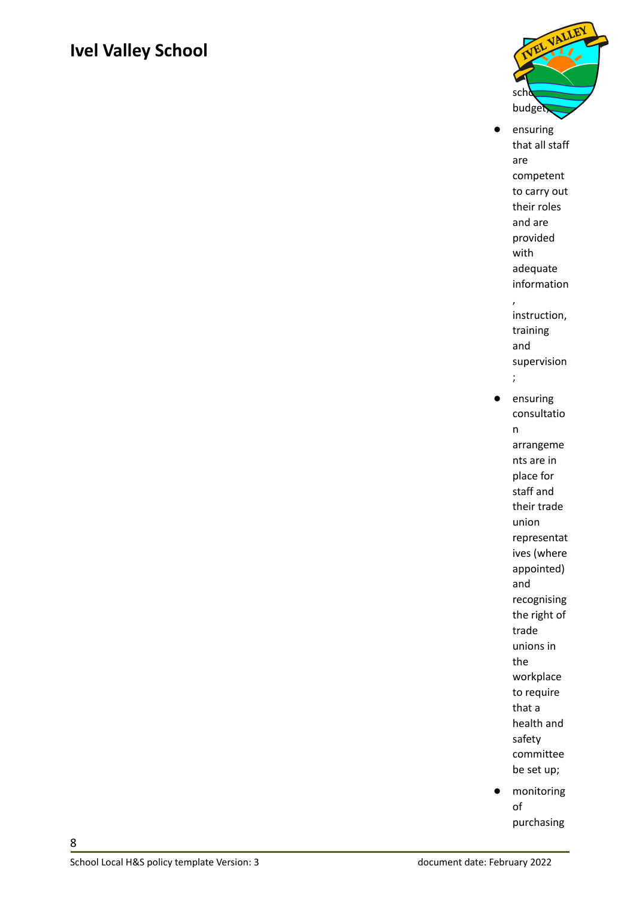school budget;

- ensuring that all staff are competent to carry out their roles and are provided with adequate information, instruction, training and supervision;
- ensuring consultation arrangements are in place for staff and their trade union representatives (where appointed) and recognising the right of trade unions in the workplace to require that a health and safety committee be set up;
- monitoring of purchasing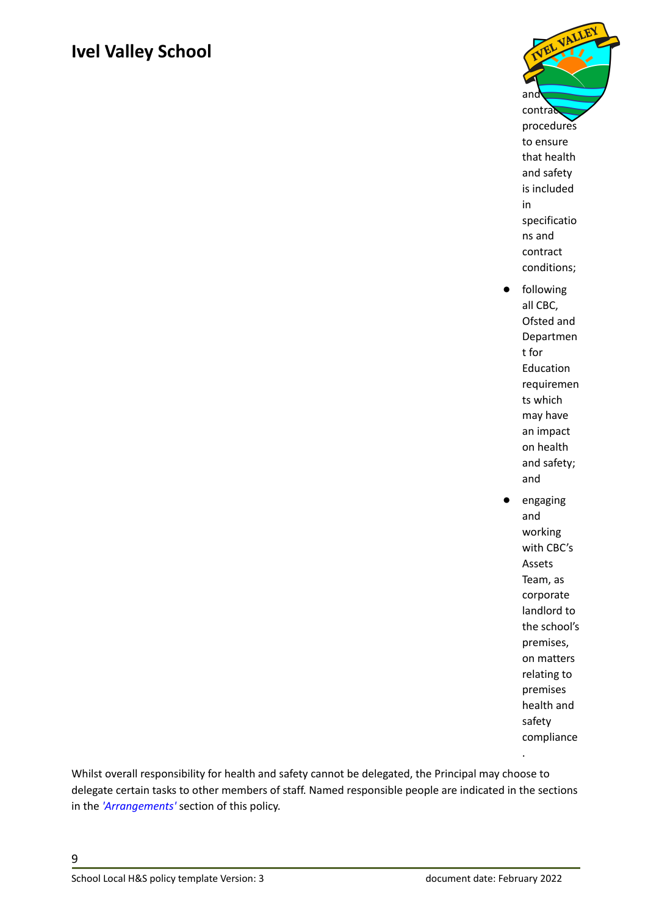and contract procedures to ensure that health and safety is included in specifications and contract conditions;

- following all CBC, Ofsted and Department for Education requirements which may have an impact on health and safety; and
- engaging and working with CBC's Assets Team, as corporate landlord to the school's premises, on matters relating to premises health and safety compliance.

Whilst overall responsibility for health and safety cannot be delegated, the Principal may choose to delegate certain tasks to other members of staff. Named responsible people are indicated in the sections in the *'Arrangements'* section of this policy.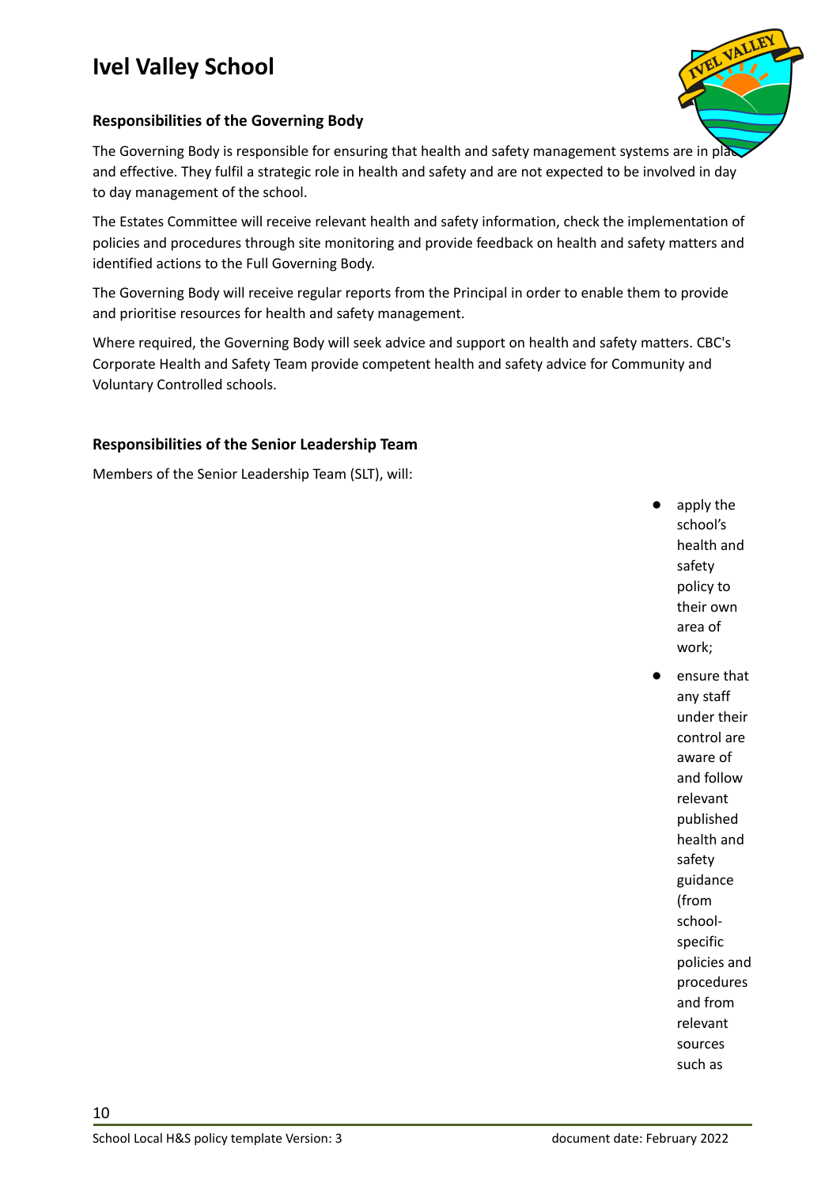# Ivel Valley School

### Responsibilities of the Governing Body

The Governing Body is responsible for ensuring that health and safety management systems are in place and effective. They fulfil a strategic role in health and safety and are not expected to be involved in day to day management of the school.

The Estates Committee will receive relevant health and safety information, check the implementation of policies and procedures through site monitoring and provide feedback on health and safety matters and identified actions to the Full Governing Body.

The Governing Body will receive regular reports from the Principal in order to enable them to provide and prioritise resources for health and safety management.

Where required, the Governing Body will seek advice and support on health and safety matters. CBC's Corporate Health and Safety Team provide competent health and safety advice for Community and Voluntary Controlled schools.

### Responsibilities of the Senior Leadership Team

Members of the Senior Leadership Team (SLT), will:

- apply the school's health and safety policy to their own area of work;
- ensure that any staff under their control are aware of and follow relevant published health and safety guidance (from school-specific policies and procedures and from relevant sources such as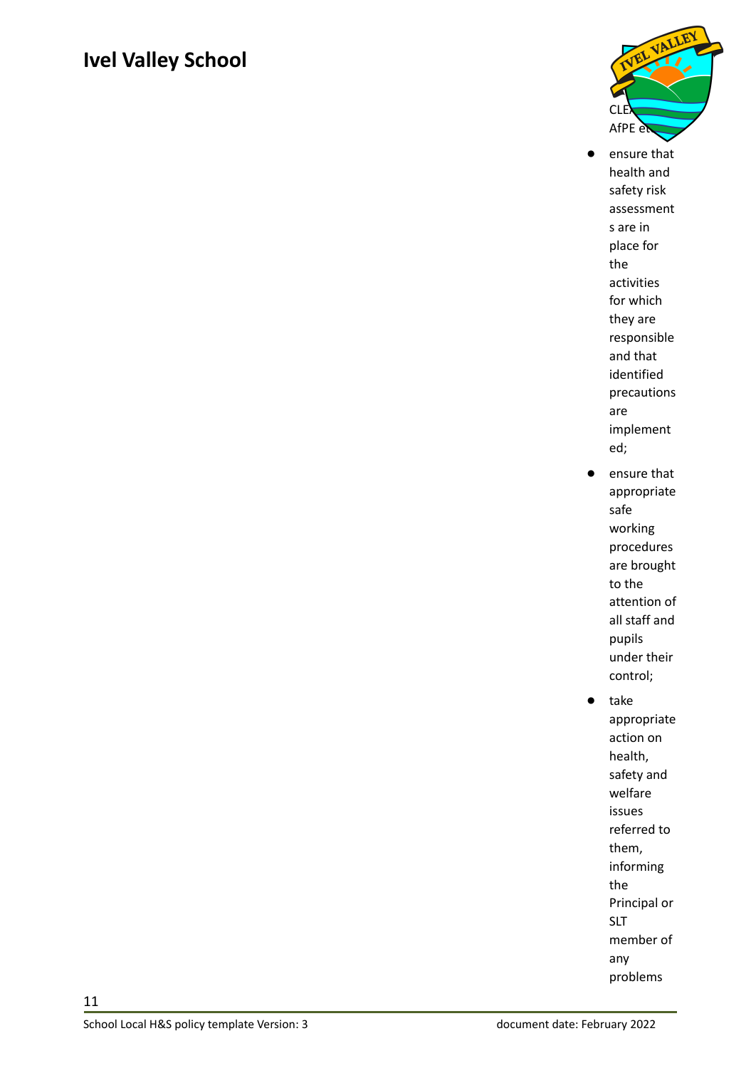CLEAPSS, AfPE etc.

- ensure that health and safety risk assessments are in place for the activities for which they are responsible and that identified precautions are implemented;
- ensure that appropriate safe working procedures are brought to the attention of all staff and pupils under their control;
- take appropriate action on health, safety and welfare issues referred to them, informing the Principal or SLT member of any problems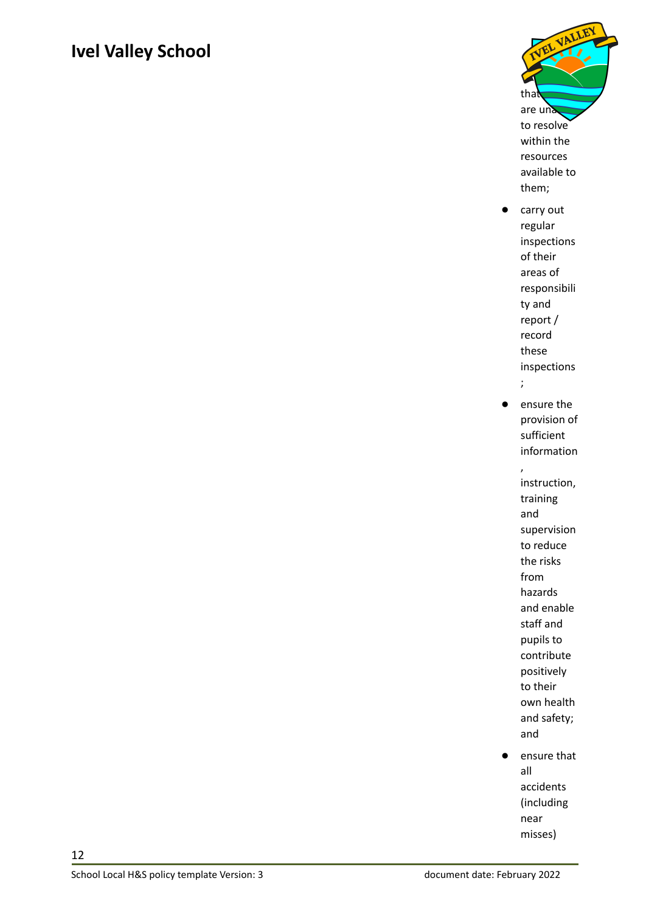# Ivel Valley School

that are unable to resolve within the resources available to them;

- carry out regular inspections of their areas of responsibility and report / record these inspections;
- ensure the provision of sufficient information, instruction, training and supervision to reduce the risks from hazards and enable staff and pupils to contribute positively to their own health and safety; and
- ensure that all accidents (including near misses)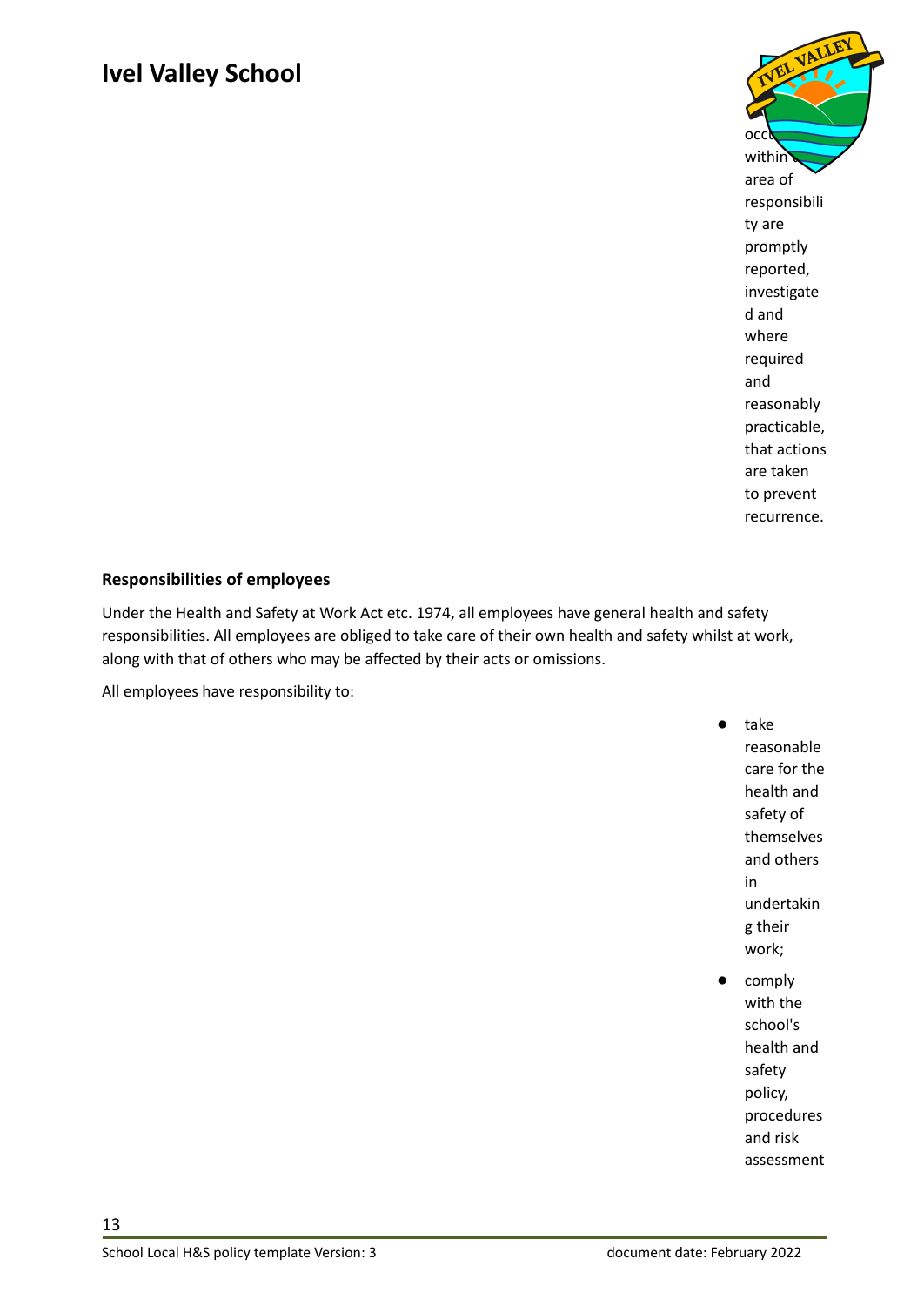occurring within their area of responsibility are promptly reported, investigated and where required and reasonably practicable, that actions are taken to prevent recurrence.

**Responsibilities of employees**

Under the Health and Safety at Work Act etc. 1974, all employees have general health and safety responsibilities. All employees are obliged to take care of their own health and safety whilst at work, along with that of others who may be affected by their acts or omissions.

All employees have responsibility to:

- take reasonable care for the health and safety of themselves and others in undertaking their work;
- comply with the school's health and safety policy, procedures and risk assessment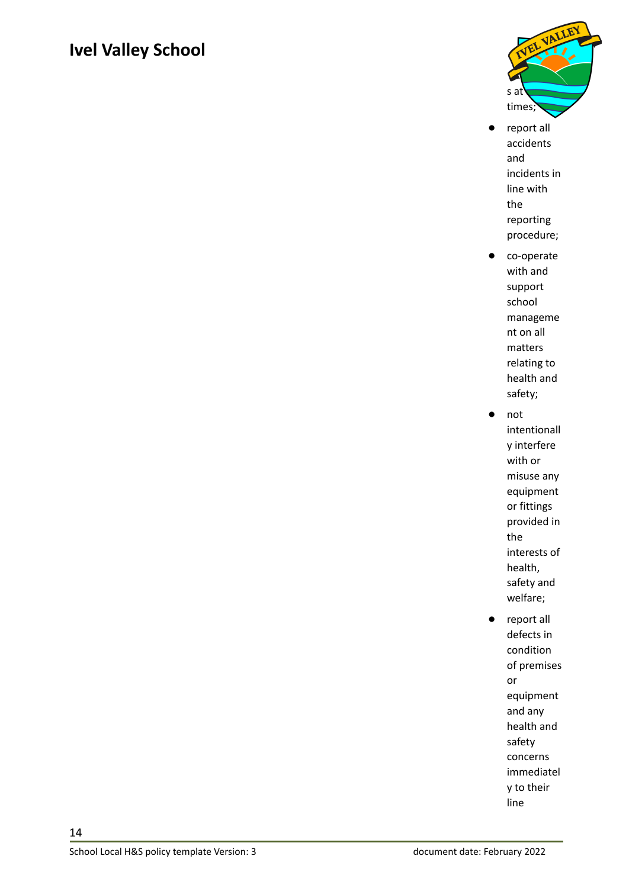s at times;

- report all accidents and incidents in line with the reporting procedure;
- co-operate with and support school management on all matters relating to health and safety;
- not intentionally interfere with or misuse any equipment or fittings provided in the interests of health, safety and welfare;
- report all defects in condition of premises or equipment and any health and safety concerns immediately to their line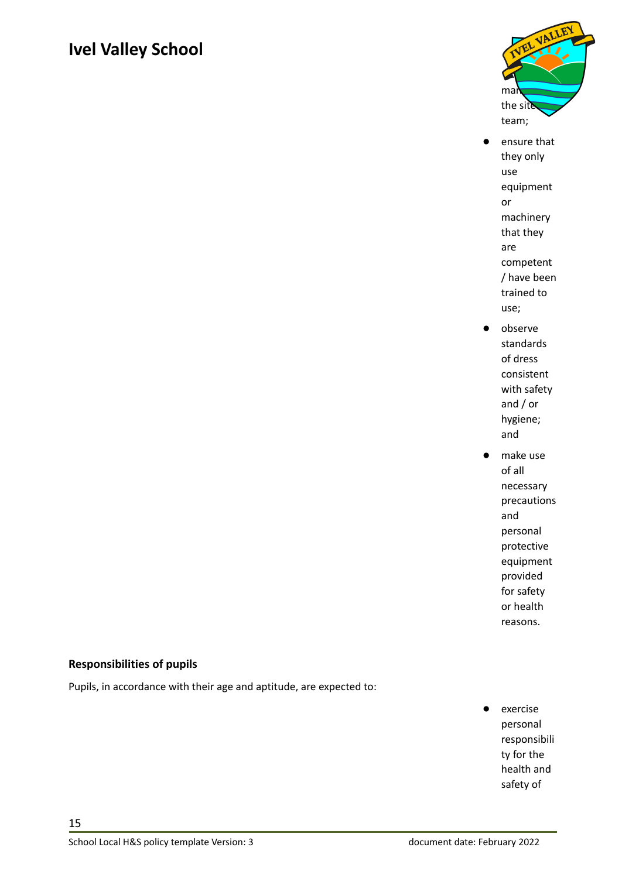manage the site team;

- ensure that they only use equipment or machinery that they are competent / have been trained to use;
- observe standards of dress consistent with safety and / or hygiene; and
- make use of all necessary precautions and personal protective equipment provided for safety or health reasons.

**Responsibilities of pupils**

Pupils, in accordance with their age and aptitude, are expected to:

- exercise personal responsibility for the health and safety of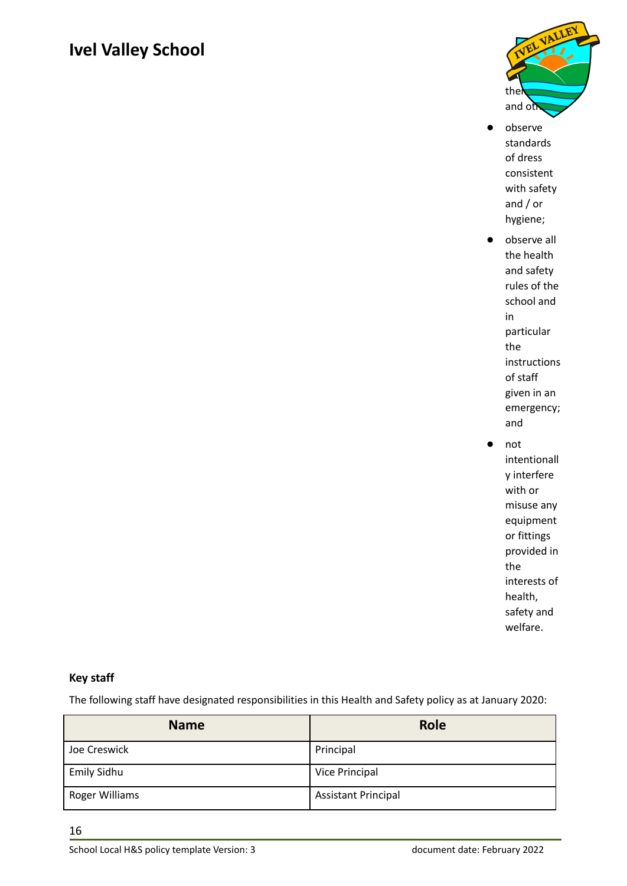# Ivel Valley School

ther
and oth

- observe standards of dress consistent with safety and / or hygiene;
- observe all the health and safety rules of the school and in particular the instructions of staff given in an emergency; and
- not intentionally interfere with or misuse any equipment or fittings provided in the interests of health, safety and welfare.

**Key staff**

The following staff have designated responsibilities in this Health and Safety policy as at January 2020:

| Name | Role |
|---|---|
| Joe Creswick | Principal |
| Emily Sidhu | Vice Principal |
| Roger Williams | Assistant Principal |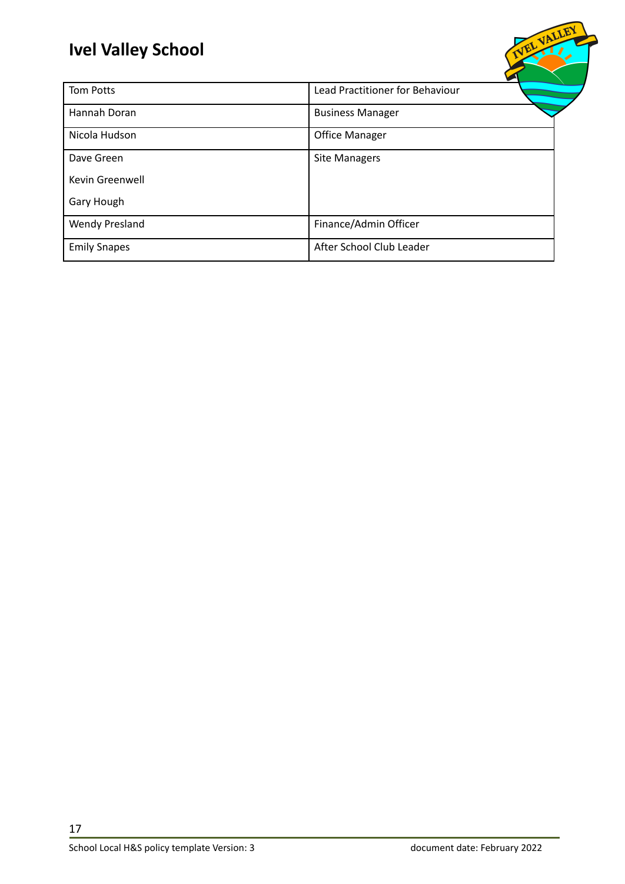| Tom Potts | Lead Practitioner for Behaviour |
|---|---|
| Hannah Doran | Business Manager |
| Nicola Hudson | Office Manager |
| Dave Green<br>Kevin Greenwell<br>Gary Hough | Site Managers |
| Wendy Presland | Finance/Admin Officer |
| Emily Snapes | After School Club Leader |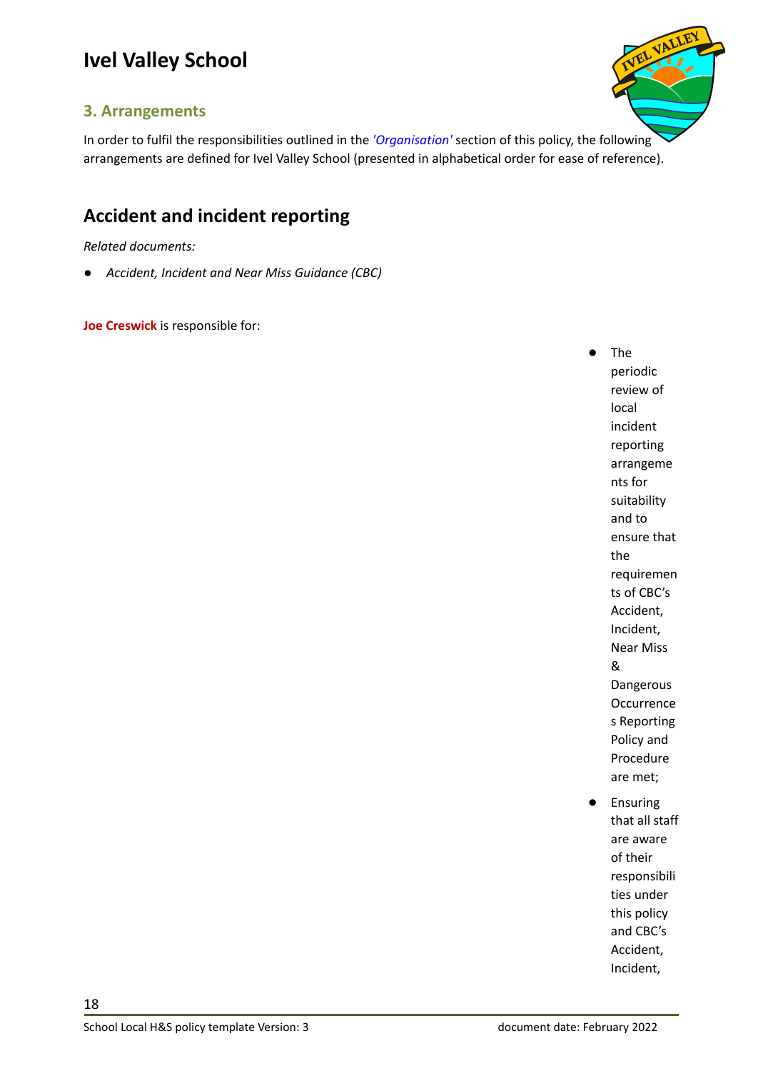# Ivel Valley School

## 3. Arrangements

In order to fulfil the responsibilities outlined in the *'Organisation'* section of this policy, the following arrangements are defined for Ivel Valley School (presented in alphabetical order for ease of reference).

## Accident and incident reporting

*Related documents:*

- *Accident, Incident and Near Miss Guidance (CBC)*

**Joe Creswick** is responsible for:

- The periodic review of local incident reporting arrangements for suitability and to ensure that the requirements of CBC's Accident, Incident, Near Miss & Dangerous Occurrences Reporting Policy and Procedure are met;
- Ensuring that all staff are aware of their responsibilities under this policy and CBC's Accident, Incident,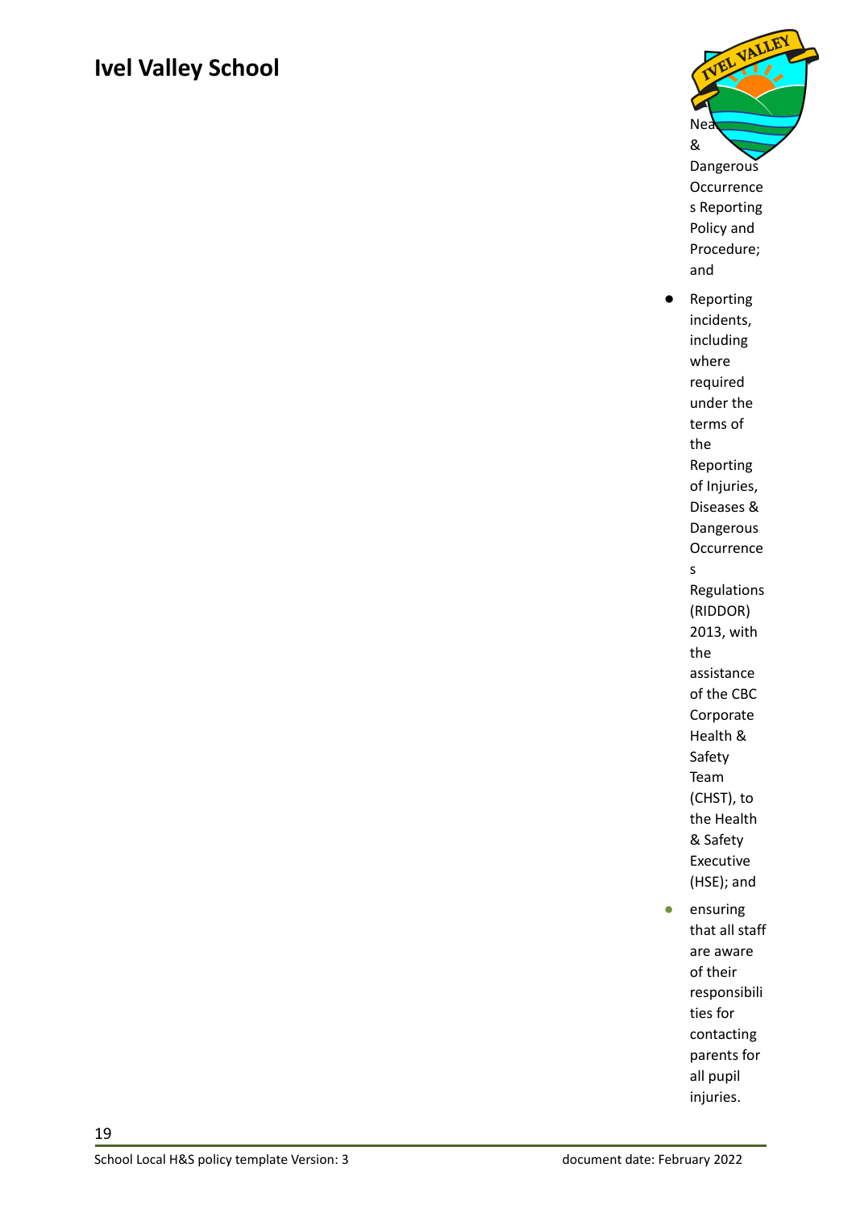Near Miss & Dangerous Occurrences Reporting Policy and Procedure; and

- Reporting incidents, including where required under the terms of the Reporting of Injuries, Diseases & Dangerous Occurrences Regulations (RIDDOR) 2013, with the assistance of the CBC Corporate Health & Safety Team (CHST), to the Health & Safety Executive (HSE); and
- ensuring that all staff are aware of their responsibilities for contacting parents for all pupil injuries.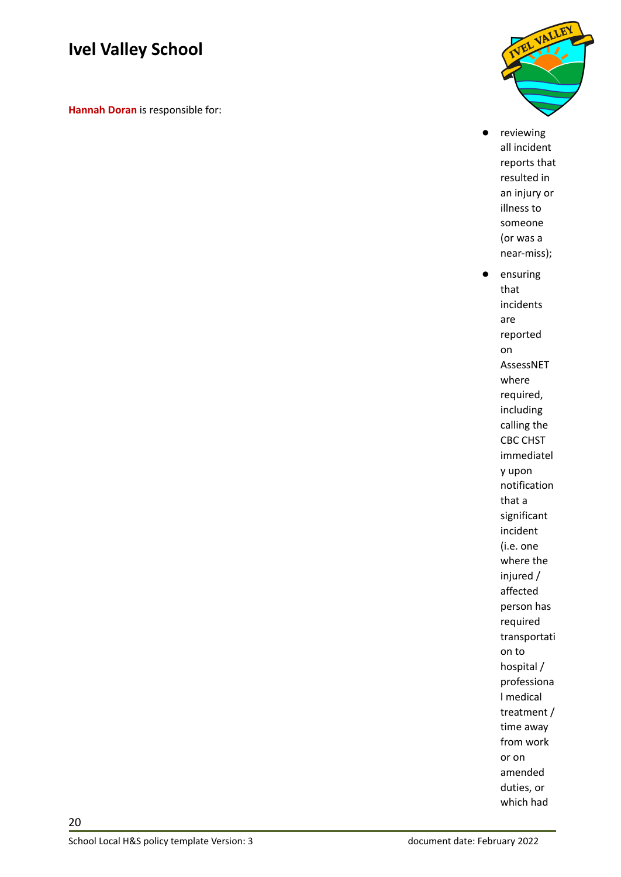# Ivel Valley School

**Hannah Doran** is responsible for:

- reviewing all incident reports that resulted in an injury or illness to someone (or was a near-miss);
- ensuring that incidents are reported on AssessNET where required, including calling the CBC CHST immediately upon notification that a significant incident (i.e. one where the injured / affected person has required transportation to hospital / professional medical treatment / time away from work or on amended duties, or which had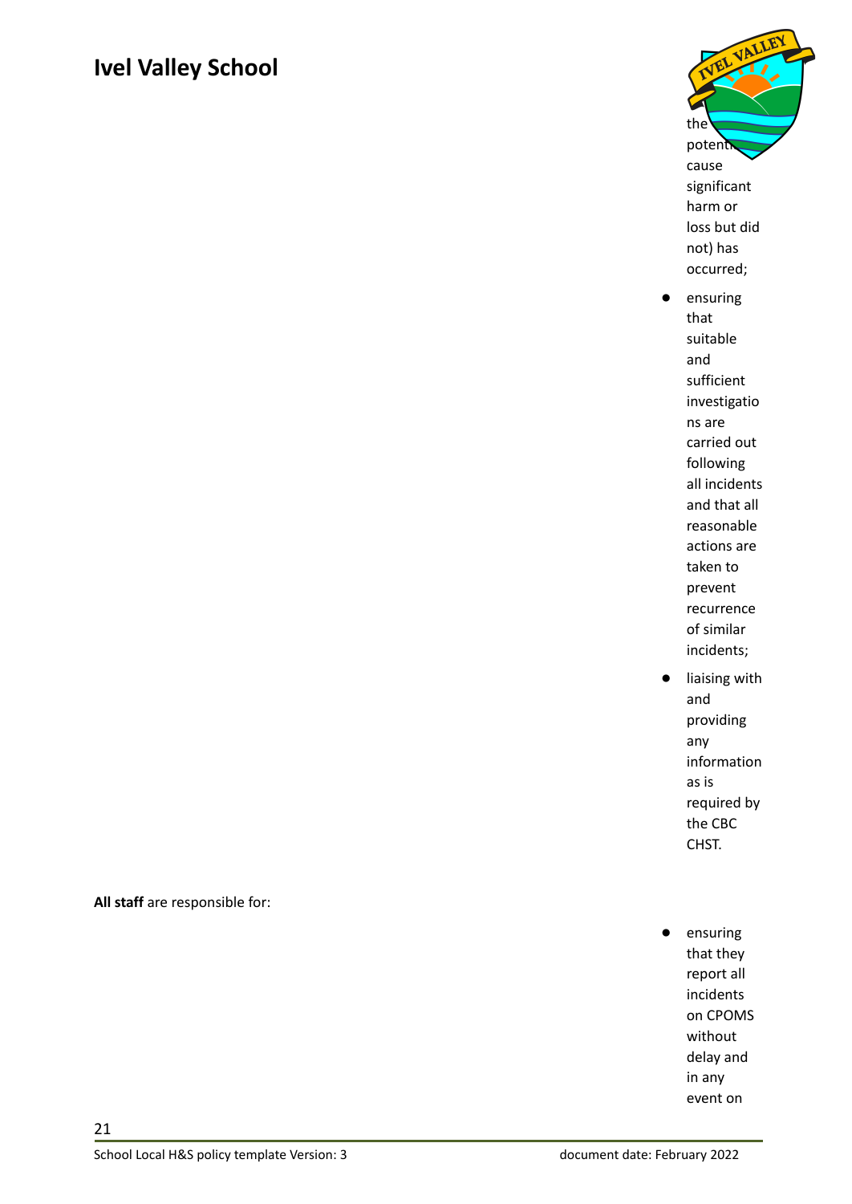the potential to cause significant harm or loss but did not) has occurred;

- ensuring that suitable and sufficient investigations are carried out following all incidents and that all reasonable actions are taken to prevent recurrence of similar incidents;
- liaising with and providing any information as is required by the CBC CHST.

**All staff** are responsible for:

- ensuring that they report all incidents on CPOMS without delay and in any event on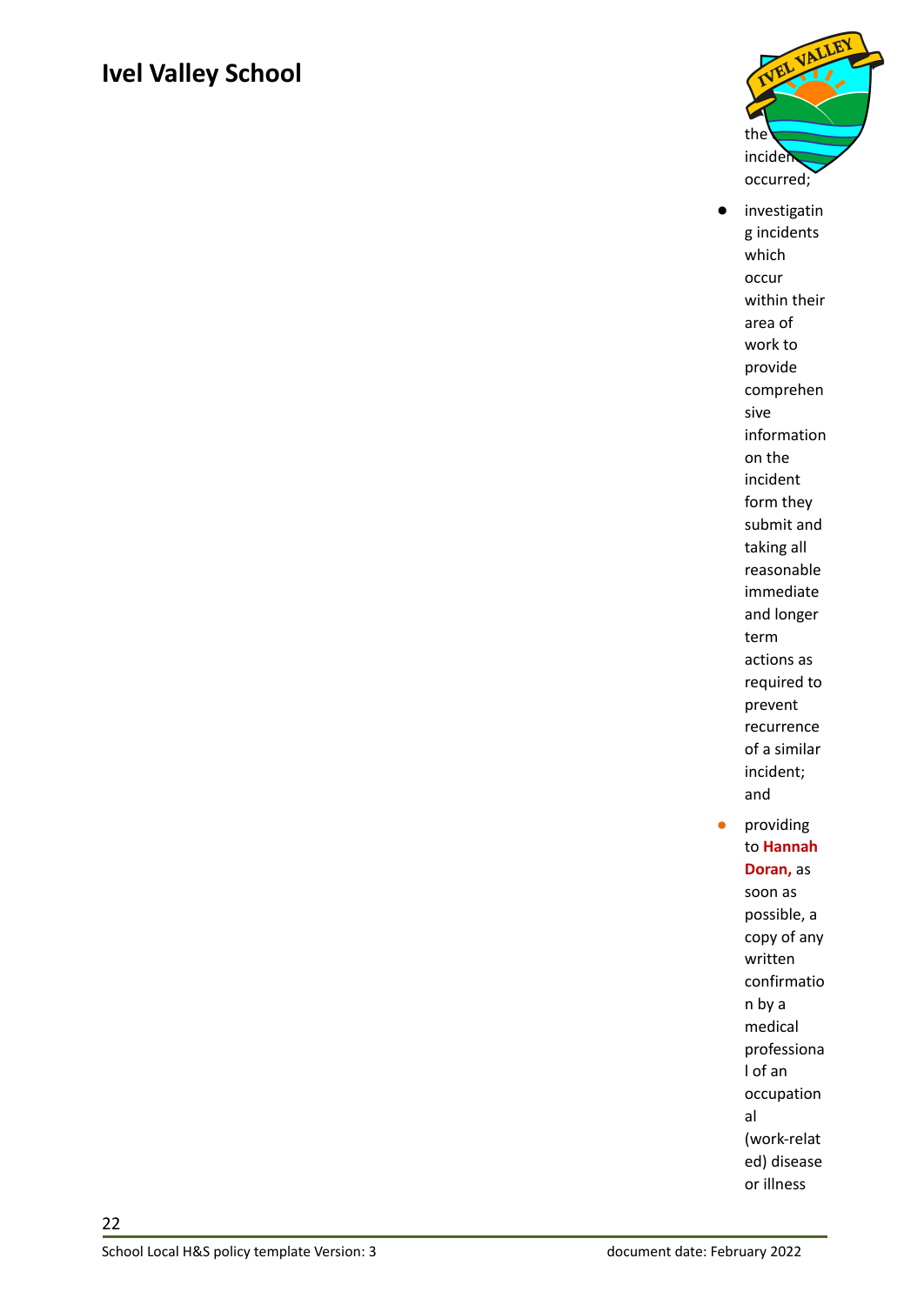the incident occurred;

- investigating incidents which occur within their area of work to provide comprehensive information on the incident form they submit and taking all reasonable immediate and longer term actions as required to prevent recurrence of a similar incident; and
- providing to **Hannah Doran,** as soon as possible, a copy of any written confirmation by a medical professional of an occupational (work-related) disease or illness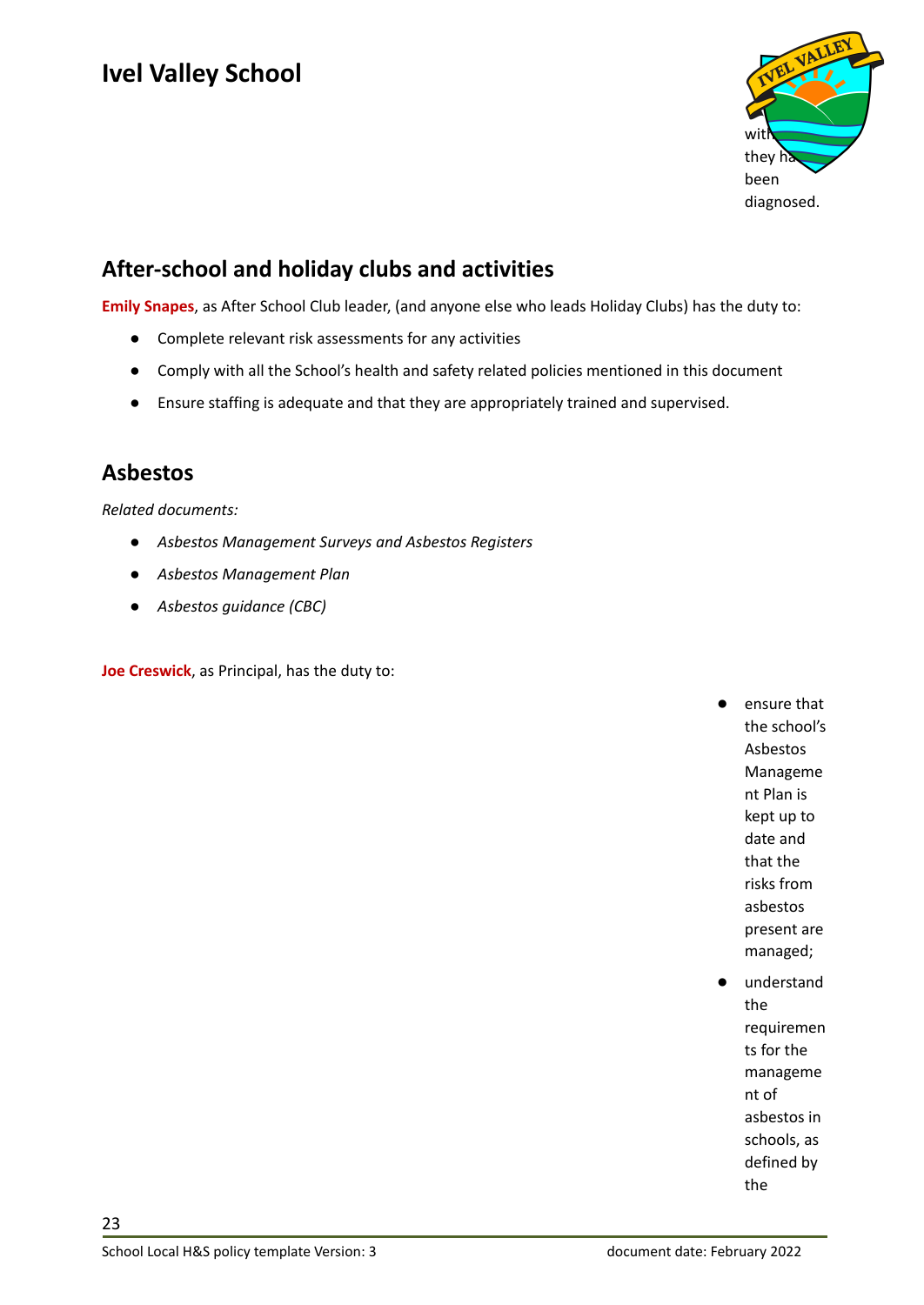with they have been diagnosed.

## After-school and holiday clubs and activities

**Emily Snapes**, as After School Club leader, (and anyone else who leads Holiday Clubs) has the duty to:

- Complete relevant risk assessments for any activities
- Comply with all the School's health and safety related policies mentioned in this document
- Ensure staffing is adequate and that they are appropriately trained and supervised.

## Asbestos

*Related documents:*

- *Asbestos Management Surveys and Asbestos Registers*
- *Asbestos Management Plan*
- *Asbestos guidance (CBC)*

**Joe Creswick**, as Principal, has the duty to:

- ensure that the school's Asbestos Management Plan is kept up to date and that the risks from asbestos present are managed;
- understand the requirements for the management of asbestos in schools, as defined by the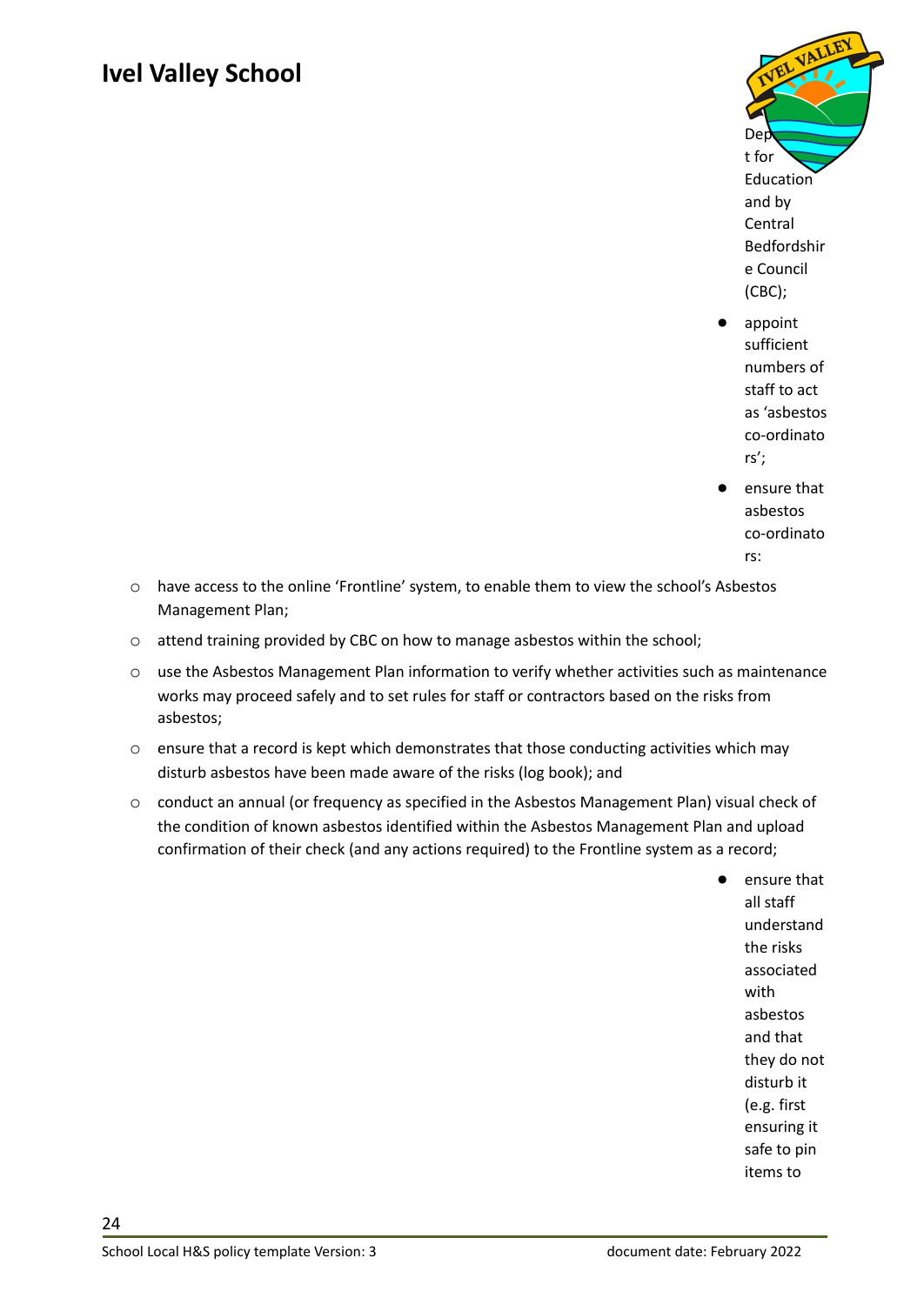Department for Education and by Central Bedfordshire Council (CBC);

- appoint sufficient numbers of staff to act as 'asbestos co-ordinators';
- ensure that asbestos co-ordinators:
  - have access to the online 'Frontline' system, to enable them to view the school's Asbestos Management Plan;
  - attend training provided by CBC on how to manage asbestos within the school;
  - use the Asbestos Management Plan information to verify whether activities such as maintenance works may proceed safely and to set rules for staff or contractors based on the risks from asbestos;
  - ensure that a record is kept which demonstrates that those conducting activities which may disturb asbestos have been made aware of the risks (log book); and
  - conduct an annual (or frequency as specified in the Asbestos Management Plan) visual check of the condition of known asbestos identified within the Asbestos Management Plan and upload confirmation of their check (and any actions required) to the Frontline system as a record;
- ensure that all staff understand the risks associated with asbestos and that they do not disturb it (e.g. first ensuring it safe to pin items to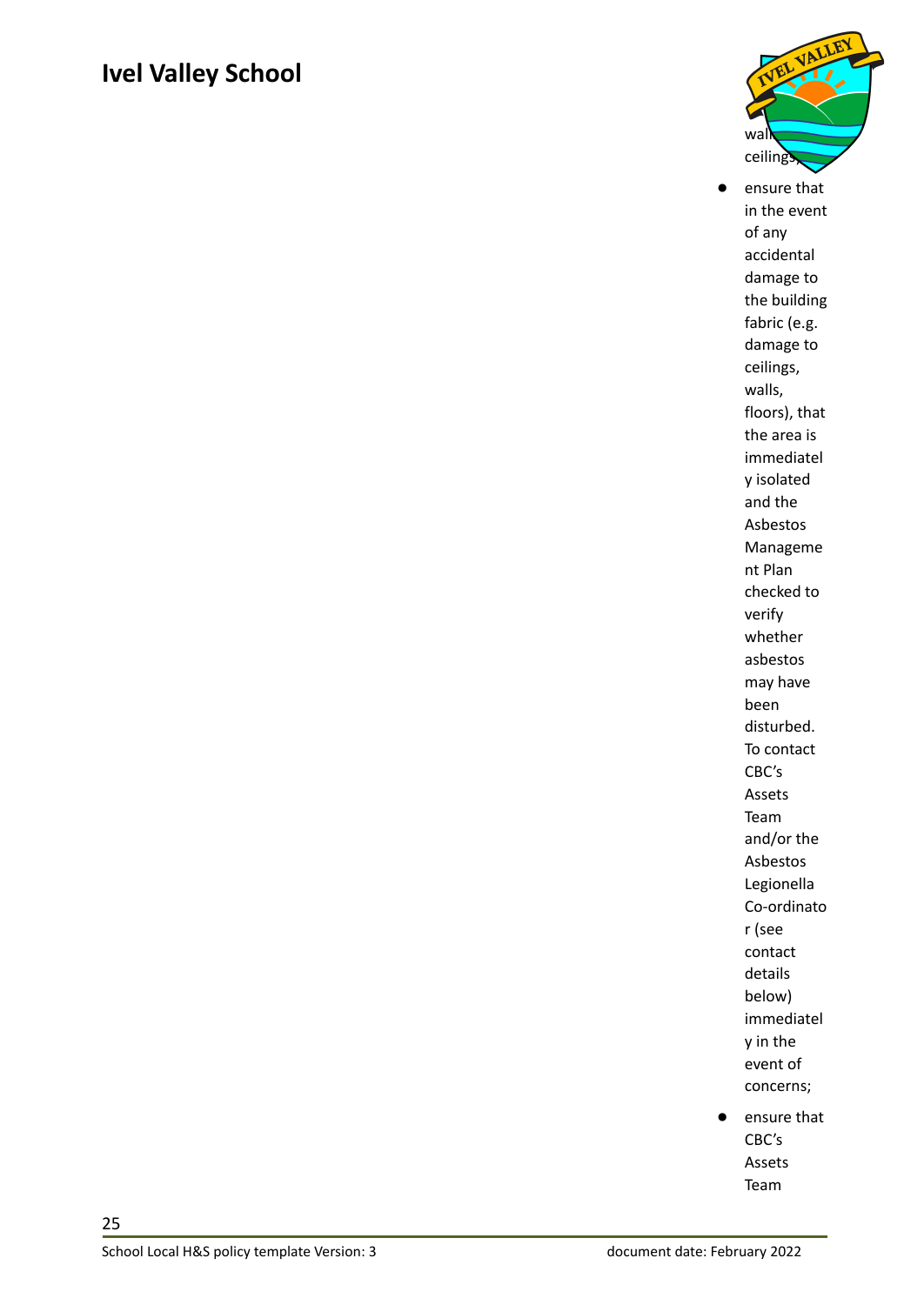walls, ceilings;

- ensure that in the event of any accidental damage to the building fabric (e.g. damage to ceilings, walls, floors), that the area is immediately isolated and the Asbestos Management Plan checked to verify whether asbestos may have been disturbed. To contact CBC's Assets Team and/or the Asbestos Legionella Co-ordinator (see contact details below) immediately in the event of concerns;
- ensure that CBC's Assets Team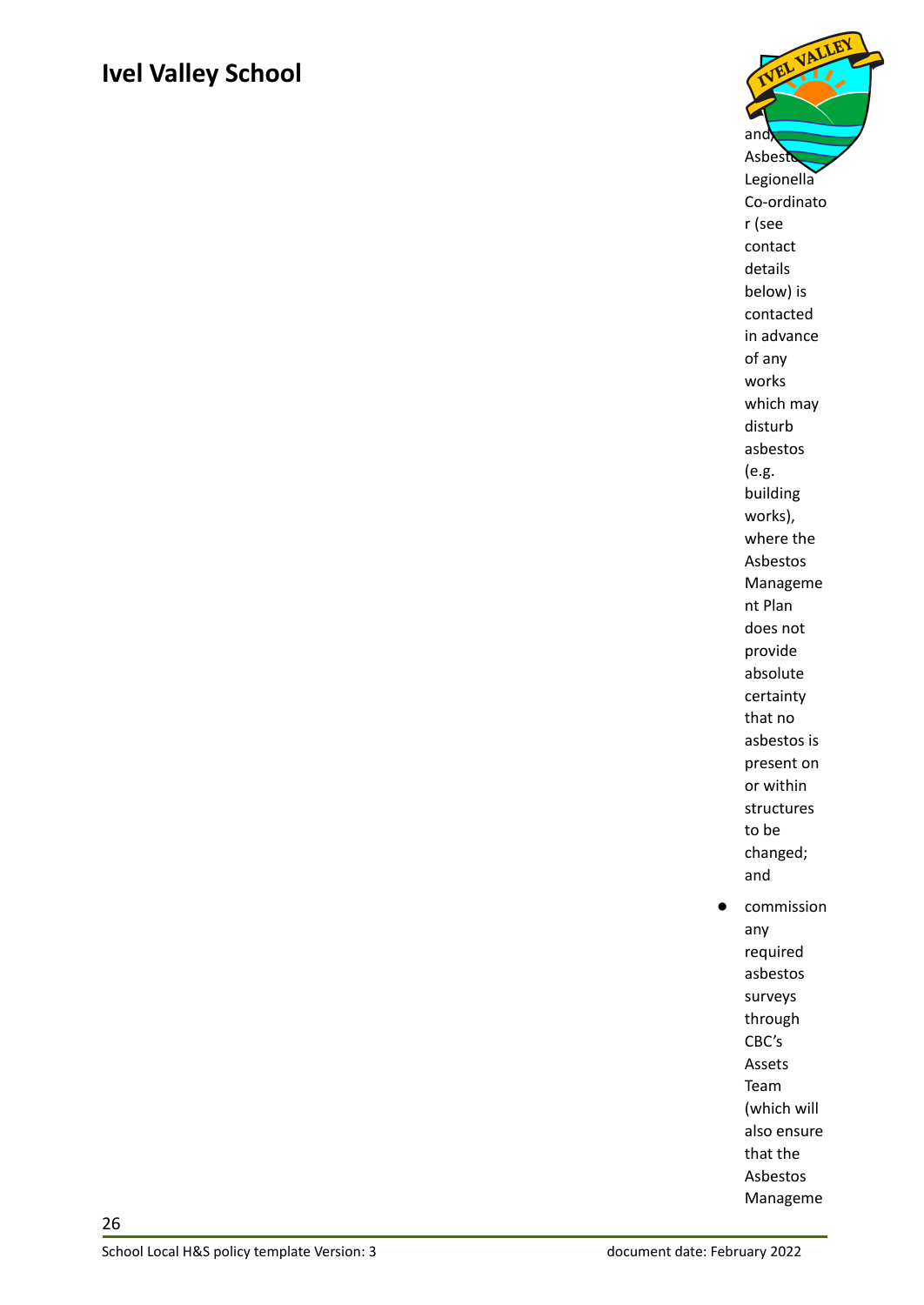and Asbestos/ Legionella Co-ordinator (see contact details below) is contacted in advance of any works which may disturb asbestos (e.g. building works), where the Asbestos Management Plan does not provide absolute certainty that no asbestos is present on or within structures to be changed; and

- commission any required asbestos surveys through CBC's Assets Team (which will also ensure that the Asbestos Manageme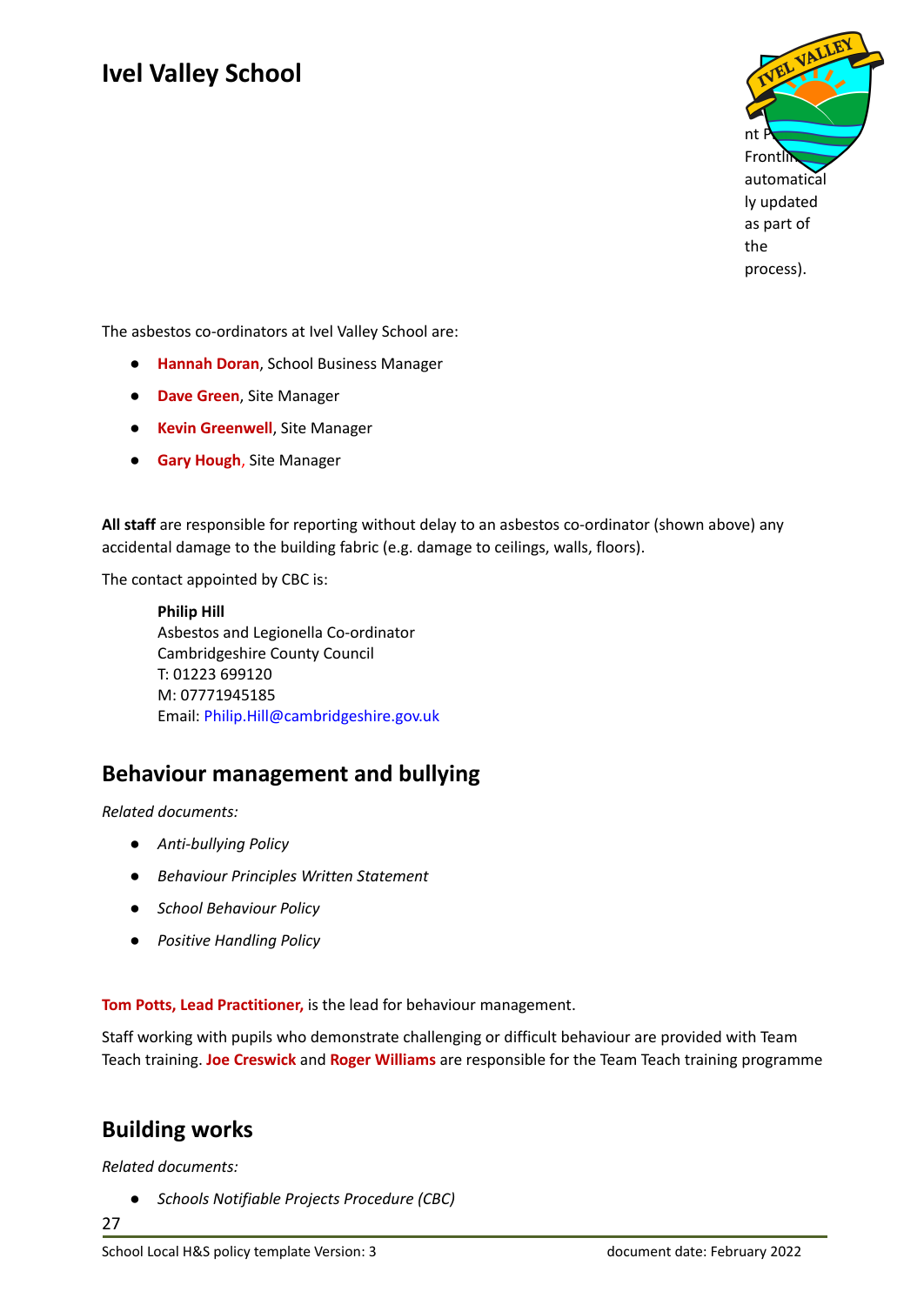nt P... Frontli... automatically updated as part of the process).

The asbestos co-ordinators at Ivel Valley School are:

- **Hannah Doran**, School Business Manager
- **Dave Green**, Site Manager
- **Kevin Greenwell**, Site Manager
- **Gary Hough**, Site Manager

**All staff** are responsible for reporting without delay to an asbestos co-ordinator (shown above) any accidental damage to the building fabric (e.g. damage to ceilings, walls, floors).

The contact appointed by CBC is:

> **Philip Hill**
> Asbestos and Legionella Co-ordinator
> Cambridgeshire County Council
> T: 01223 699120
> M: 07771945185
> Email: Philip.Hill@cambridgeshire.gov.uk

## Behaviour management and bullying

*Related documents:*

- *Anti-bullying Policy*
- *Behaviour Principles Written Statement*
- *School Behaviour Policy*
- *Positive Handling Policy*

**Tom Potts, Lead Practitioner,** is the lead for behaviour management.

Staff working with pupils who demonstrate challenging or difficult behaviour are provided with Team Teach training. **Joe Creswick** and **Roger Williams** are responsible for the Team Teach training programme

## Building works

*Related documents:*

- *Schools Notifiable Projects Procedure (CBC)*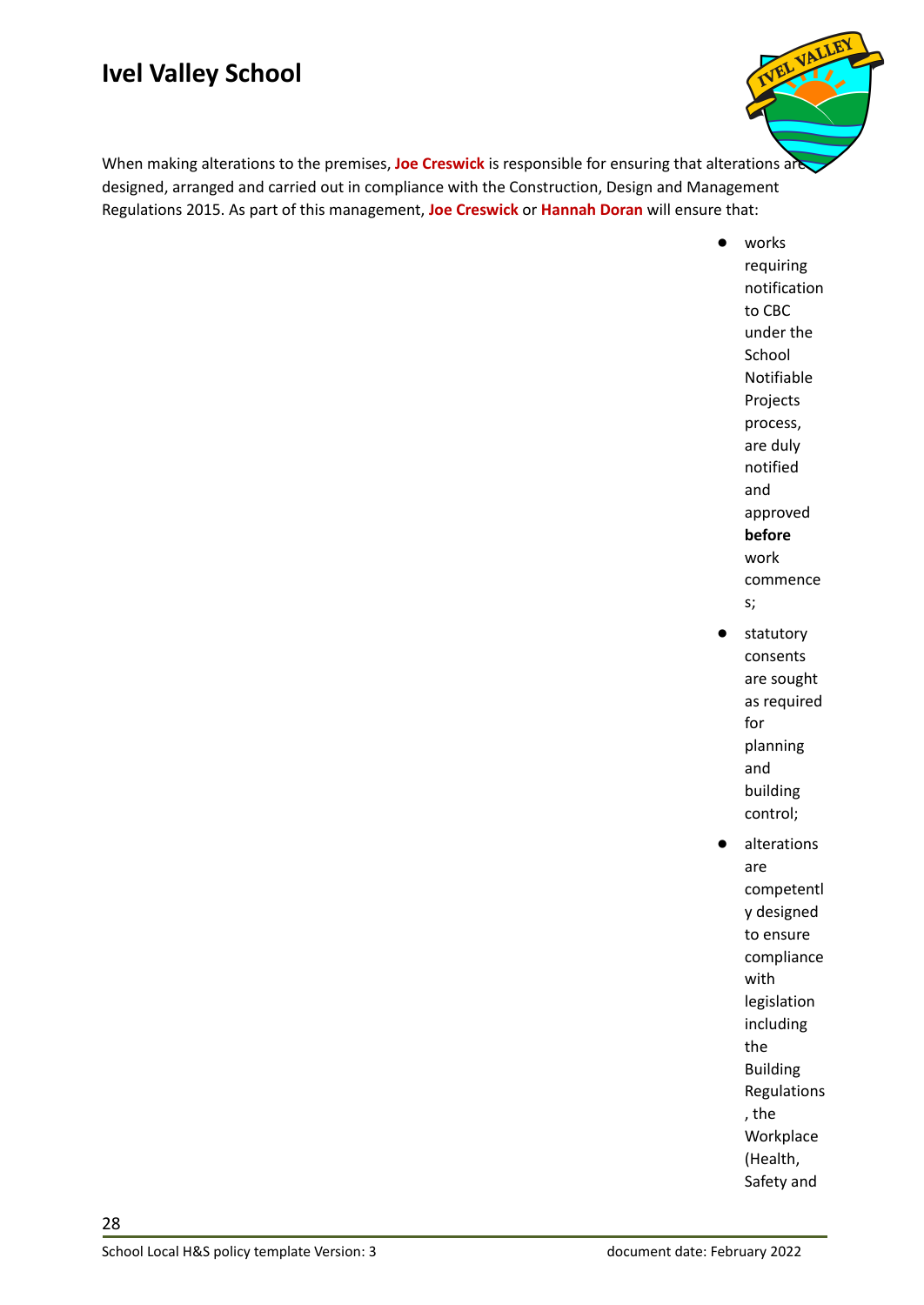# Ivel Valley School

When making alterations to the premises, **Joe Creswick** is responsible for ensuring that alterations are designed, arranged and carried out in compliance with the Construction, Design and Management Regulations 2015. As part of this management, **Joe Creswick** or **Hannah Doran** will ensure that:

- works requiring notification to CBC under the School Notifiable Projects process, are duly notified and approved **before** work commences;
- statutory consents are sought as required for planning and building control;
- alterations are competently designed to ensure compliance with legislation including the Building Regulations, the Workplace (Health, Safety and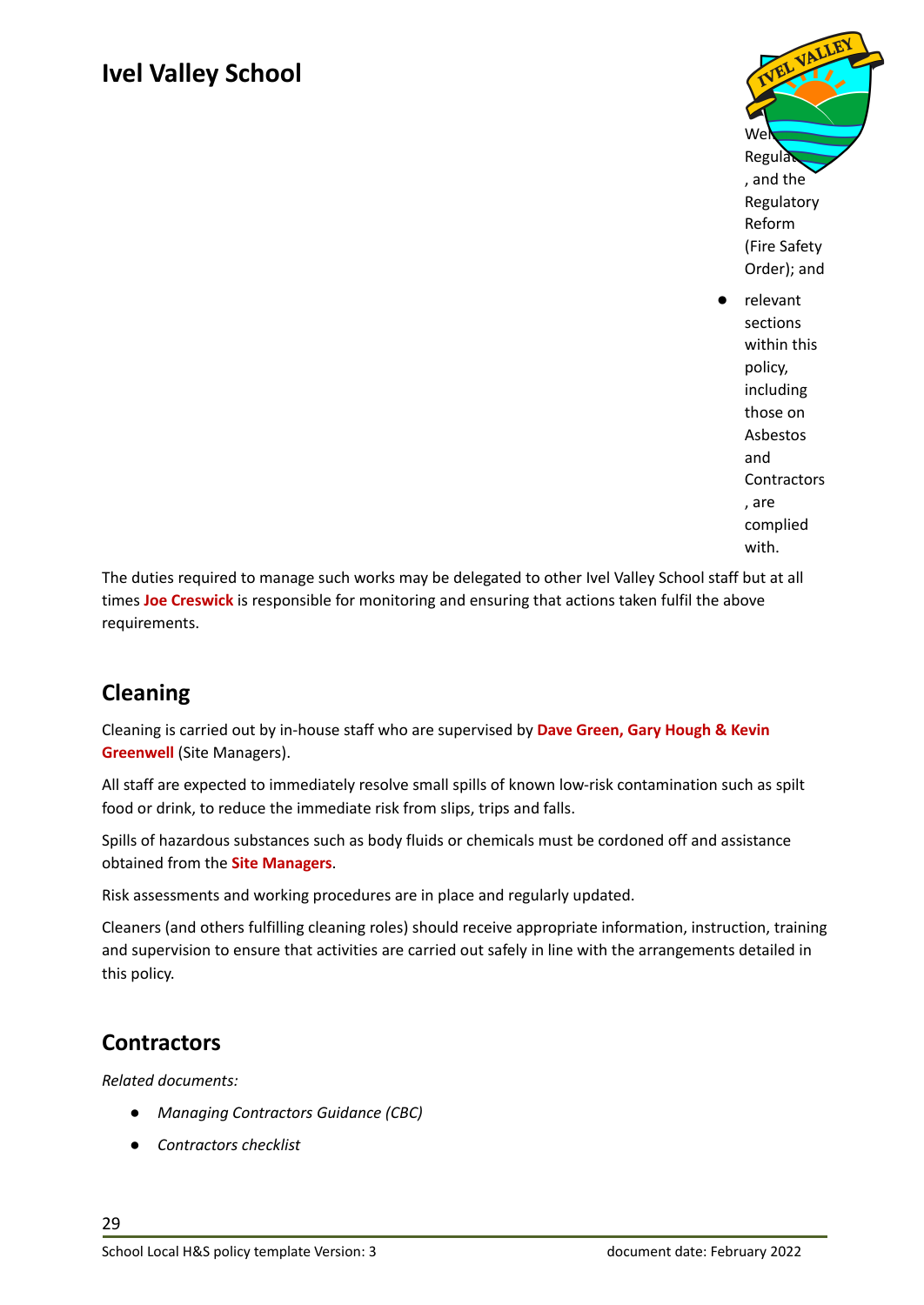Wel... Regula... , and the Regulatory Reform (Fire Safety Order); and

- relevant sections within this policy, including those on Asbestos and Contractors, are complied with.

The duties required to manage such works may be delegated to other Ivel Valley School staff but at all times **Joe Creswick** is responsible for monitoring and ensuring that actions taken fulfil the above requirements.

## Cleaning

Cleaning is carried out by in-house staff who are supervised by **Dave Green, Gary Hough & Kevin Greenwell** (Site Managers).

All staff are expected to immediately resolve small spills of known low-risk contamination such as spilt food or drink, to reduce the immediate risk from slips, trips and falls.

Spills of hazardous substances such as body fluids or chemicals must be cordoned off and assistance obtained from the **Site Managers**.

Risk assessments and working procedures are in place and regularly updated.

Cleaners (and others fulfilling cleaning roles) should receive appropriate information, instruction, training and supervision to ensure that activities are carried out safely in line with the arrangements detailed in this policy.

## Contractors

*Related documents:*

- *Managing Contractors Guidance (CBC)*
- *Contractors checklist*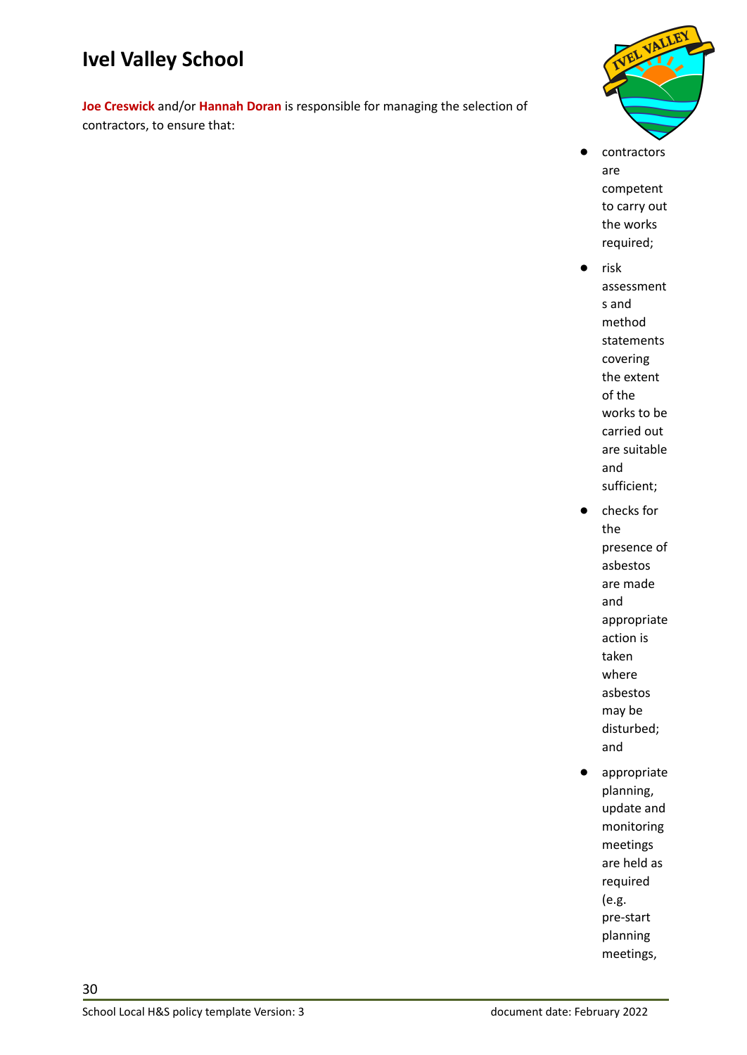# Ivel Valley School

**Joe Creswick** and/or **Hannah Doran** is responsible for managing the selection of contractors, to ensure that:

- contractors are competent to carry out the works required;
- risk assessments and method statements covering the extent of the works to be carried out are suitable and sufficient;
- checks for the presence of asbestos are made and appropriate action is taken where asbestos may be disturbed; and
- appropriate planning, update and monitoring meetings are held as required (e.g. pre-start planning meetings,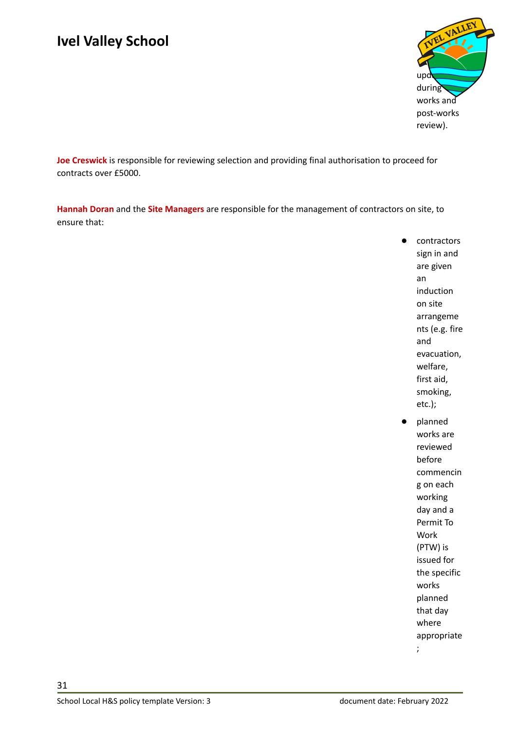updated during works and post-works review).

**Joe Creswick** is responsible for reviewing selection and providing final authorisation to proceed for contracts over £5000.

**Hannah Doran** and the **Site Managers** are responsible for the management of contractors on site, to ensure that:

- contractors sign in and are given an induction on site arrangements (e.g. fire and evacuation, welfare, first aid, smoking, etc.);
- planned works are reviewed before commencing on each working day and a Permit To Work (PTW) is issued for the specific works planned that day where appropriate;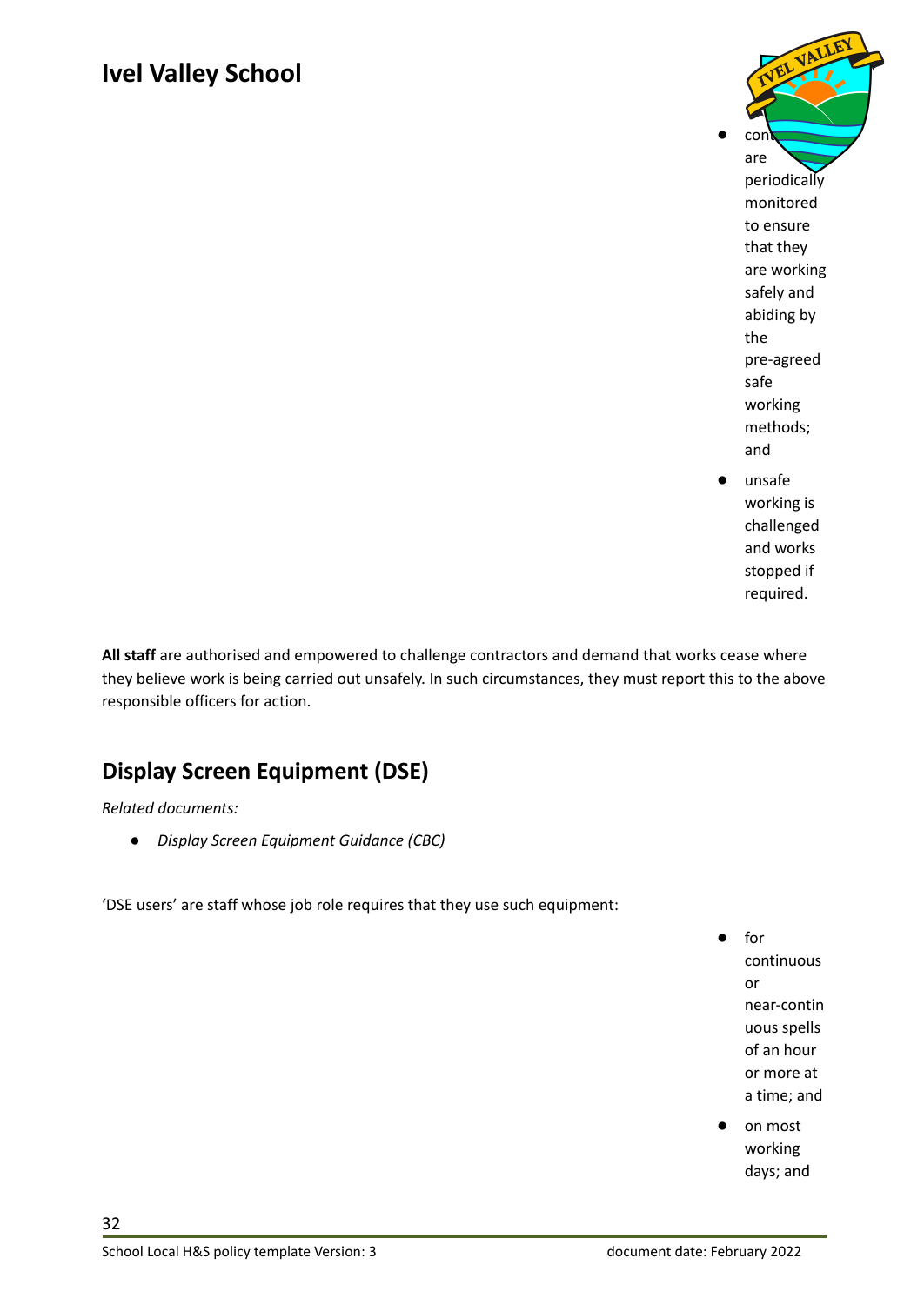- contractors are periodically monitored to ensure that they are working safely and abiding by the pre-agreed safe working methods; and
- unsafe working is challenged and works stopped if required.

**All staff** are authorised and empowered to challenge contractors and demand that works cease where they believe work is being carried out unsafely. In such circumstances, they must report this to the above responsible officers for action.

## Display Screen Equipment (DSE)

*Related documents:*

- *Display Screen Equipment Guidance (CBC)*

'DSE users' are staff whose job role requires that they use such equipment:

- for continuous or near-continuous spells of an hour or more at a time; and
- on most working days; and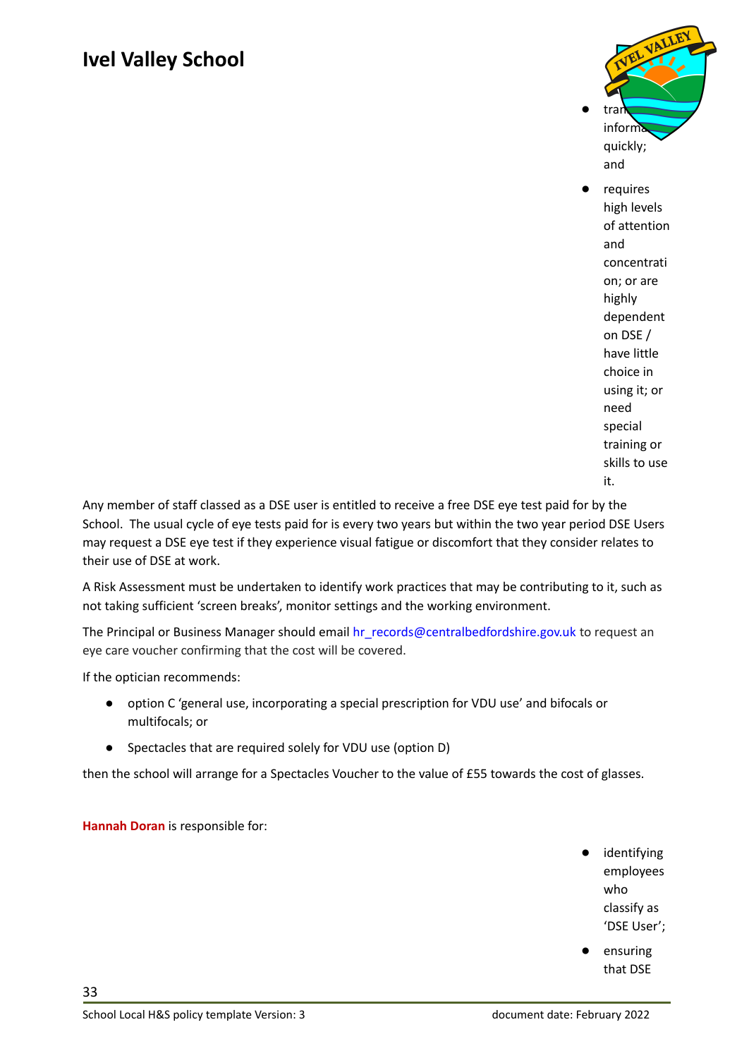- transfer information quickly; and
- requires high levels of attention and concentration; or are highly dependent on DSE / have little choice in using it; or need special training or skills to use it.

Any member of staff classed as a DSE user is entitled to receive a free DSE eye test paid for by the School. The usual cycle of eye tests paid for is every two years but within the two year period DSE Users may request a DSE eye test if they experience visual fatigue or discomfort that they consider relates to their use of DSE at work.

A Risk Assessment must be undertaken to identify work practices that may be contributing to it, such as not taking sufficient 'screen breaks', monitor settings and the working environment.

The Principal or Business Manager should email hr_records@centralbedfordshire.gov.uk to request an eye care voucher confirming that the cost will be covered.

If the optician recommends:

- option C 'general use, incorporating a special prescription for VDU use' and bifocals or multifocals; or
- Spectacles that are required solely for VDU use (option D)

then the school will arrange for a Spectacles Voucher to the value of £55 towards the cost of glasses.

**Hannah Doran** is responsible for:

- identifying employees who classify as 'DSE User';
- ensuring that DSE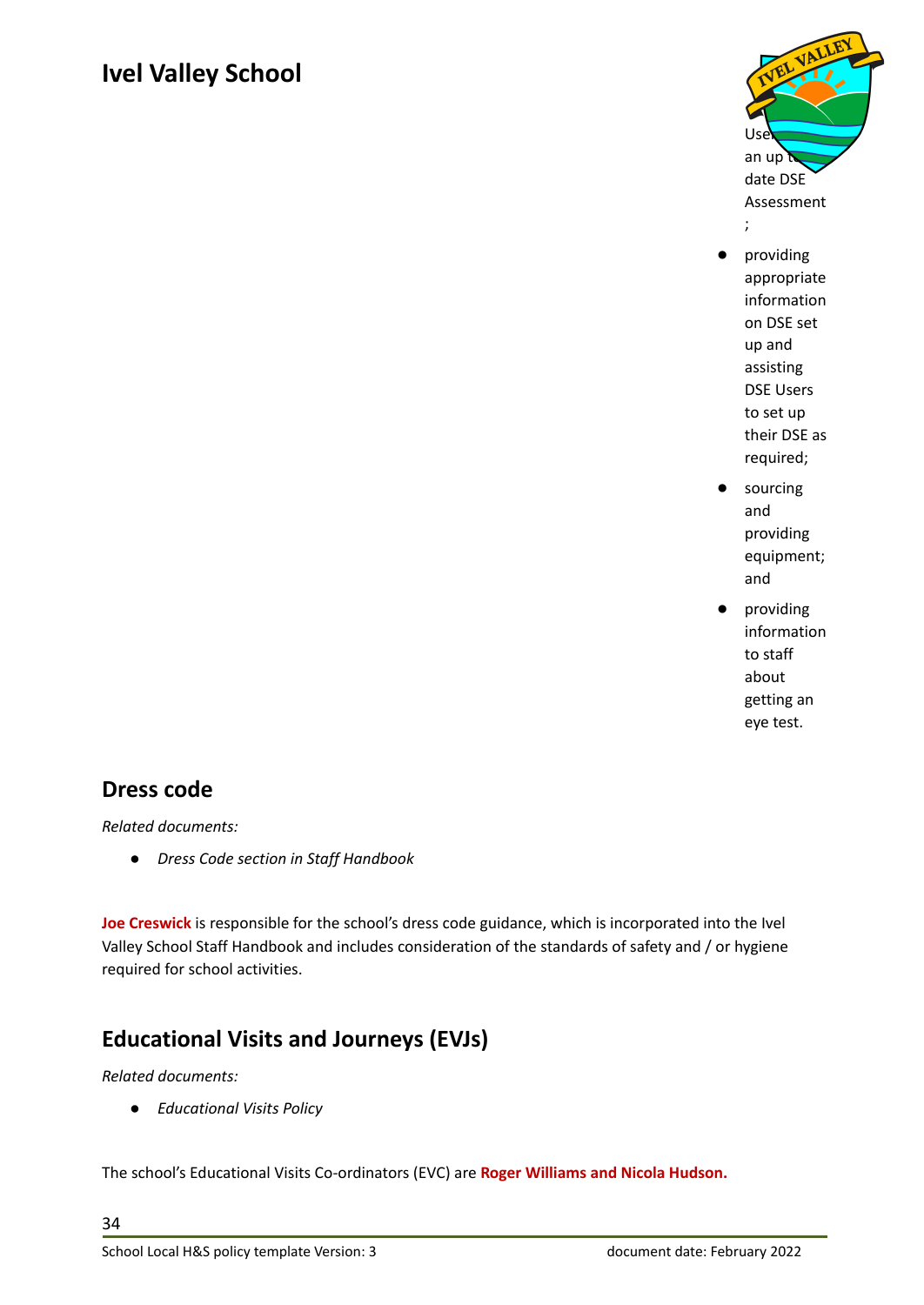Users have an up to date DSE Assessment;

- providing appropriate information on DSE set up and assisting DSE Users to set up their DSE as required;
- sourcing and providing equipment; and
- providing information to staff about getting an eye test.

## Dress code

*Related documents:*

- *Dress Code section in Staff Handbook*

**Joe Creswick** is responsible for the school's dress code guidance, which is incorporated into the Ivel Valley School Staff Handbook and includes consideration of the standards of safety and / or hygiene required for school activities.

## Educational Visits and Journeys (EVJs)

*Related documents:*

- *Educational Visits Policy*

The school's Educational Visits Co-ordinators (EVC) are **Roger Williams and Nicola Hudson.**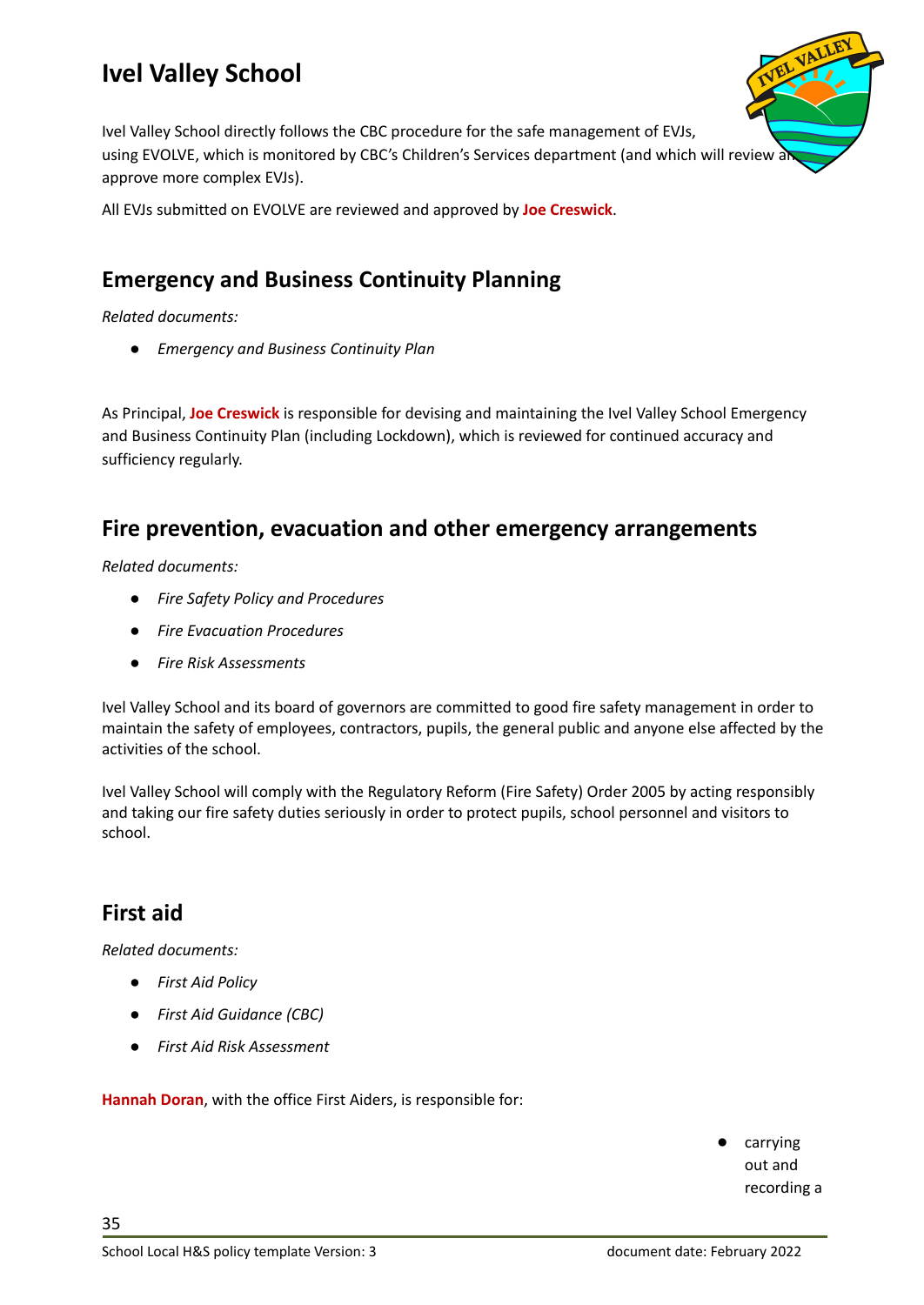# Ivel Valley School

Ivel Valley School directly follows the CBC procedure for the safe management of EVJs, using EVOLVE, which is monitored by CBC's Children's Services department (and which will review and approve more complex EVJs).

All EVJs submitted on EVOLVE are reviewed and approved by **Joe Creswick**.

## Emergency and Business Continuity Planning

*Related documents:*

- *Emergency and Business Continuity Plan*

As Principal, **Joe Creswick** is responsible for devising and maintaining the Ivel Valley School Emergency and Business Continuity Plan (including Lockdown), which is reviewed for continued accuracy and sufficiency regularly.

## Fire prevention, evacuation and other emergency arrangements

*Related documents:*

- *Fire Safety Policy and Procedures*
- *Fire Evacuation Procedures*
- *Fire Risk Assessments*

Ivel Valley School and its board of governors are committed to good fire safety management in order to maintain the safety of employees, contractors, pupils, the general public and anyone else affected by the activities of the school.

Ivel Valley School will comply with the Regulatory Reform (Fire Safety) Order 2005 by acting responsibly and taking our fire safety duties seriously in order to protect pupils, school personnel and visitors to school.

## First aid

*Related documents:*

- *First Aid Policy*
- *First Aid Guidance (CBC)*
- *First Aid Risk Assessment*

**Hannah Doran**, with the office First Aiders, is responsible for:

- carrying out and recording a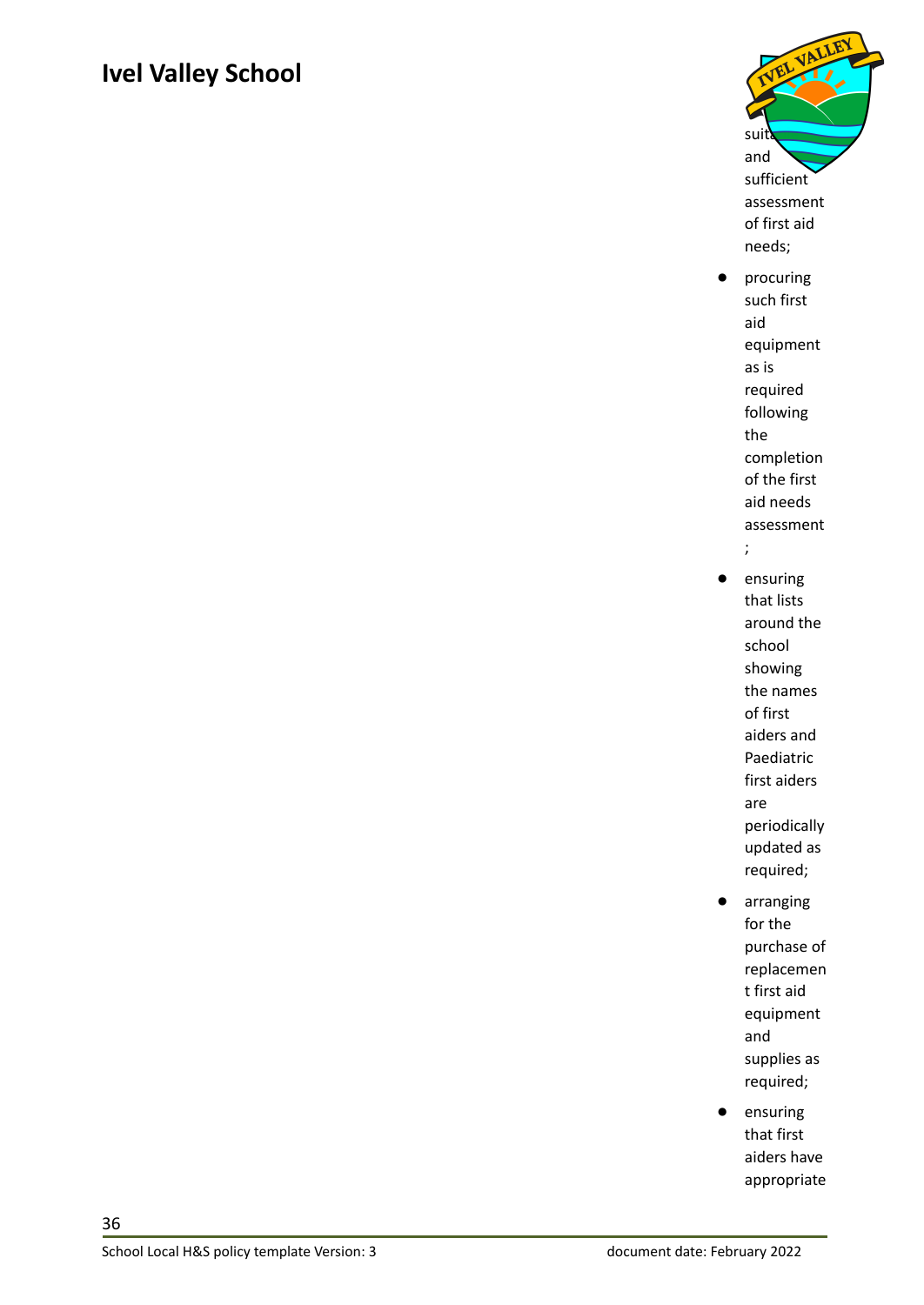suitable and sufficient assessment of first aid needs;

- procuring such first aid equipment as is required following the completion of the first aid needs assessment;
- ensuring that lists around the school showing the names of first aiders and Paediatric first aiders are periodically updated as required;
- arranging for the purchase of replacement first aid equipment and supplies as required;
- ensuring that first aiders have appropriate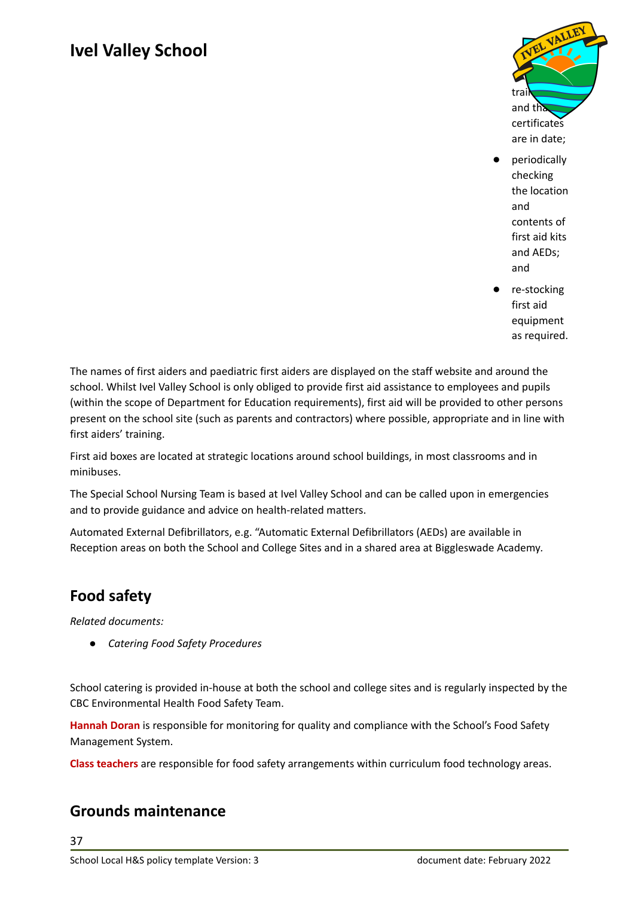- training and that certificates are in date;
- periodically checking the location and contents of first aid kits and AEDs; and
- re-stocking first aid equipment as required.

The names of first aiders and paediatric first aiders are displayed on the staff website and around the school. Whilst Ivel Valley School is only obliged to provide first aid assistance to employees and pupils (within the scope of Department for Education requirements), first aid will be provided to other persons present on the school site (such as parents and contractors) where possible, appropriate and in line with first aiders' training.

First aid boxes are located at strategic locations around school buildings, in most classrooms and in minibuses.

The Special School Nursing Team is based at Ivel Valley School and can be called upon in emergencies and to provide guidance and advice on health-related matters.

Automated External Defibrillators, e.g. "Automatic External Defibrillators (AEDs) are available in Reception areas on both the School and College Sites and in a shared area at Biggleswade Academy.

## Food safety

*Related documents:*

- *Catering Food Safety Procedures*

School catering is provided in-house at both the school and college sites and is regularly inspected by the CBC Environmental Health Food Safety Team.

**Hannah Doran** is responsible for monitoring for quality and compliance with the School's Food Safety Management System.

**Class teachers** are responsible for food safety arrangements within curriculum food technology areas.

## Grounds maintenance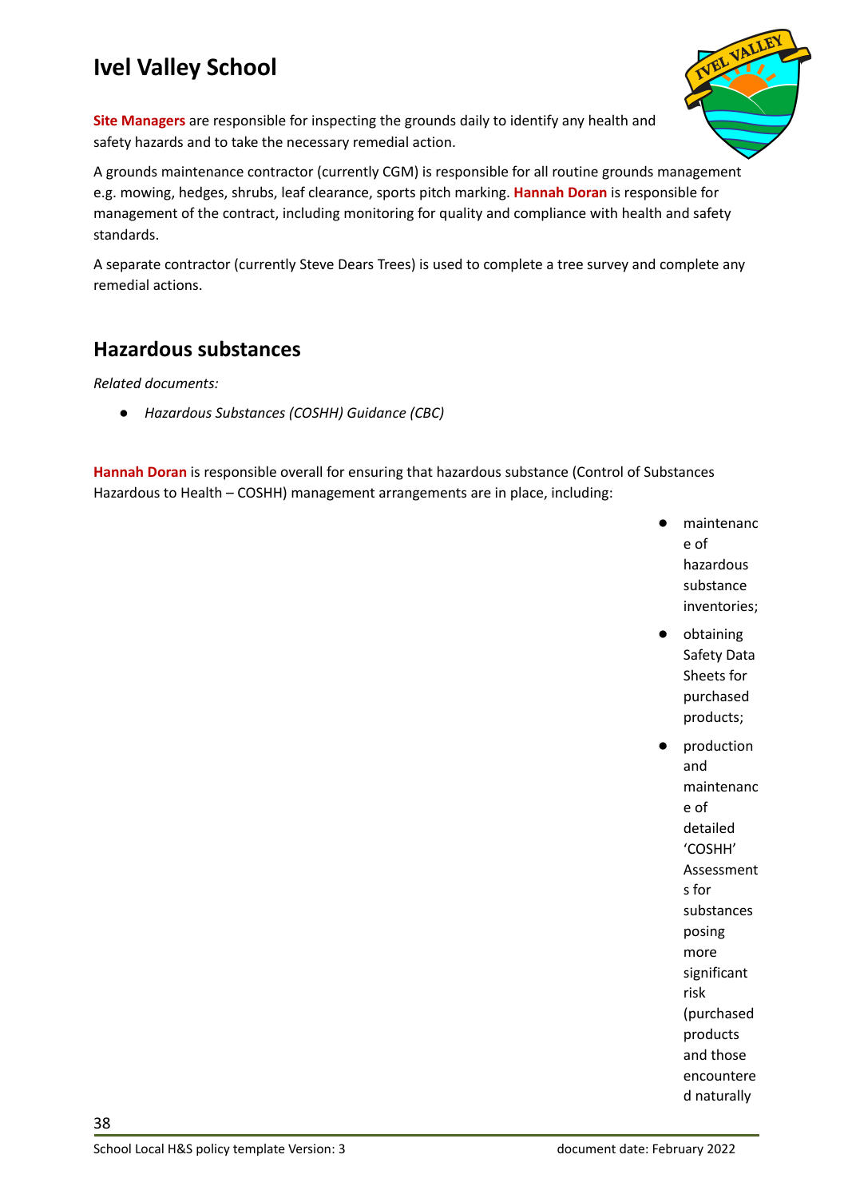**Site Managers** are responsible for inspecting the grounds daily to identify any health and safety hazards and to take the necessary remedial action.

A grounds maintenance contractor (currently CGM) is responsible for all routine grounds management e.g. mowing, hedges, shrubs, leaf clearance, sports pitch marking. **Hannah Doran** is responsible for management of the contract, including monitoring for quality and compliance with health and safety standards.

A separate contractor (currently Steve Dears Trees) is used to complete a tree survey and complete any remedial actions.

## Hazardous substances

*Related documents:*

- *Hazardous Substances (COSHH) Guidance (CBC)*

**Hannah Doran** is responsible overall for ensuring that hazardous substance (Control of Substances Hazardous to Health – COSHH) management arrangements are in place, including:

- maintenance of hazardous substance inventories;
- obtaining Safety Data Sheets for purchased products;
- production and maintenance of detailed 'COSHH' Assessments for substances posing more significant risk (purchased products and those encountered naturally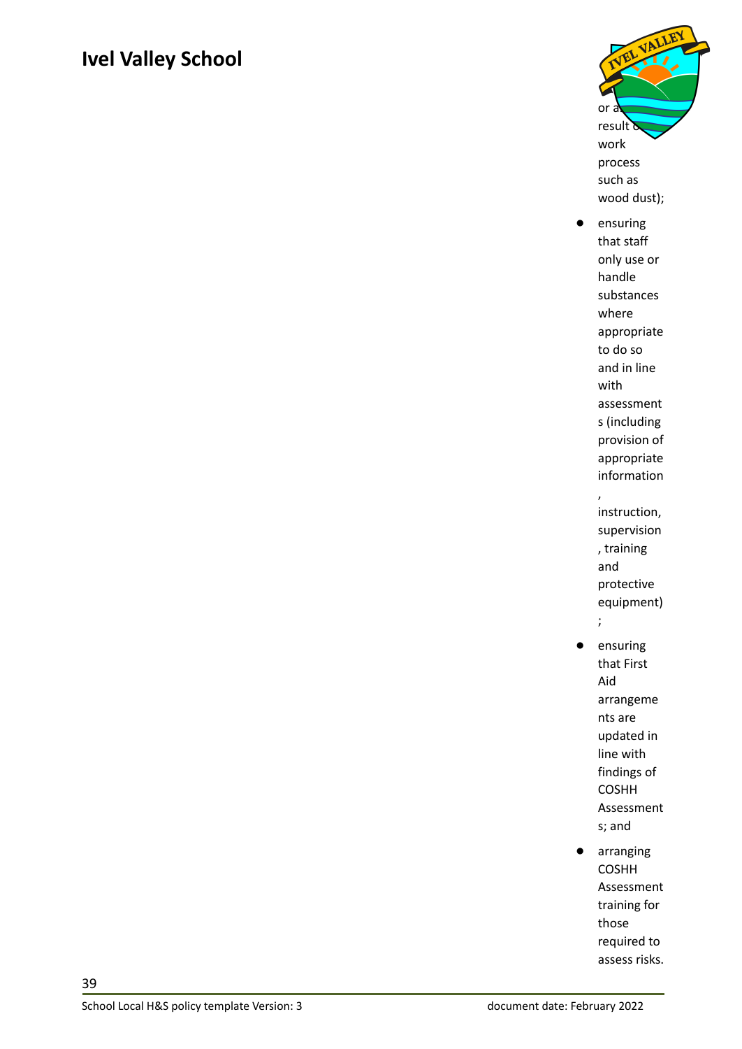or as a result of a work process such as wood dust);

- ensuring that staff only use or handle substances where appropriate to do so and in line with assessments (including provision of appropriate information, instruction, supervision, training and protective equipment);
- ensuring that First Aid arrangements are updated in line with findings of COSHH Assessments; and
- arranging COSHH Assessment training for those required to assess risks.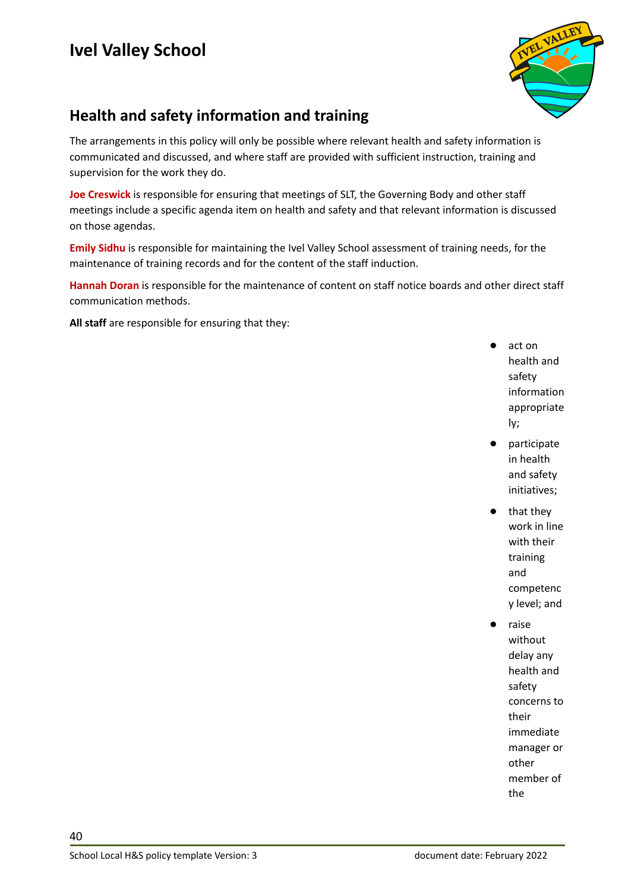# Ivel Valley School

## Health and safety information and training

The arrangements in this policy will only be possible where relevant health and safety information is communicated and discussed, and where staff are provided with sufficient instruction, training and supervision for the work they do.

**Joe Creswick** is responsible for ensuring that meetings of SLT, the Governing Body and other staff meetings include a specific agenda item on health and safety and that relevant information is discussed on those agendas.

**Emily Sidhu** is responsible for maintaining the Ivel Valley School assessment of training needs, for the maintenance of training records and for the content of the staff induction.

**Hannah Doran** is responsible for the maintenance of content on staff notice boards and other direct staff communication methods.

**All staff** are responsible for ensuring that they:

- act on health and safety information appropriately;
- participate in health and safety initiatives;
- that they work in line with their training and competency level; and
- raise without delay any health and safety concerns to their immediate manager or other member of the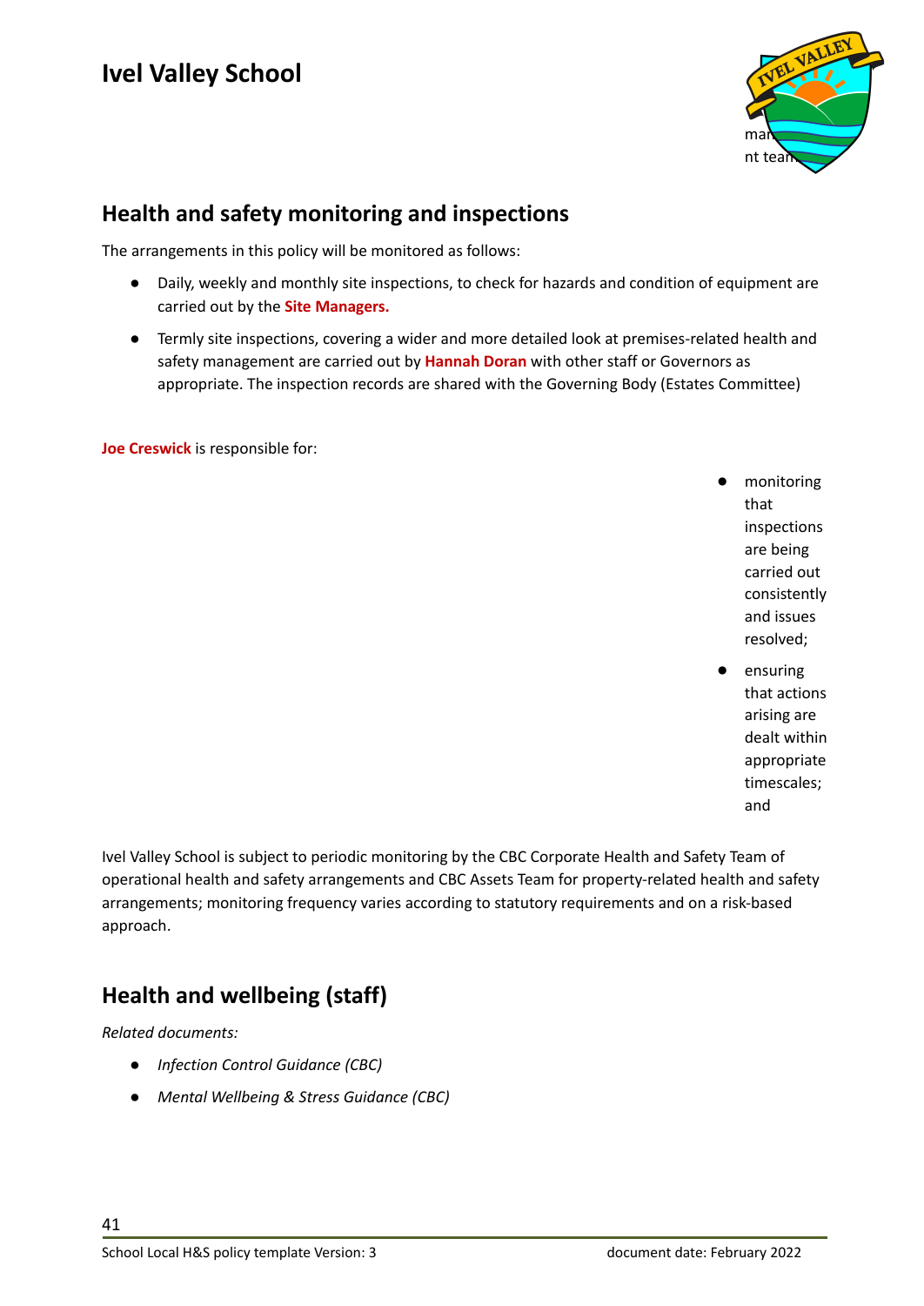## Health and safety monitoring and inspections

The arrangements in this policy will be monitored as follows:

- Daily, weekly and monthly site inspections, to check for hazards and condition of equipment are carried out by the **Site Managers.**
- Termly site inspections, covering a wider and more detailed look at premises-related health and safety management are carried out by **Hannah Doran** with other staff or Governors as appropriate. The inspection records are shared with the Governing Body (Estates Committee)

**Joe Creswick** is responsible for:

- monitoring that inspections are being carried out consistently and issues resolved;
- ensuring that actions arising are dealt within appropriate timescales; and

Ivel Valley School is subject to periodic monitoring by the CBC Corporate Health and Safety Team of operational health and safety arrangements and CBC Assets Team for property-related health and safety arrangements; monitoring frequency varies according to statutory requirements and on a risk-based approach.

## Health and wellbeing (staff)

*Related documents:*

- *Infection Control Guidance (CBC)*
- *Mental Wellbeing & Stress Guidance (CBC)*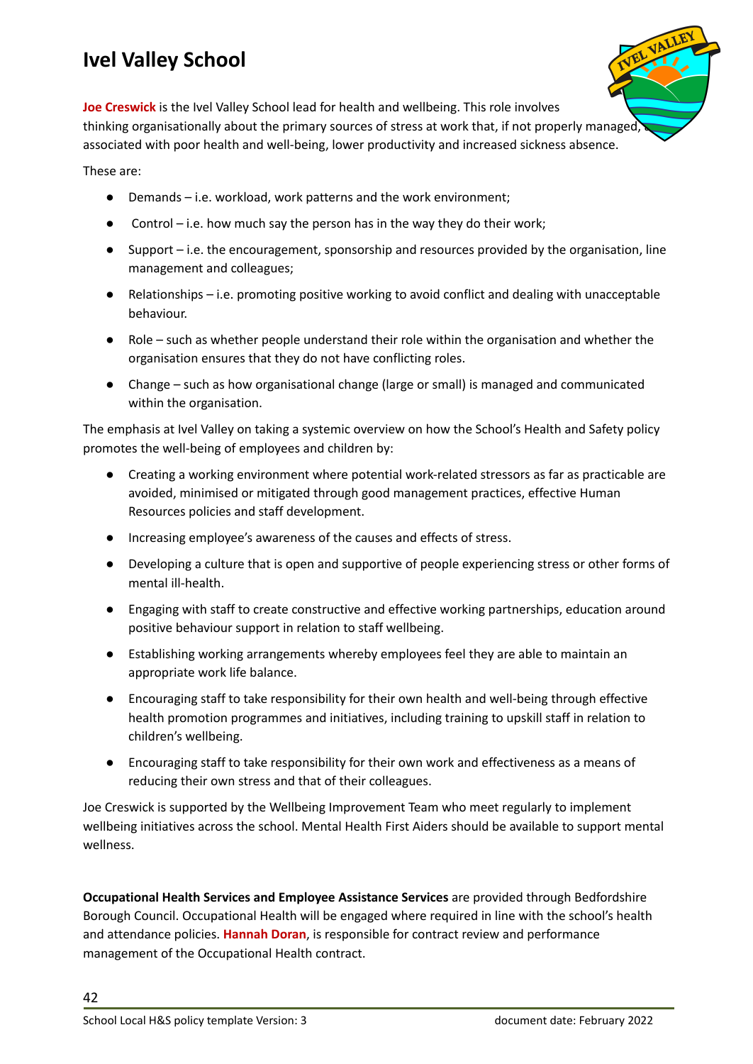# Ivel Valley School

**Joe Creswick** is the Ivel Valley School lead for health and wellbeing. This role involves thinking organisationally about the primary sources of stress at work that, if not properly managed, are associated with poor health and well-being, lower productivity and increased sickness absence.

These are:

- Demands – i.e. workload, work patterns and the work environment;
- Control – i.e. how much say the person has in the way they do their work;
- Support – i.e. the encouragement, sponsorship and resources provided by the organisation, line management and colleagues;
- Relationships – i.e. promoting positive working to avoid conflict and dealing with unacceptable behaviour.
- Role – such as whether people understand their role within the organisation and whether the organisation ensures that they do not have conflicting roles.
- Change – such as how organisational change (large or small) is managed and communicated within the organisation.

The emphasis at Ivel Valley on taking a systemic overview on how the School's Health and Safety policy promotes the well-being of employees and children by:

- Creating a working environment where potential work-related stressors as far as practicable are avoided, minimised or mitigated through good management practices, effective Human Resources policies and staff development.
- Increasing employee's awareness of the causes and effects of stress.
- Developing a culture that is open and supportive of people experiencing stress or other forms of mental ill-health.
- Engaging with staff to create constructive and effective working partnerships, education around positive behaviour support in relation to staff wellbeing.
- Establishing working arrangements whereby employees feel they are able to maintain an appropriate work life balance.
- Encouraging staff to take responsibility for their own health and well-being through effective health promotion programmes and initiatives, including training to upskill staff in relation to children's wellbeing.
- Encouraging staff to take responsibility for their own work and effectiveness as a means of reducing their own stress and that of their colleagues.

Joe Creswick is supported by the Wellbeing Improvement Team who meet regularly to implement wellbeing initiatives across the school. Mental Health First Aiders should be available to support mental wellness.

**Occupational Health Services and Employee Assistance Services** are provided through Bedfordshire Borough Council. Occupational Health will be engaged where required in line with the school's health and attendance policies. **Hannah Doran**, is responsible for contract review and performance management of the Occupational Health contract.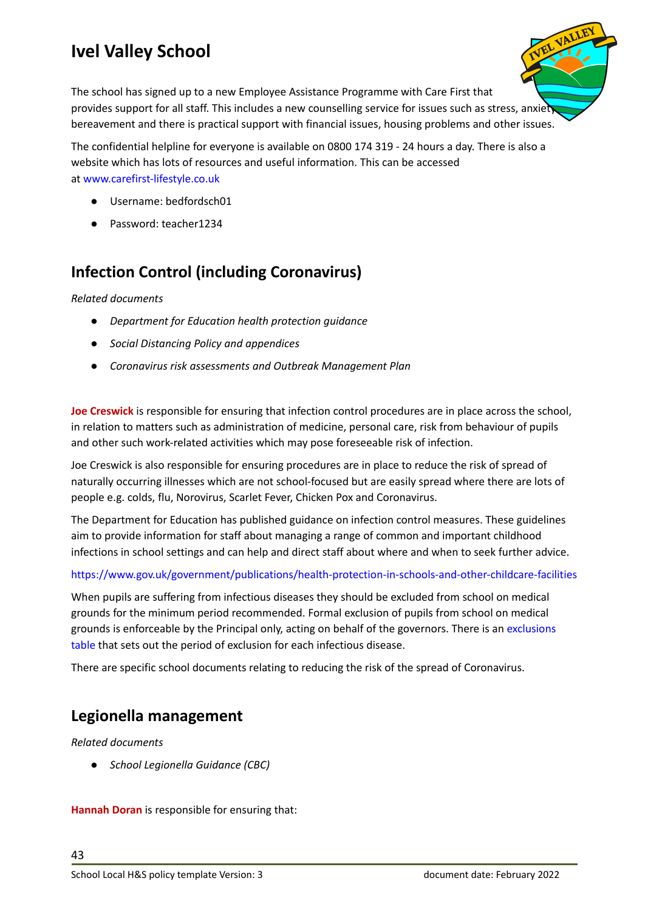# Ivel Valley School

The school has signed up to a new Employee Assistance Programme with Care First that provides support for all staff. This includes a new counselling service for issues such as stress, anxiety, bereavement and there is practical support with financial issues, housing problems and other issues.

The confidential helpline for everyone is available on 0800 174 319 - 24 hours a day. There is also a website which has lots of resources and useful information. This can be accessed at www.carefirst-lifestyle.co.uk

- Username: bedfordsch01
- Password: teacher1234

## Infection Control (including Coronavirus)

*Related documents*

- *Department for Education health protection guidance*
- *Social Distancing Policy and appendices*
- *Coronavirus risk assessments and Outbreak Management Plan*

**Joe Creswick** is responsible for ensuring that infection control procedures are in place across the school, in relation to matters such as administration of medicine, personal care, risk from behaviour of pupils and other such work-related activities which may pose foreseeable risk of infection.

Joe Creswick is also responsible for ensuring procedures are in place to reduce the risk of spread of naturally occurring illnesses which are not school-focused but are easily spread where there are lots of people e.g. colds, flu, Norovirus, Scarlet Fever, Chicken Pox and Coronavirus.

The Department for Education has published guidance on infection control measures. These guidelines aim to provide information for staff about managing a range of common and important childhood infections in school settings and can help and direct staff about where and when to seek further advice.

https://www.gov.uk/government/publications/health-protection-in-schools-and-other-childcare-facilities

When pupils are suffering from infectious diseases they should be excluded from school on medical grounds for the minimum period recommended. Formal exclusion of pupils from school on medical grounds is enforceable by the Principal only, acting on behalf of the governors. There is an exclusions table that sets out the period of exclusion for each infectious disease.

There are specific school documents relating to reducing the risk of the spread of Coronavirus.

## Legionella management

*Related documents*

- *School Legionella Guidance (CBC)*

**Hannah Doran** is responsible for ensuring that: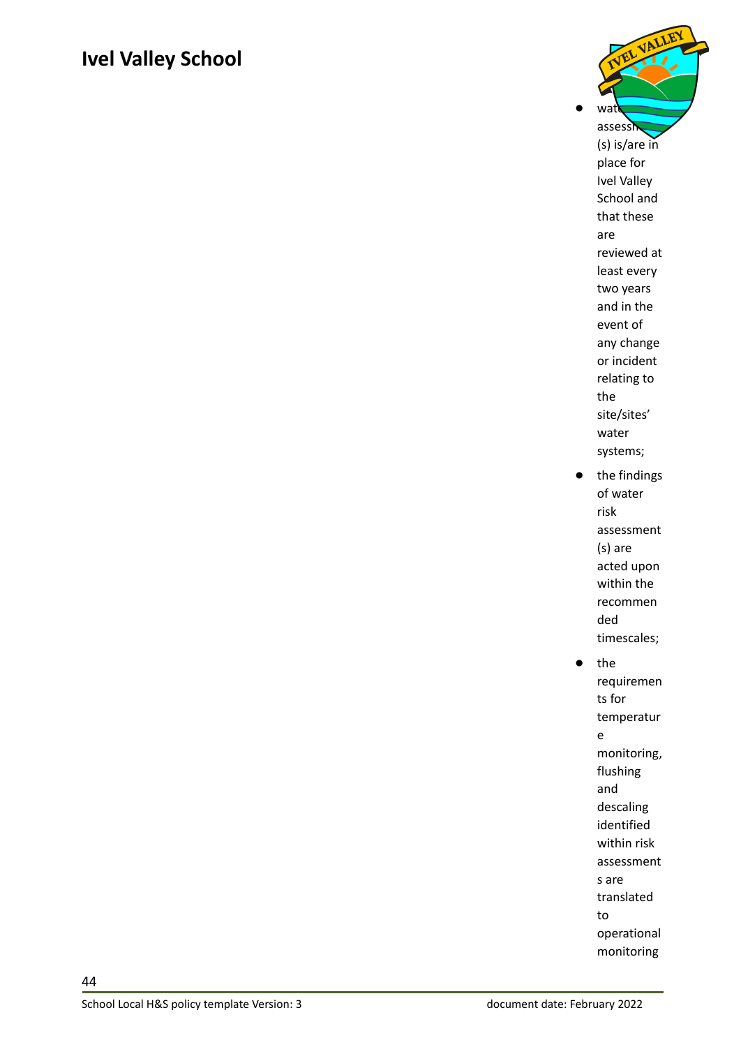- water risk assessment(s) is/are in place for Ivel Valley School and that these are reviewed at least every two years and in the event of any change or incident relating to the site/sites' water systems;
- the findings of water risk assessment(s) are acted upon within the recommended timescales;
- the requirements for temperature monitoring, flushing and descaling identified within risk assessments are translated to operational monitoring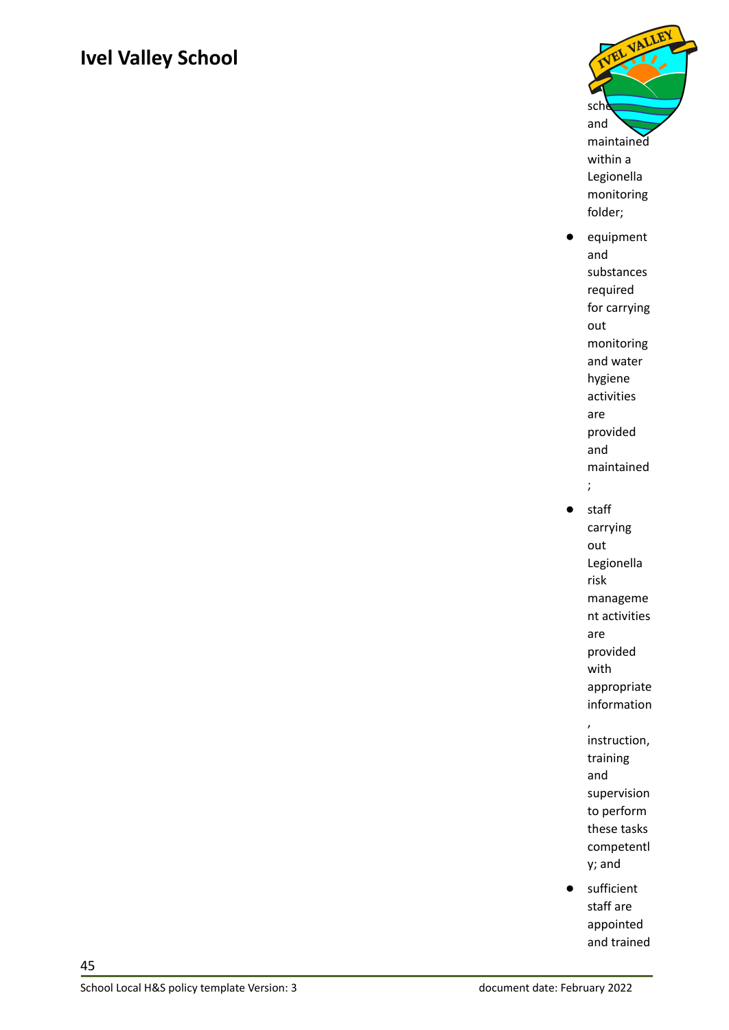sche[...] and maintained within a Legionella monitoring folder;

- equipment and substances required for carrying out monitoring and water hygiene activities are provided and maintained;
- staff carrying out Legionella risk management activities are provided with appropriate information, instruction, training and supervision to perform these tasks competently; and
- sufficient staff are appointed and trained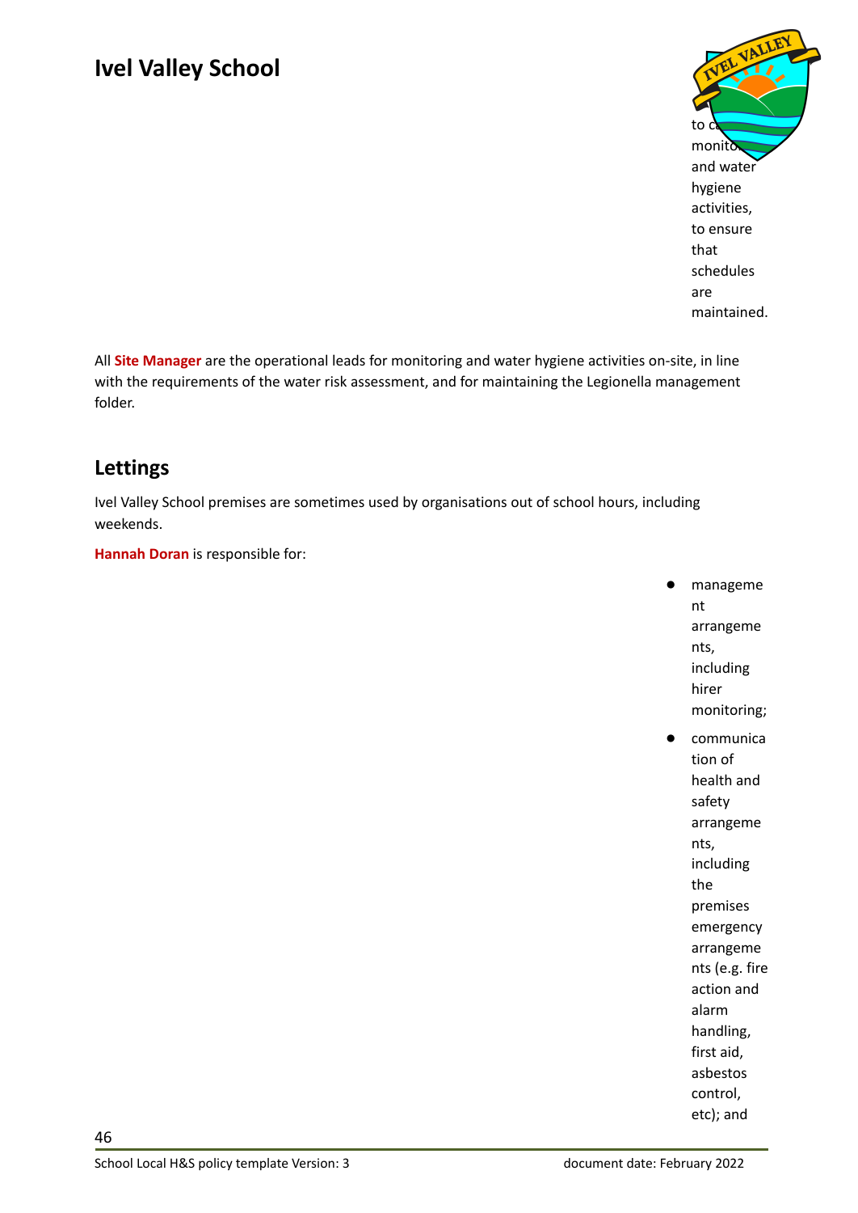# Ivel Valley School

to c... monito... and water hygiene activities, to ensure that schedules are maintained.

All **Site Manager** are the operational leads for monitoring and water hygiene activities on-site, in line with the requirements of the water risk assessment, and for maintaining the Legionella management folder.

## Lettings

Ivel Valley School premises are sometimes used by organisations out of school hours, including weekends.

**Hannah Doran** is responsible for:

- management arrangements, including hirer monitoring;
- communication of health and safety arrangements, including the premises emergency arrangements (e.g. fire action and alarm handling, first aid, asbestos control, etc); and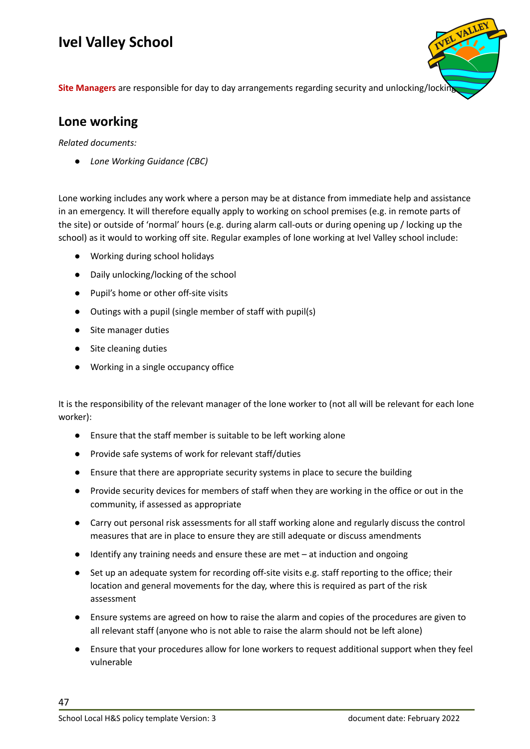**Site Managers** are responsible for day to day arrangements regarding security and unlocking/locking.

## Lone working

*Related documents:*

- *Lone Working Guidance (CBC)*

Lone working includes any work where a person may be at distance from immediate help and assistance in an emergency. It will therefore equally apply to working on school premises (e.g. in remote parts of the site) or outside of 'normal' hours (e.g. during alarm call-outs or during opening up / locking up the school) as it would to working off site. Regular examples of lone working at Ivel Valley school include:

- Working during school holidays
- Daily unlocking/locking of the school
- Pupil's home or other off-site visits
- Outings with a pupil (single member of staff with pupil(s)
- Site manager duties
- Site cleaning duties
- Working in a single occupancy office

It is the responsibility of the relevant manager of the lone worker to (not all will be relevant for each lone worker):

- Ensure that the staff member is suitable to be left working alone
- Provide safe systems of work for relevant staff/duties
- Ensure that there are appropriate security systems in place to secure the building
- Provide security devices for members of staff when they are working in the office or out in the community, if assessed as appropriate
- Carry out personal risk assessments for all staff working alone and regularly discuss the control measures that are in place to ensure they are still adequate or discuss amendments
- Identify any training needs and ensure these are met – at induction and ongoing
- Set up an adequate system for recording off-site visits e.g. staff reporting to the office; their location and general movements for the day, where this is required as part of the risk assessment
- Ensure systems are agreed on how to raise the alarm and copies of the procedures are given to all relevant staff (anyone who is not able to raise the alarm should not be left alone)
- Ensure that your procedures allow for lone workers to request additional support when they feel vulnerable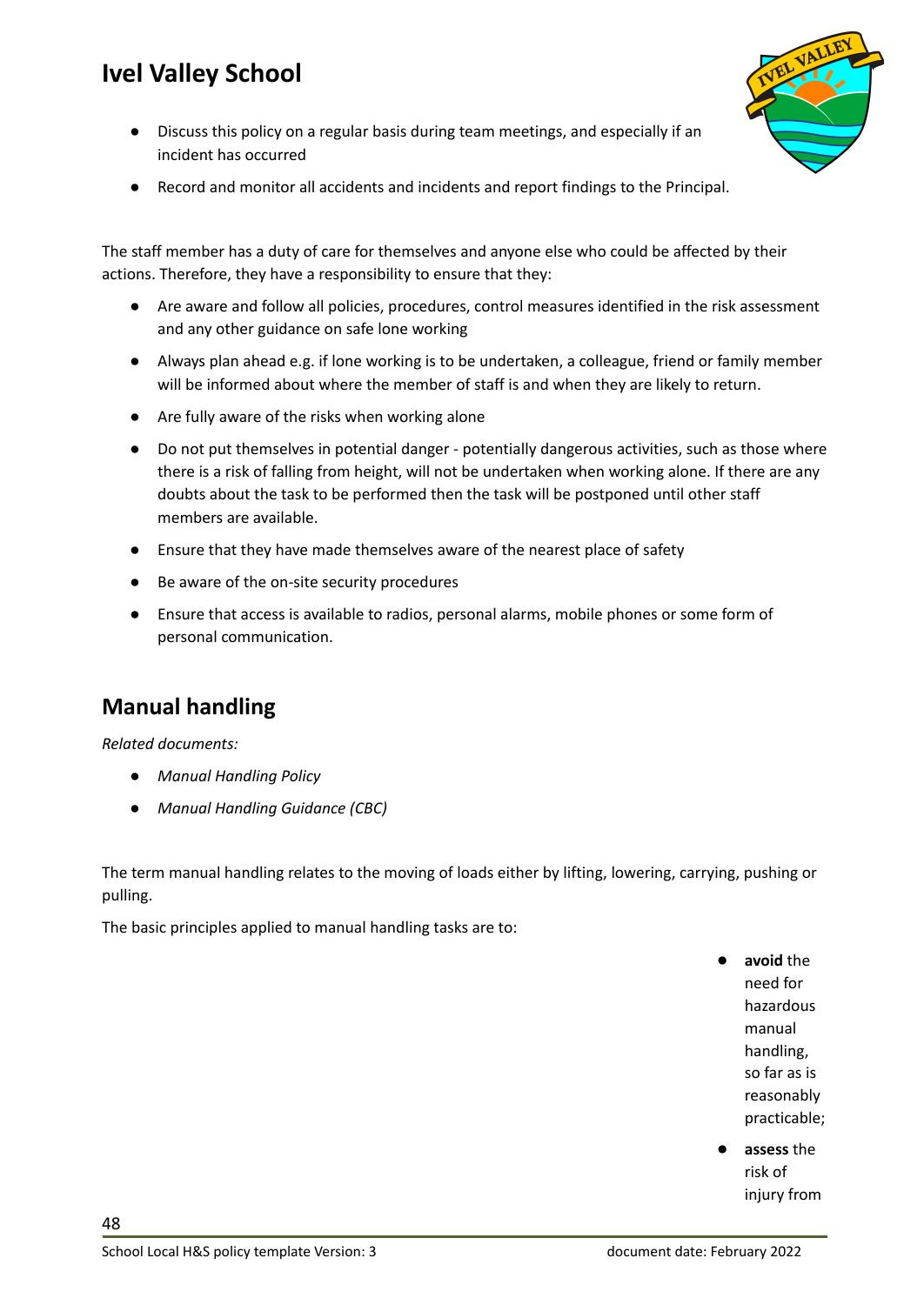- Discuss this policy on a regular basis during team meetings, and especially if an incident has occurred
- Record and monitor all accidents and incidents and report findings to the Principal.

The staff member has a duty of care for themselves and anyone else who could be affected by their actions. Therefore, they have a responsibility to ensure that they:

- Are aware and follow all policies, procedures, control measures identified in the risk assessment and any other guidance on safe lone working
- Always plan ahead e.g. if lone working is to be undertaken, a colleague, friend or family member will be informed about where the member of staff is and when they are likely to return.
- Are fully aware of the risks when working alone
- Do not put themselves in potential danger - potentially dangerous activities, such as those where there is a risk of falling from height, will not be undertaken when working alone. If there are any doubts about the task to be performed then the task will be postponed until other staff members are available.
- Ensure that they have made themselves aware of the nearest place of safety
- Be aware of the on-site security procedures
- Ensure that access is available to radios, personal alarms, mobile phones or some form of personal communication.

## Manual handling

*Related documents:*

- *Manual Handling Policy*
- *Manual Handling Guidance (CBC)*

The term manual handling relates to the moving of loads either by lifting, lowering, carrying, pushing or pulling.

The basic principles applied to manual handling tasks are to:

- **avoid** the need for hazardous manual handling, so far as is reasonably practicable;
- **assess** the risk of injury from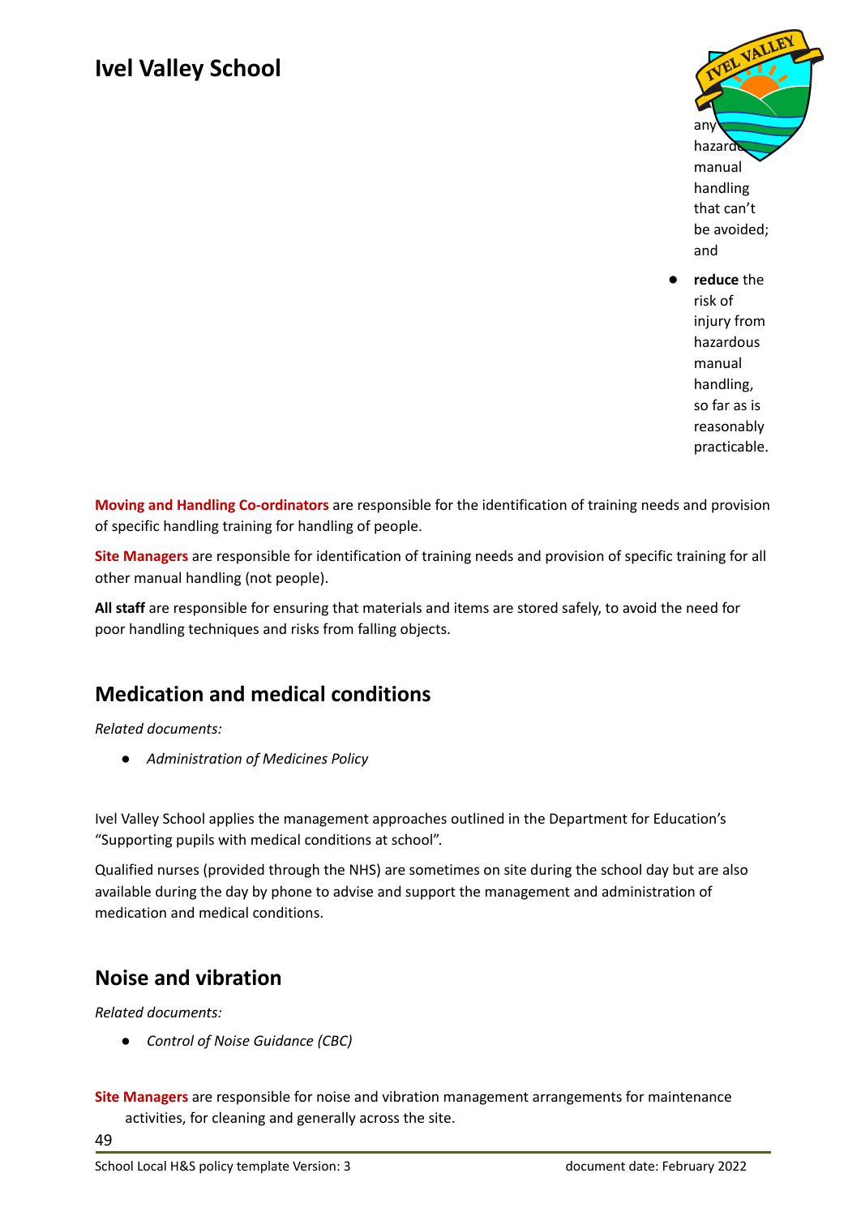- any hazardous manual handling that can't be avoided; and
- **reduce** the risk of injury from hazardous manual handling, so far as is reasonably practicable.

**Moving and Handling Co-ordinators** are responsible for the identification of training needs and provision of specific handling training for handling of people.

**Site Managers** are responsible for identification of training needs and provision of specific training for all other manual handling (not people).

**All staff** are responsible for ensuring that materials and items are stored safely, to avoid the need for poor handling techniques and risks from falling objects.

## Medication and medical conditions

*Related documents:*

- *Administration of Medicines Policy*

Ivel Valley School applies the management approaches outlined in the Department for Education's "Supporting pupils with medical conditions at school".

Qualified nurses (provided through the NHS) are sometimes on site during the school day but are also available during the day by phone to advise and support the management and administration of medication and medical conditions.

## Noise and vibration

*Related documents:*

- *Control of Noise Guidance (CBC)*

**Site Managers** are responsible for noise and vibration management arrangements for maintenance activities, for cleaning and generally across the site.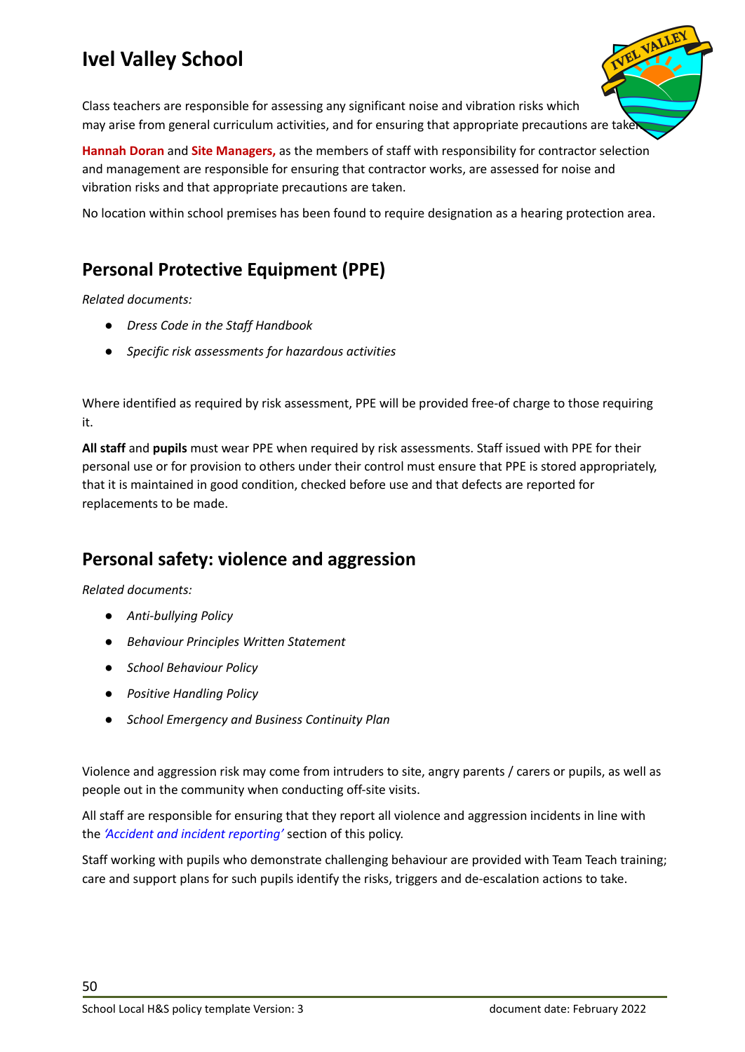Class teachers are responsible for assessing any significant noise and vibration risks which may arise from general curriculum activities, and for ensuring that appropriate precautions are taken.

**Hannah Doran** and **Site Managers,** as the members of staff with responsibility for contractor selection and management are responsible for ensuring that contractor works, are assessed for noise and vibration risks and that appropriate precautions are taken.

No location within school premises has been found to require designation as a hearing protection area.

## Personal Protective Equipment (PPE)

*Related documents:*

- *Dress Code in the Staff Handbook*
- *Specific risk assessments for hazardous activities*

Where identified as required by risk assessment, PPE will be provided free-of charge to those requiring it.

**All staff** and **pupils** must wear PPE when required by risk assessments. Staff issued with PPE for their personal use or for provision to others under their control must ensure that PPE is stored appropriately, that it is maintained in good condition, checked before use and that defects are reported for replacements to be made.

## Personal safety: violence and aggression

*Related documents:*

- *Anti-bullying Policy*
- *Behaviour Principles Written Statement*
- *School Behaviour Policy*
- *Positive Handling Policy*
- *School Emergency and Business Continuity Plan*

Violence and aggression risk may come from intruders to site, angry parents / carers or pupils, as well as people out in the community when conducting off-site visits.

All staff are responsible for ensuring that they report all violence and aggression incidents in line with the *'Accident and incident reporting'* section of this policy.

Staff working with pupils who demonstrate challenging behaviour are provided with Team Teach training; care and support plans for such pupils identify the risks, triggers and de-escalation actions to take.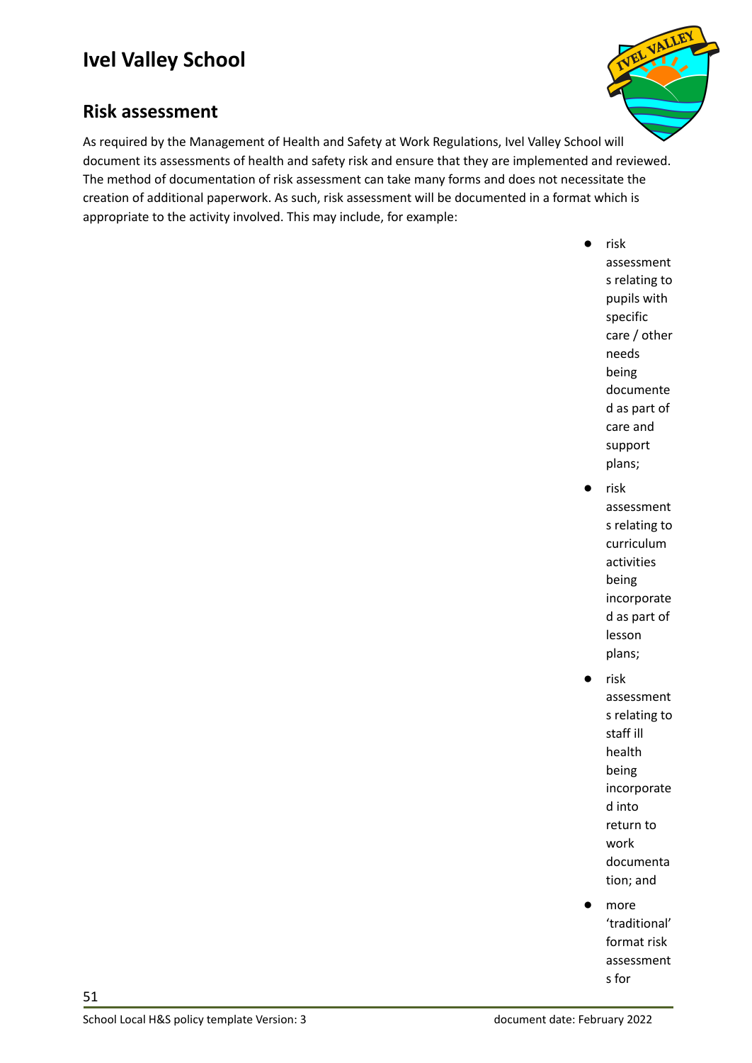# Ivel Valley School

## Risk assessment

As required by the Management of Health and Safety at Work Regulations, Ivel Valley School will document its assessments of health and safety risk and ensure that they are implemented and reviewed. The method of documentation of risk assessment can take many forms and does not necessitate the creation of additional paperwork. As such, risk assessment will be documented in a format which is appropriate to the activity involved. This may include, for example:

- risk assessments relating to pupils with specific care / other needs being documented as part of care and support plans;
- risk assessments relating to curriculum activities being incorporated as part of lesson plans;
- risk assessments relating to staff ill health being incorporated into return to work documentation; and
- more 'traditional' format risk assessments for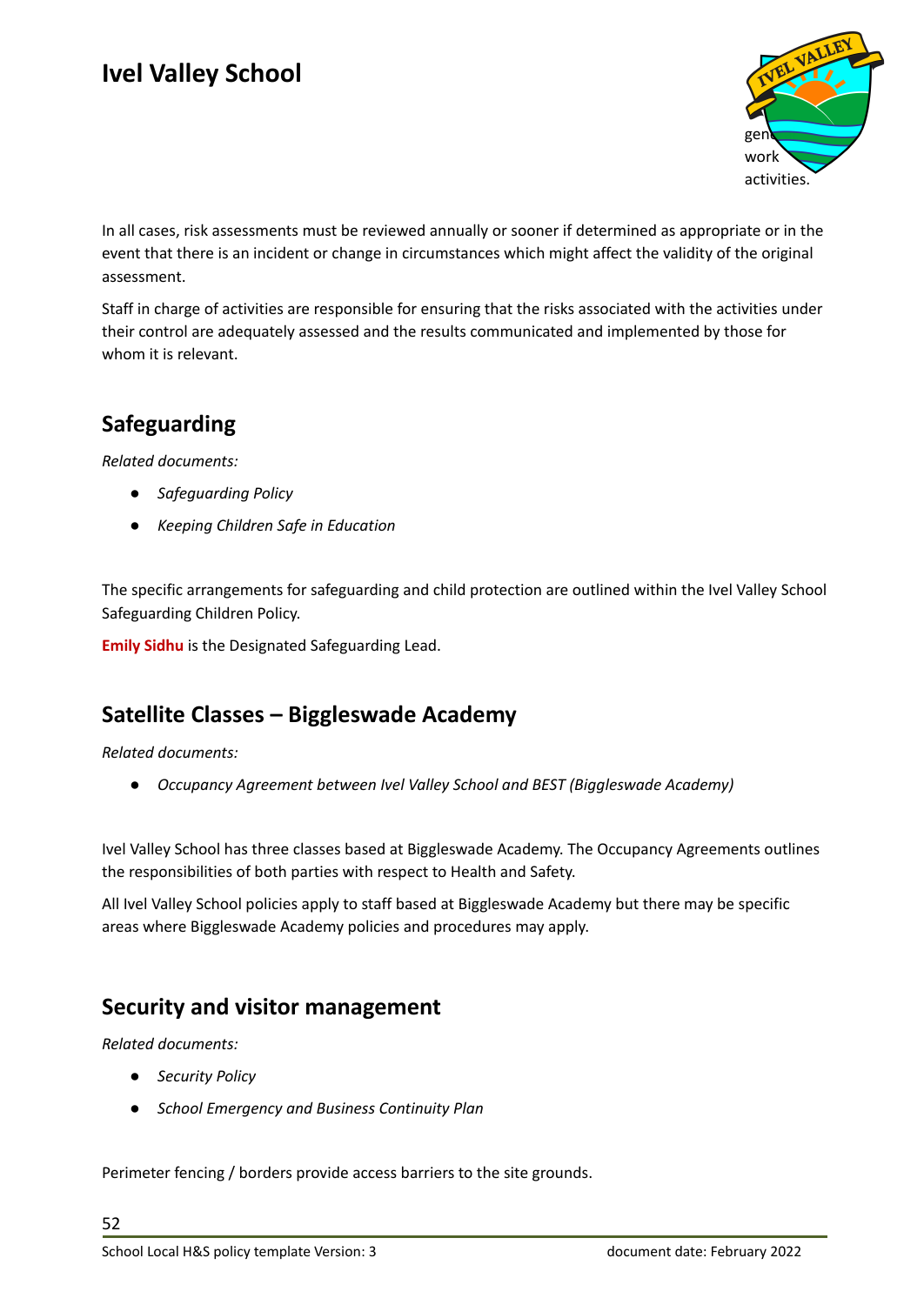In all cases, risk assessments must be reviewed annually or sooner if determined as appropriate or in the event that there is an incident or change in circumstances which might affect the validity of the original assessment.

Staff in charge of activities are responsible for ensuring that the risks associated with the activities under their control are adequately assessed and the results communicated and implemented by those for whom it is relevant.

## Safeguarding

*Related documents:*

- *Safeguarding Policy*
- *Keeping Children Safe in Education*

The specific arrangements for safeguarding and child protection are outlined within the Ivel Valley School Safeguarding Children Policy.

**Emily Sidhu** is the Designated Safeguarding Lead.

## Satellite Classes – Biggleswade Academy

*Related documents:*

- *Occupancy Agreement between Ivel Valley School and BEST (Biggleswade Academy)*

Ivel Valley School has three classes based at Biggleswade Academy. The Occupancy Agreements outlines the responsibilities of both parties with respect to Health and Safety.

All Ivel Valley School policies apply to staff based at Biggleswade Academy but there may be specific areas where Biggleswade Academy policies and procedures may apply.

## Security and visitor management

*Related documents:*

- *Security Policy*
- *School Emergency and Business Continuity Plan*

Perimeter fencing / borders provide access barriers to the site grounds.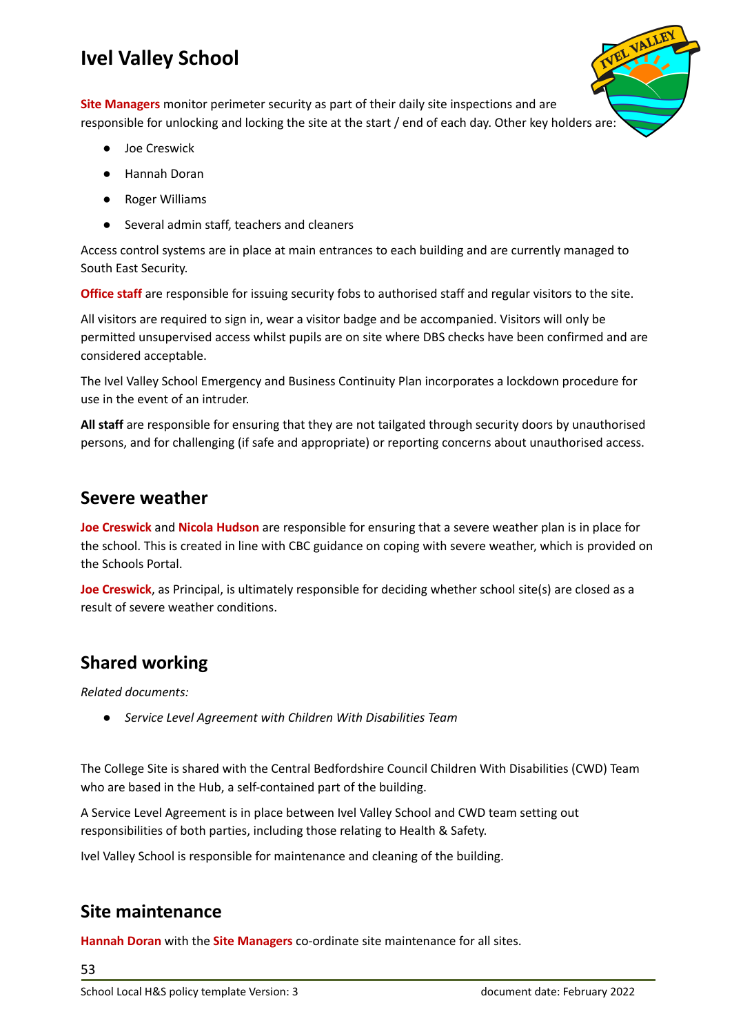**Site Managers** monitor perimeter security as part of their daily site inspections and are responsible for unlocking and locking the site at the start / end of each day. Other key holders are:

- Joe Creswick
- Hannah Doran
- Roger Williams
- Several admin staff, teachers and cleaners

Access control systems are in place at main entrances to each building and are currently managed to South East Security.

**Office staff** are responsible for issuing security fobs to authorised staff and regular visitors to the site.

All visitors are required to sign in, wear a visitor badge and be accompanied. Visitors will only be permitted unsupervised access whilst pupils are on site where DBS checks have been confirmed and are considered acceptable.

The Ivel Valley School Emergency and Business Continuity Plan incorporates a lockdown procedure for use in the event of an intruder.

**All staff** are responsible for ensuring that they are not tailgated through security doors by unauthorised persons, and for challenging (if safe and appropriate) or reporting concerns about unauthorised access.

## Severe weather

**Joe Creswick** and **Nicola Hudson** are responsible for ensuring that a severe weather plan is in place for the school. This is created in line with CBC guidance on coping with severe weather, which is provided on the Schools Portal.

**Joe Creswick**, as Principal, is ultimately responsible for deciding whether school site(s) are closed as a result of severe weather conditions.

## Shared working

*Related documents:*

- *Service Level Agreement with Children With Disabilities Team*

The College Site is shared with the Central Bedfordshire Council Children With Disabilities (CWD) Team who are based in the Hub, a self-contained part of the building.

A Service Level Agreement is in place between Ivel Valley School and CWD team setting out responsibilities of both parties, including those relating to Health & Safety.

Ivel Valley School is responsible for maintenance and cleaning of the building.

## Site maintenance

**Hannah Doran** with the **Site Managers** co-ordinate site maintenance for all sites.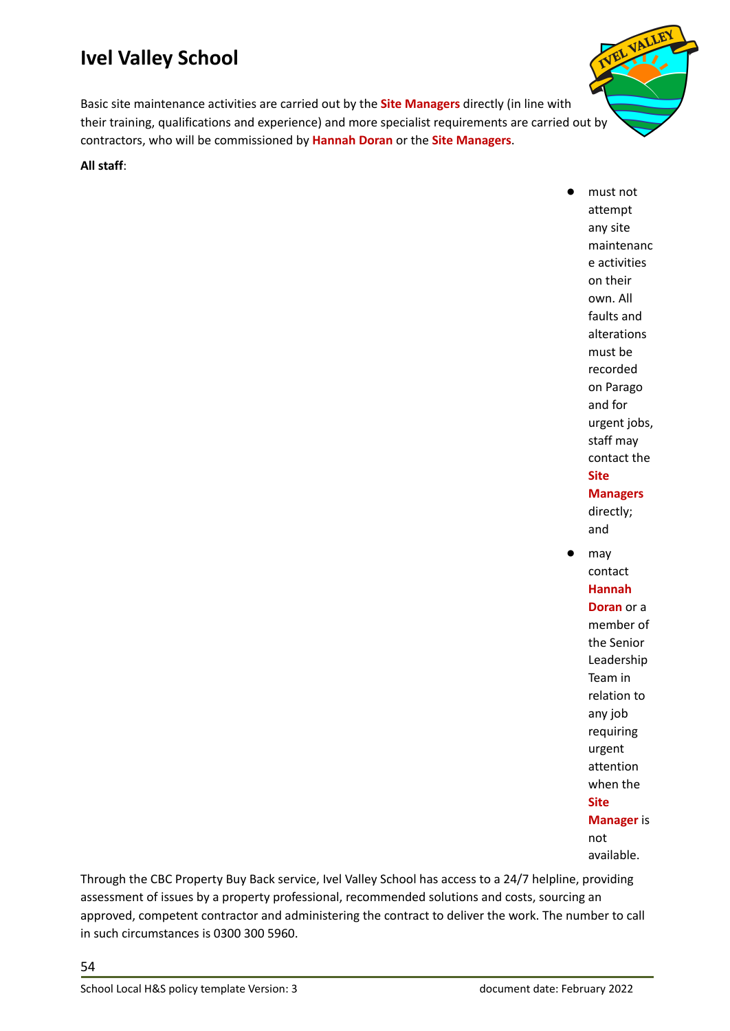# Ivel Valley School

Basic site maintenance activities are carried out by the **Site Managers** directly (in line with their training, qualifications and experience) and more specialist requirements are carried out by contractors, who will be commissioned by **Hannah Doran** or the **Site Managers**.

**All staff**:

- must not attempt any site maintenance activities on their own. All faults and alterations must be recorded on Parago and for urgent jobs, staff may contact the **Site Managers** directly; and
- may contact **Hannah Doran** or a member of the Senior Leadership Team in relation to any job requiring urgent attention when the **Site Manager** is not available.

Through the CBC Property Buy Back service, Ivel Valley School has access to a 24/7 helpline, providing assessment of issues by a property professional, recommended solutions and costs, sourcing an approved, competent contractor and administering the contract to deliver the work. The number to call in such circumstances is 0300 300 5960.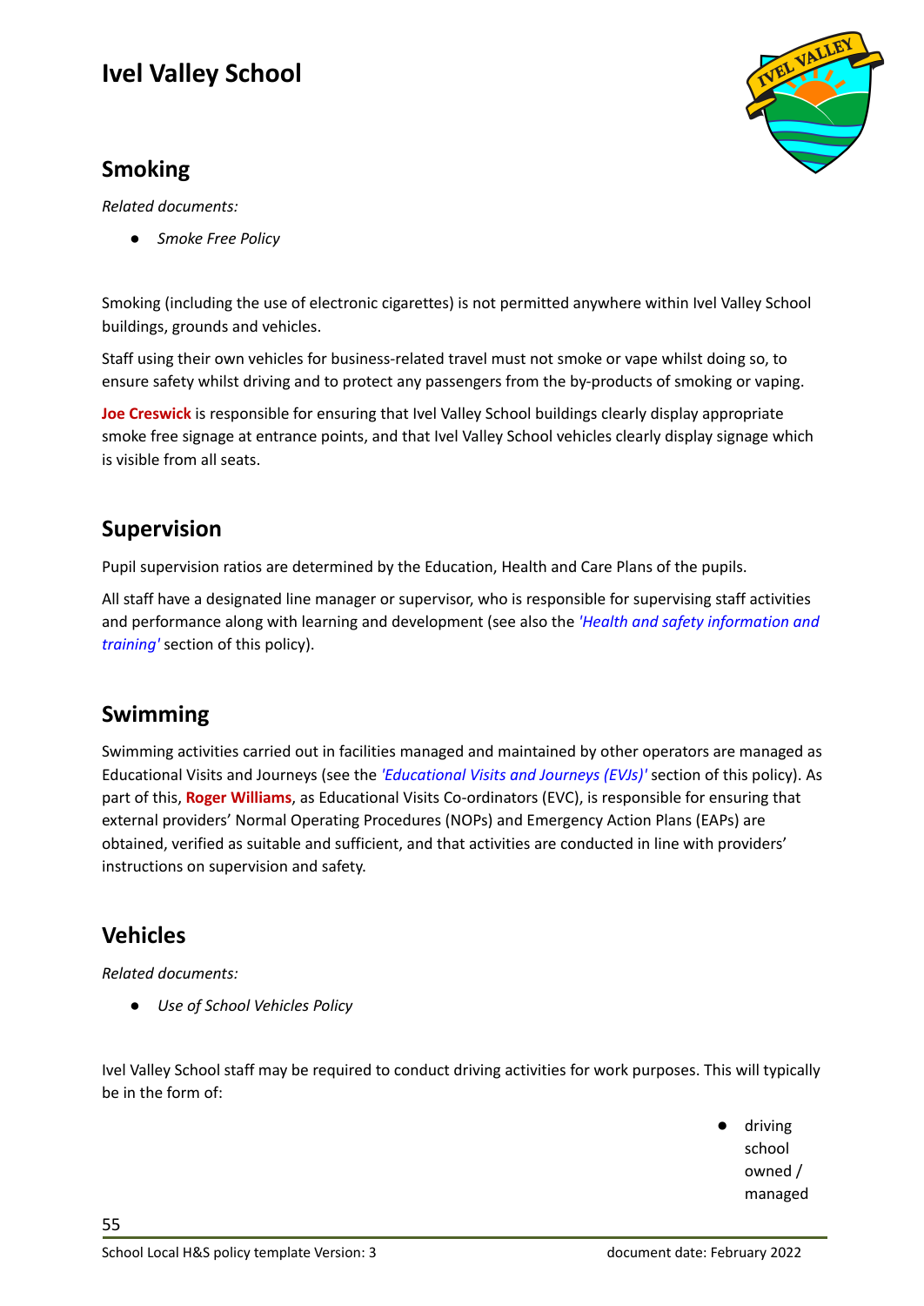# Ivel Valley School

## Smoking

*Related documents:*

- *Smoke Free Policy*

Smoking (including the use of electronic cigarettes) is not permitted anywhere within Ivel Valley School buildings, grounds and vehicles.

Staff using their own vehicles for business-related travel must not smoke or vape whilst doing so, to ensure safety whilst driving and to protect any passengers from the by-products of smoking or vaping.

**Joe Creswick** is responsible for ensuring that Ivel Valley School buildings clearly display appropriate smoke free signage at entrance points, and that Ivel Valley School vehicles clearly display signage which is visible from all seats.

## Supervision

Pupil supervision ratios are determined by the Education, Health and Care Plans of the pupils.

All staff have a designated line manager or supervisor, who is responsible for supervising staff activities and performance along with learning and development (see also the *'Health and safety information and training'* section of this policy).

## Swimming

Swimming activities carried out in facilities managed and maintained by other operators are managed as Educational Visits and Journeys (see the *'Educational Visits and Journeys (EVJs)'* section of this policy). As part of this, **Roger Williams**, as Educational Visits Co-ordinators (EVC), is responsible for ensuring that external providers' Normal Operating Procedures (NOPs) and Emergency Action Plans (EAPs) are obtained, verified as suitable and sufficient, and that activities are conducted in line with providers' instructions on supervision and safety.

## Vehicles

*Related documents:*

- *Use of School Vehicles Policy*

Ivel Valley School staff may be required to conduct driving activities for work purposes. This will typically be in the form of:

- driving school owned / managed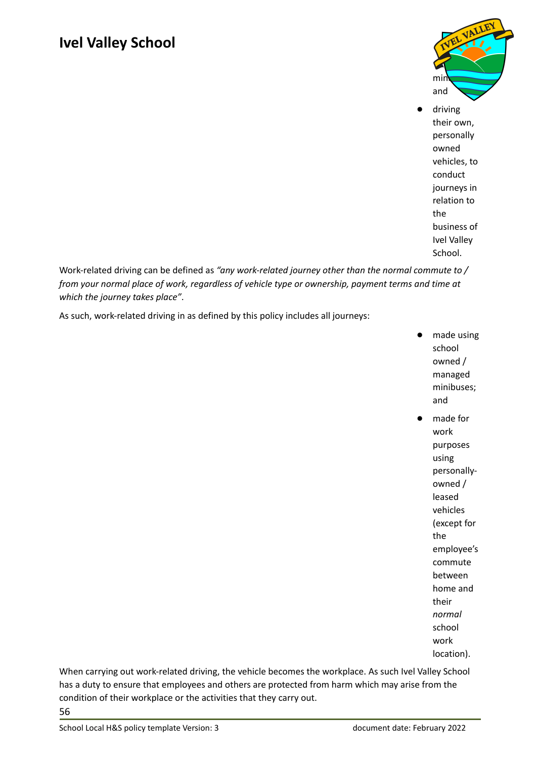minibuses; and

- driving their own, personally owned vehicles, to conduct journeys in relation to the business of Ivel Valley School.

Work-related driving can be defined as *"any work-related journey other than the normal commute to / from your normal place of work, regardless of vehicle type or ownership, payment terms and time at which the journey takes place"*.

As such, work-related driving in as defined by this policy includes all journeys:

- made using school owned / managed minibuses; and
- made for work purposes using personally-owned / leased vehicles (except for the employee's commute between home and their *normal* school work location).

When carrying out work-related driving, the vehicle becomes the workplace. As such Ivel Valley School has a duty to ensure that employees and others are protected from harm which may arise from the condition of their workplace or the activities that they carry out.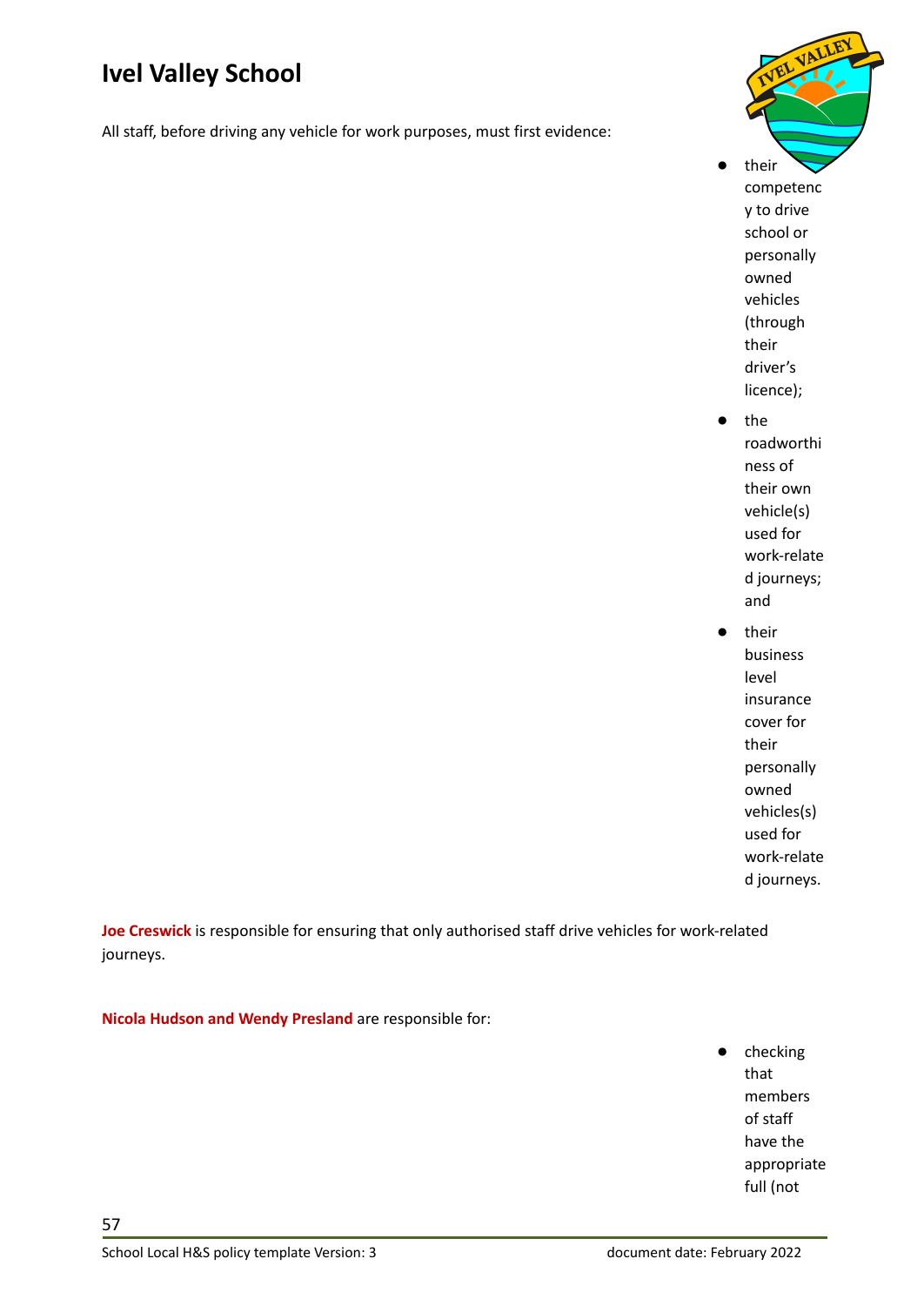All staff, before driving any vehicle for work purposes, must first evidence:

- their competency to drive school or personally owned vehicles (through their driver's licence);
- the roadworthiness of their own vehicle(s) used for work-related journeys; and
- their business level insurance cover for their personally owned vehicles(s) used for work-related journeys.

**Joe Creswick** is responsible for ensuring that only authorised staff drive vehicles for work-related journeys.

**Nicola Hudson and Wendy Presland** are responsible for:

- checking that members of staff have the appropriate full (not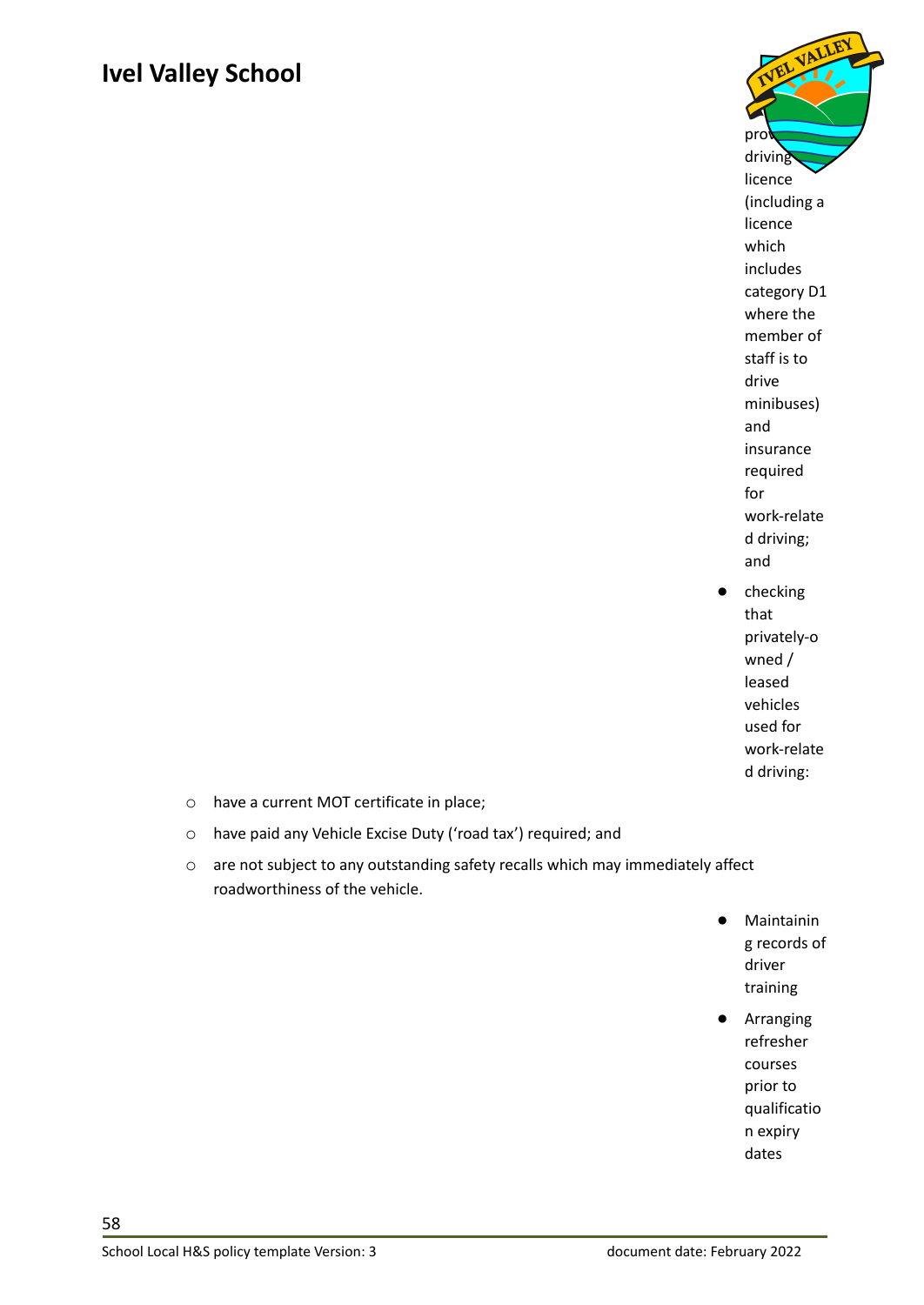provide driving licence (including a licence which includes category D1 where the member of staff is to drive minibuses) and insurance required for work-related driving; and

- checking that privately-owned / leased vehicles used for work-related driving:
  - have a current MOT certificate in place;
  - have paid any Vehicle Excise Duty (‘road tax’) required; and
  - are not subject to any outstanding safety recalls which may immediately affect roadworthiness of the vehicle.
- Maintaining records of driver training
- Arranging refresher courses prior to qualification expiry dates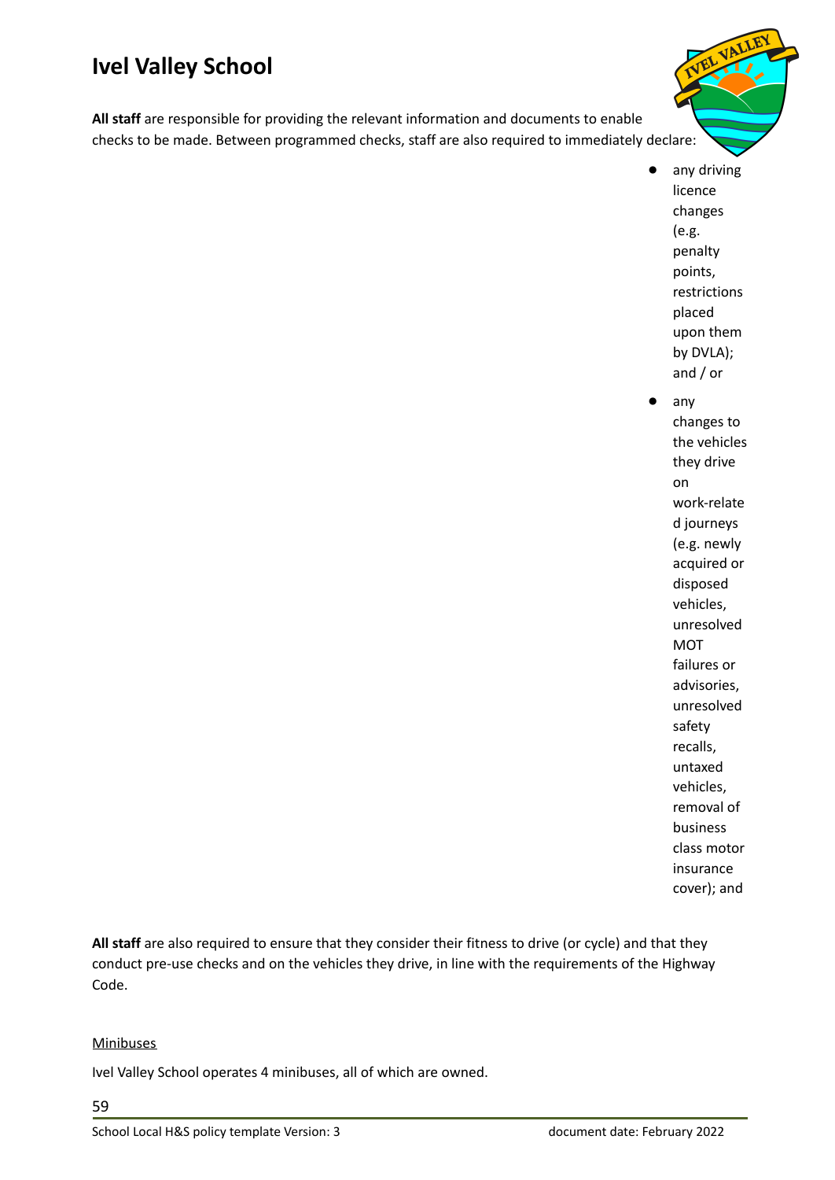# Ivel Valley School

**All staff** are responsible for providing the relevant information and documents to enable checks to be made. Between programmed checks, staff are also required to immediately declare:

- any driving licence changes (e.g. penalty points, restrictions placed upon them by DVLA); and / or
- any changes to the vehicles they drive on work-related journeys (e.g. newly acquired or disposed vehicles, unresolved MOT failures or advisories, unresolved safety recalls, untaxed vehicles, removal of business class motor insurance cover); and

**All staff** are also required to ensure that they consider their fitness to drive (or cycle) and that they conduct pre-use checks and on the vehicles they drive, in line with the requirements of the Highway Code.

Minibuses

Ivel Valley School operates 4 minibuses, all of which are owned.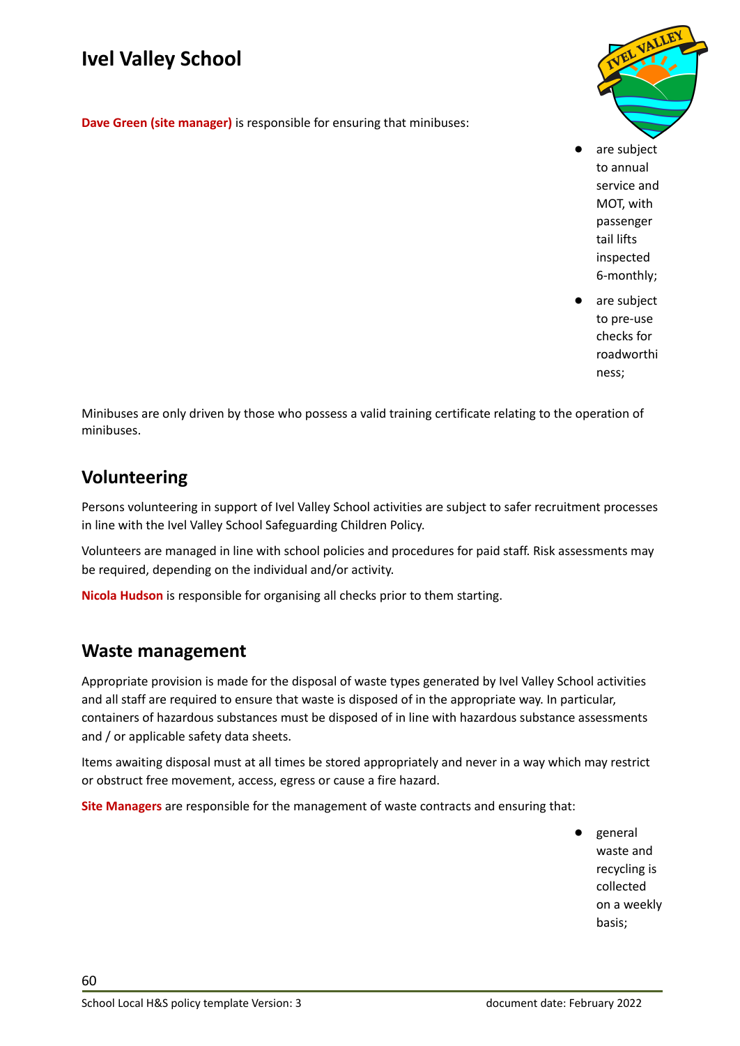**Dave Green (site manager)** is responsible for ensuring that minibuses:

- are subject to annual service and MOT, with passenger tail lifts inspected 6-monthly;
- are subject to pre-use checks for roadworthiness;

Minibuses are only driven by those who possess a valid training certificate relating to the operation of minibuses.

## Volunteering

Persons volunteering in support of Ivel Valley School activities are subject to safer recruitment processes in line with the Ivel Valley School Safeguarding Children Policy.

Volunteers are managed in line with school policies and procedures for paid staff. Risk assessments may be required, depending on the individual and/or activity.

**Nicola Hudson** is responsible for organising all checks prior to them starting.

## Waste management

Appropriate provision is made for the disposal of waste types generated by Ivel Valley School activities and all staff are required to ensure that waste is disposed of in the appropriate way. In particular, containers of hazardous substances must be disposed of in line with hazardous substance assessments and / or applicable safety data sheets.

Items awaiting disposal must at all times be stored appropriately and never in a way which may restrict or obstruct free movement, access, egress or cause a fire hazard.

**Site Managers** are responsible for the management of waste contracts and ensuring that:

- general waste and recycling is collected on a weekly basis;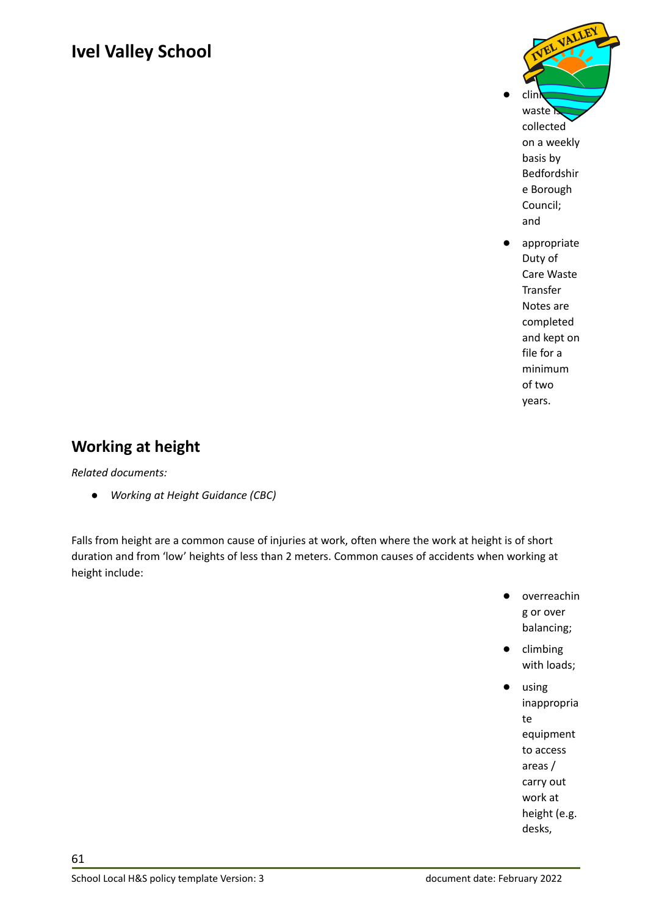- clinical waste is collected on a weekly basis by Bedfordshire Borough Council; and
- appropriate Duty of Care Waste Transfer Notes are completed and kept on file for a minimum of two years.

## Working at height

*Related documents:*

- *Working at Height Guidance (CBC)*

Falls from height are a common cause of injuries at work, often where the work at height is of short duration and from 'low' heights of less than 2 meters. Common causes of accidents when working at height include:

- overreaching or over balancing;
- climbing with loads;
- using inappropriate equipment to access areas / carry out work at height (e.g. desks,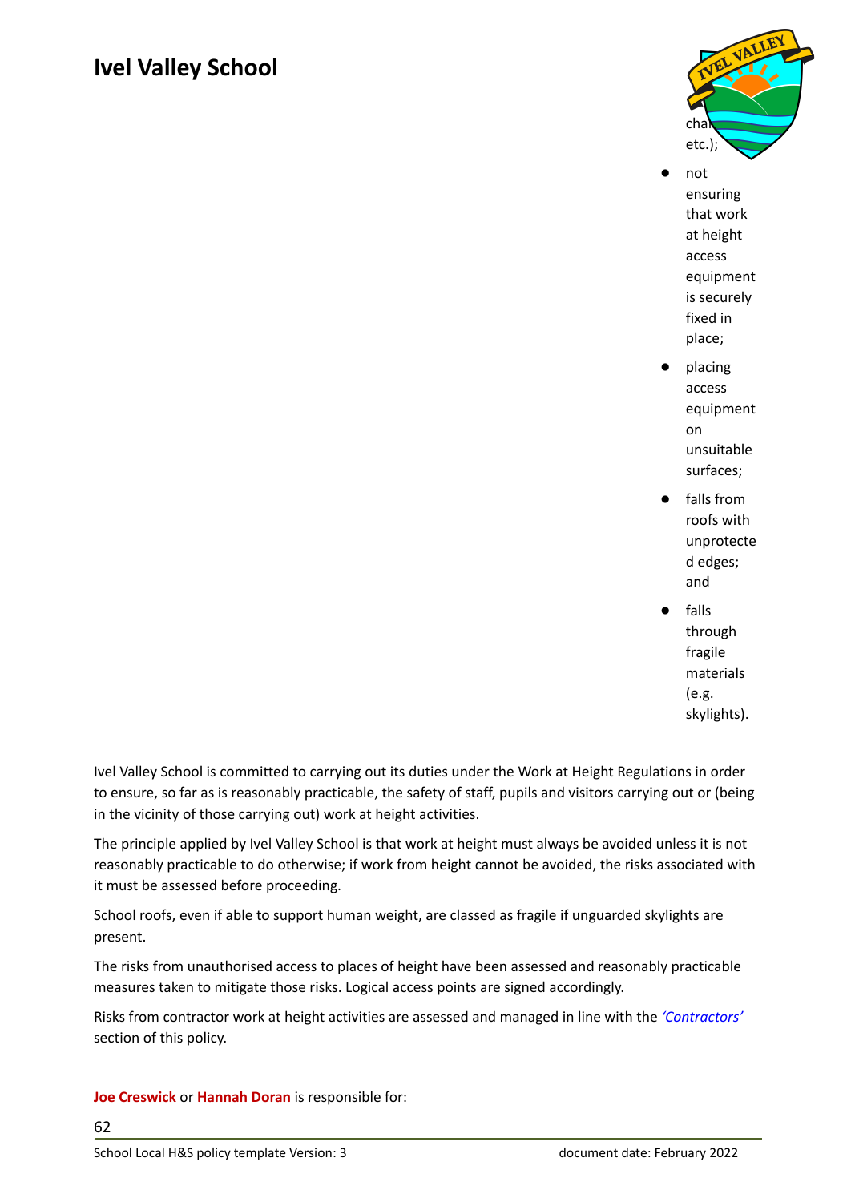chairs etc.);

- not ensuring that work at height access equipment is securely fixed in place;
- placing access equipment on unsuitable surfaces;
- falls from roofs with unprotected edges; and
- falls through fragile materials (e.g. skylights).

Ivel Valley School is committed to carrying out its duties under the Work at Height Regulations in order to ensure, so far as is reasonably practicable, the safety of staff, pupils and visitors carrying out or (being in the vicinity of those carrying out) work at height activities.

The principle applied by Ivel Valley School is that work at height must always be avoided unless it is not reasonably practicable to do otherwise; if work from height cannot be avoided, the risks associated with it must be assessed before proceeding.

School roofs, even if able to support human weight, are classed as fragile if unguarded skylights are present.

The risks from unauthorised access to places of height have been assessed and reasonably practicable measures taken to mitigate those risks. Logical access points are signed accordingly.

Risks from contractor work at height activities are assessed and managed in line with the *'Contractors'* section of this policy.

**Joe Creswick** or **Hannah Doran** is responsible for: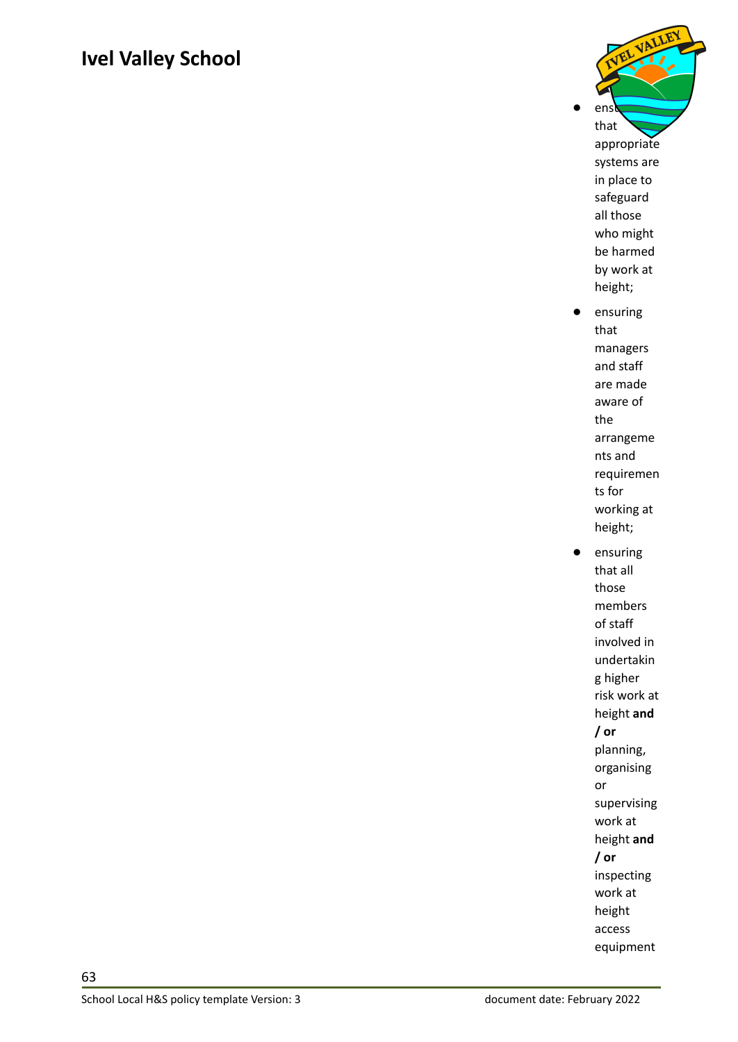- ensuring that appropriate systems are in place to safeguard all those who might be harmed by work at height;
- ensuring that managers and staff are made aware of the arrangements and requirements for working at height;
- ensuring that all those members of staff involved in undertaking higher risk work at height **and / or** planning, organising or supervising work at height **and / or** inspecting work at height access equipment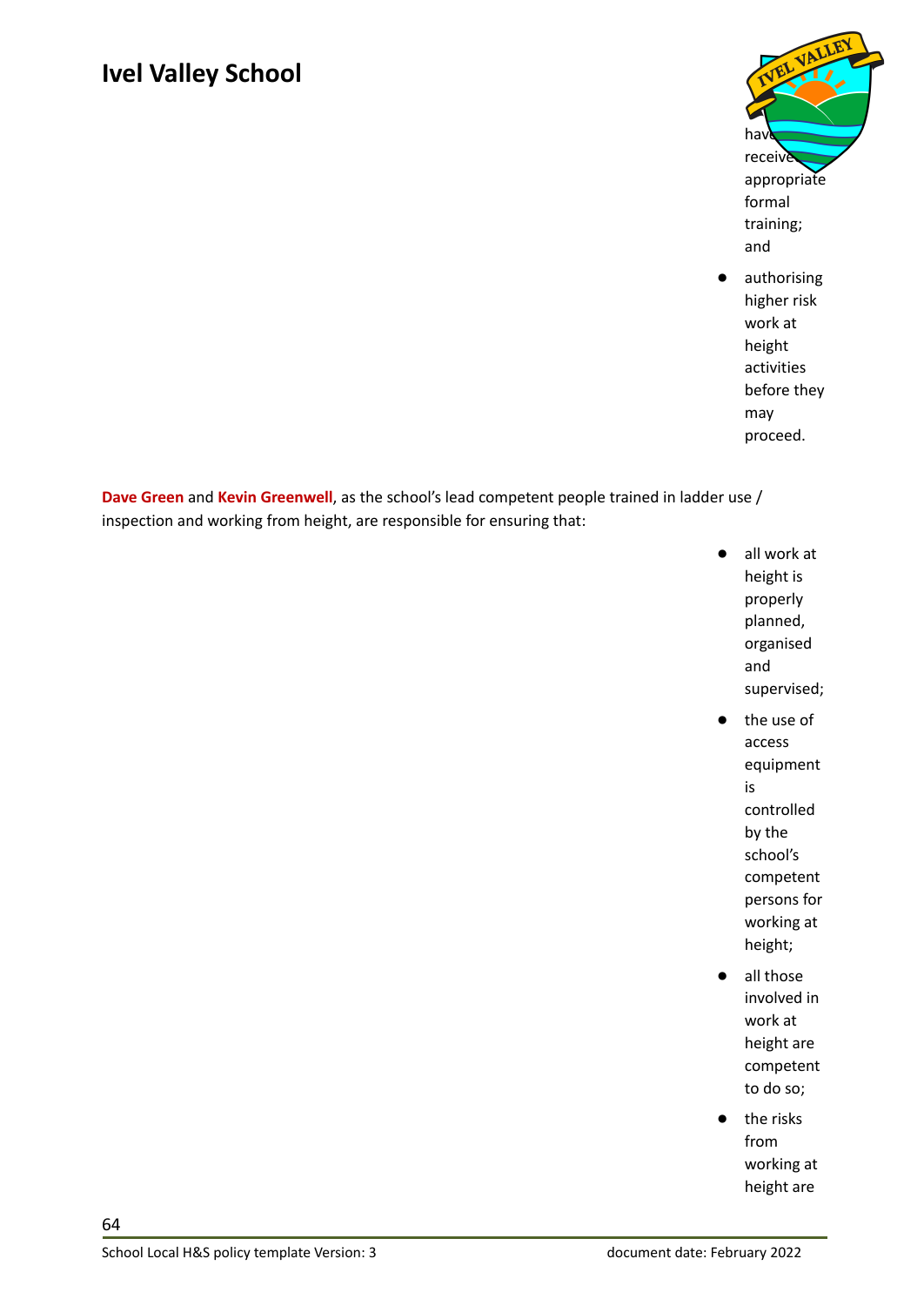have received appropriate formal training; and

- authorising higher risk work at height activities before they may proceed.

**Dave Green** and **Kevin Greenwell**, as the school's lead competent people trained in ladder use / inspection and working from height, are responsible for ensuring that:

- all work at height is properly planned, organised and supervised;
- the use of access equipment is controlled by the school's competent persons for working at height;
- all those involved in work at height are competent to do so;
- the risks from working at height are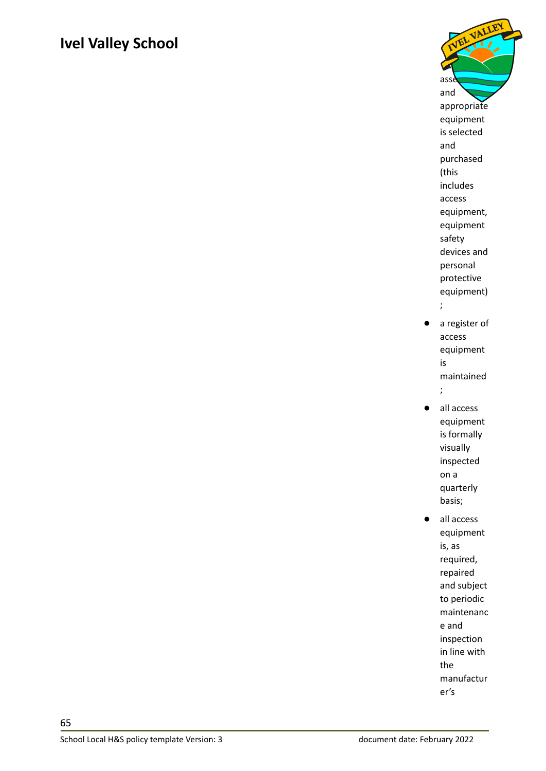assessed and appropriate equipment is selected and purchased (this includes access equipment, equipment safety devices and personal protective equipment);

- a register of access equipment is maintained;
- all access equipment is formally visually inspected on a quarterly basis;
- all access equipment is, as required, repaired and subject to periodic maintenance and inspection in line with the manufacturer's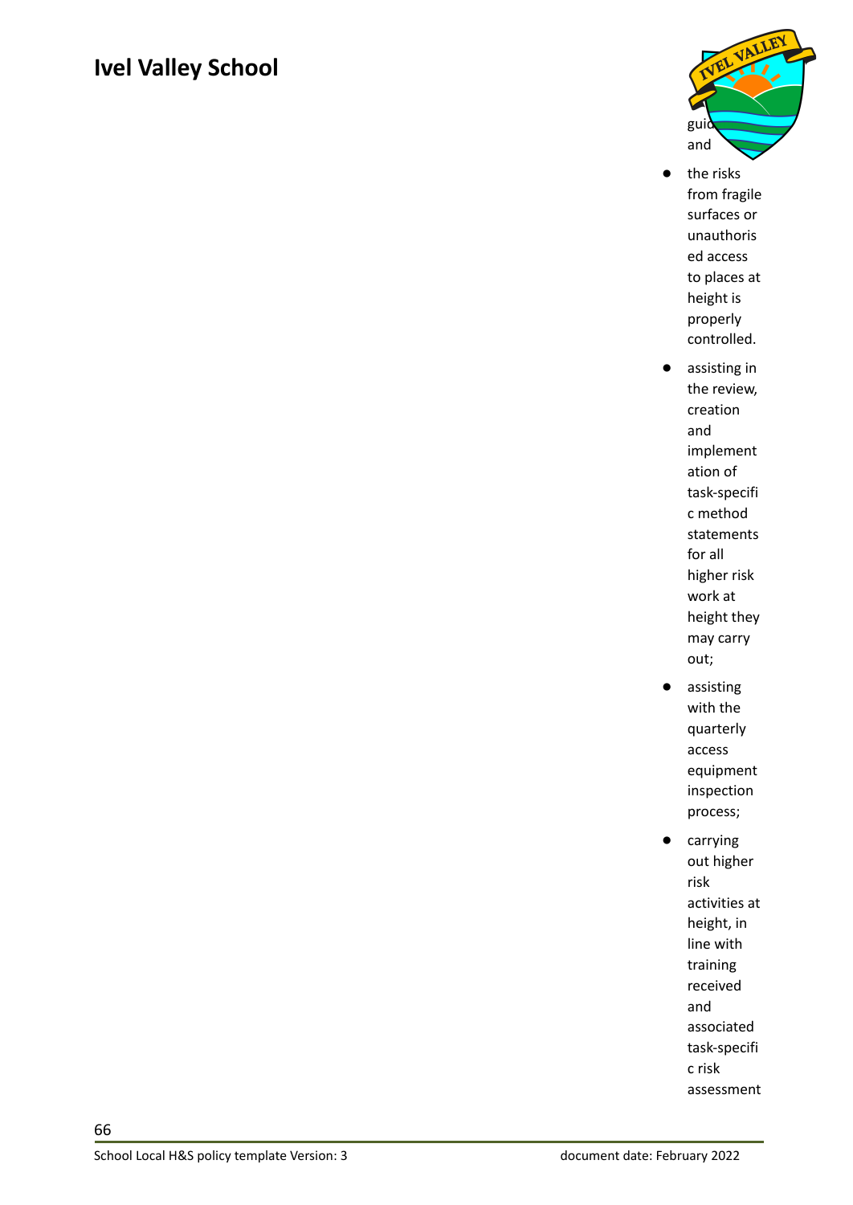guidance and

- the risks from fragile surfaces or unauthorised access to places at height is properly controlled.
- assisting in the review, creation and implementation of task-specific method statements for all higher risk work at height they may carry out;
- assisting with the quarterly access equipment inspection process;
- carrying out higher risk activities at height, in line with training received and associated task-specific risk assessment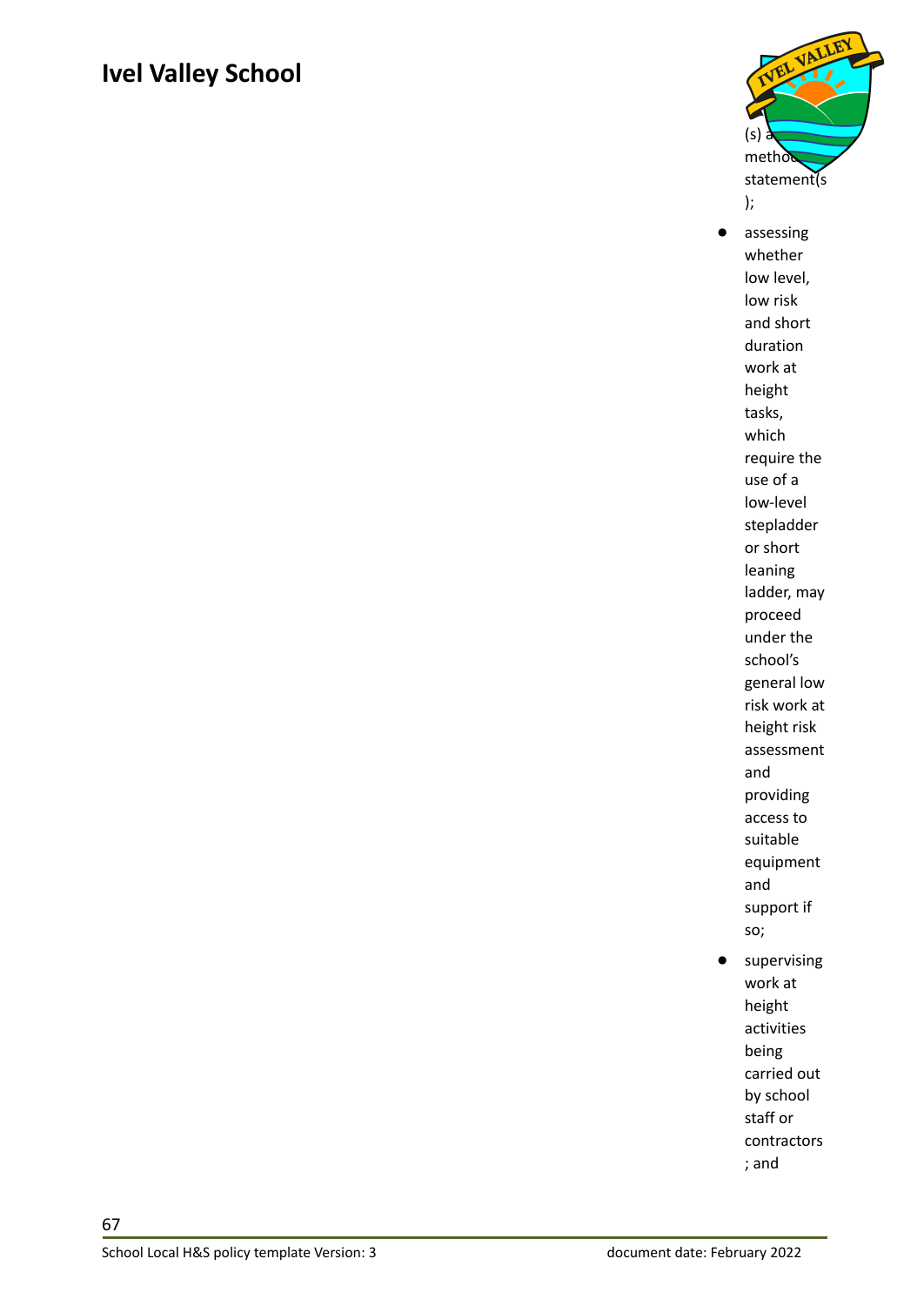(s) and method statement(s);

- assessing whether low level, low risk and short duration work at height tasks, which require the use of a low-level stepladder or short leaning ladder, may proceed under the school's general low risk work at height risk assessment and providing access to suitable equipment and support if so;
- supervising work at height activities being carried out by school staff or contractors; and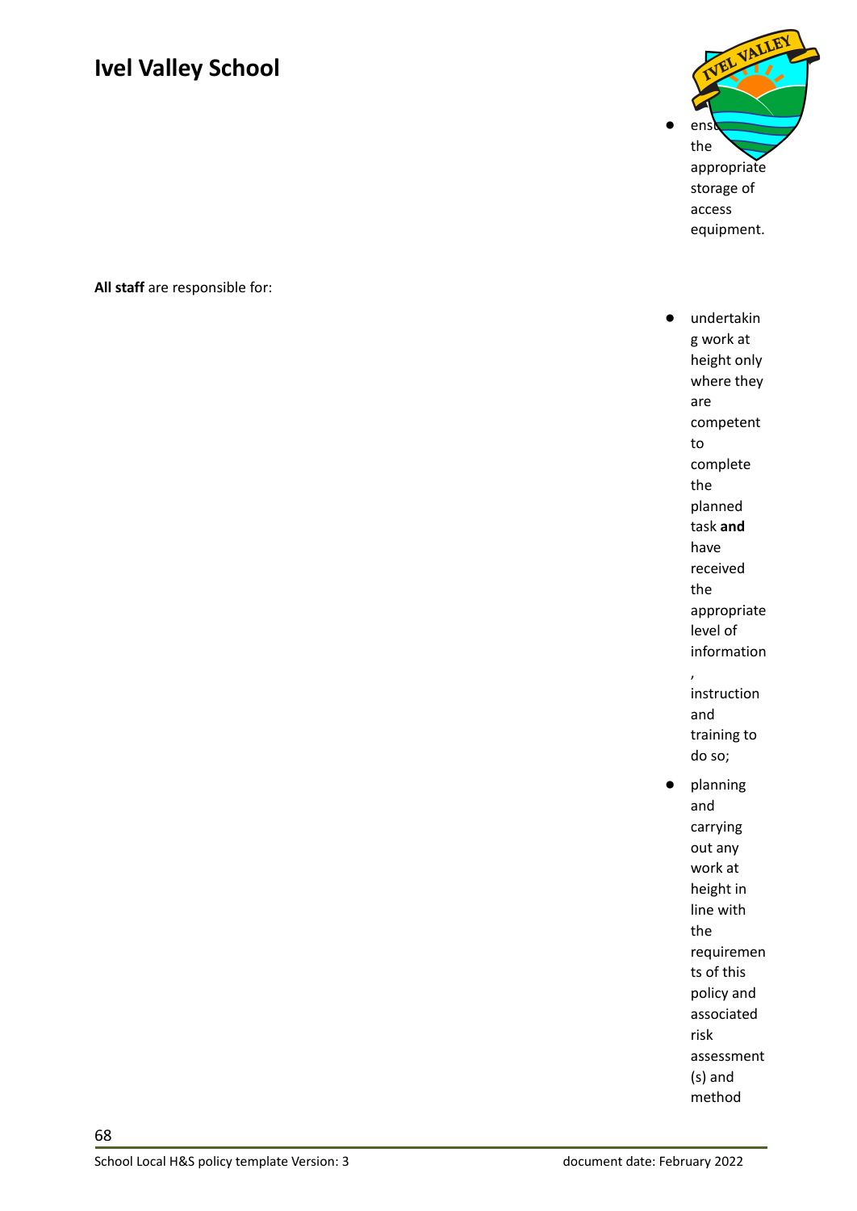- ensure the appropriate storage of access equipment.

**All staff** are responsible for:

- undertaking work at height only where they are competent to complete the planned task **and** have received the appropriate level of information, instruction and training to do so;
- planning and carrying out any work at height in line with the requirements of this policy and associated risk assessment(s) and method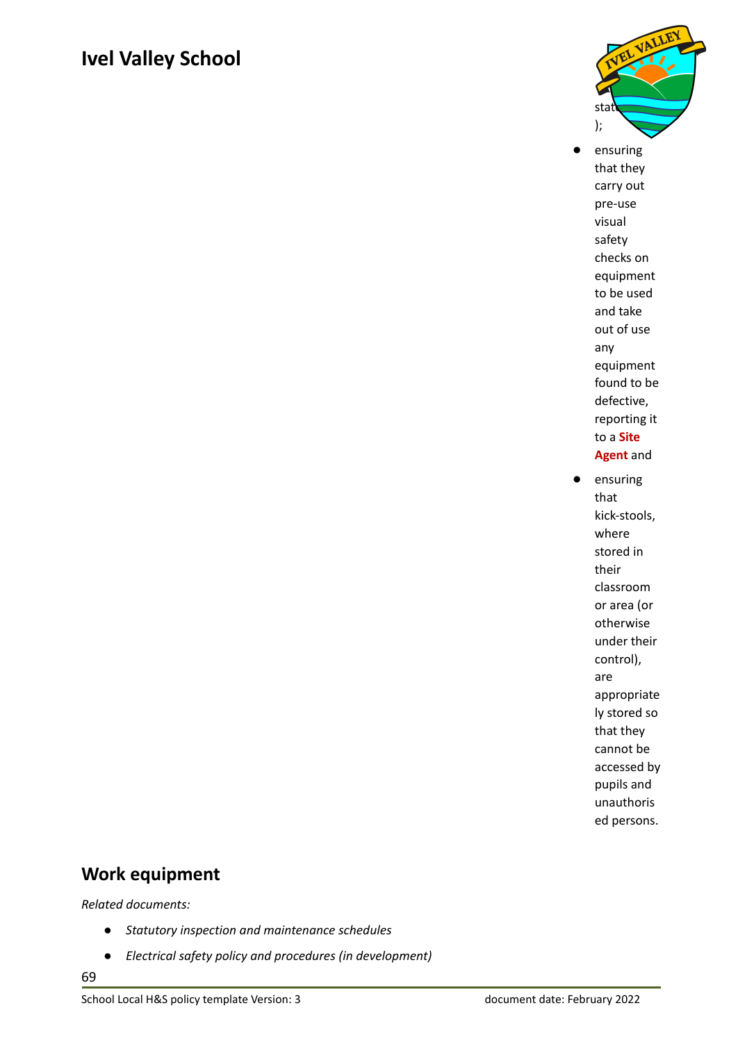stat
);

- ensuring that they carry out pre-use visual safety checks on equipment to be used and take out of use any equipment found to be defective, reporting it to a **Site Agent** and
- ensuring that kick-stools, where stored in their classroom or area (or otherwise under their control), are appropriately stored so that they cannot be accessed by pupils and unauthorised persons.

## Work equipment

*Related documents:*

- *Statutory inspection and maintenance schedules*
- *Electrical safety policy and procedures (in development)*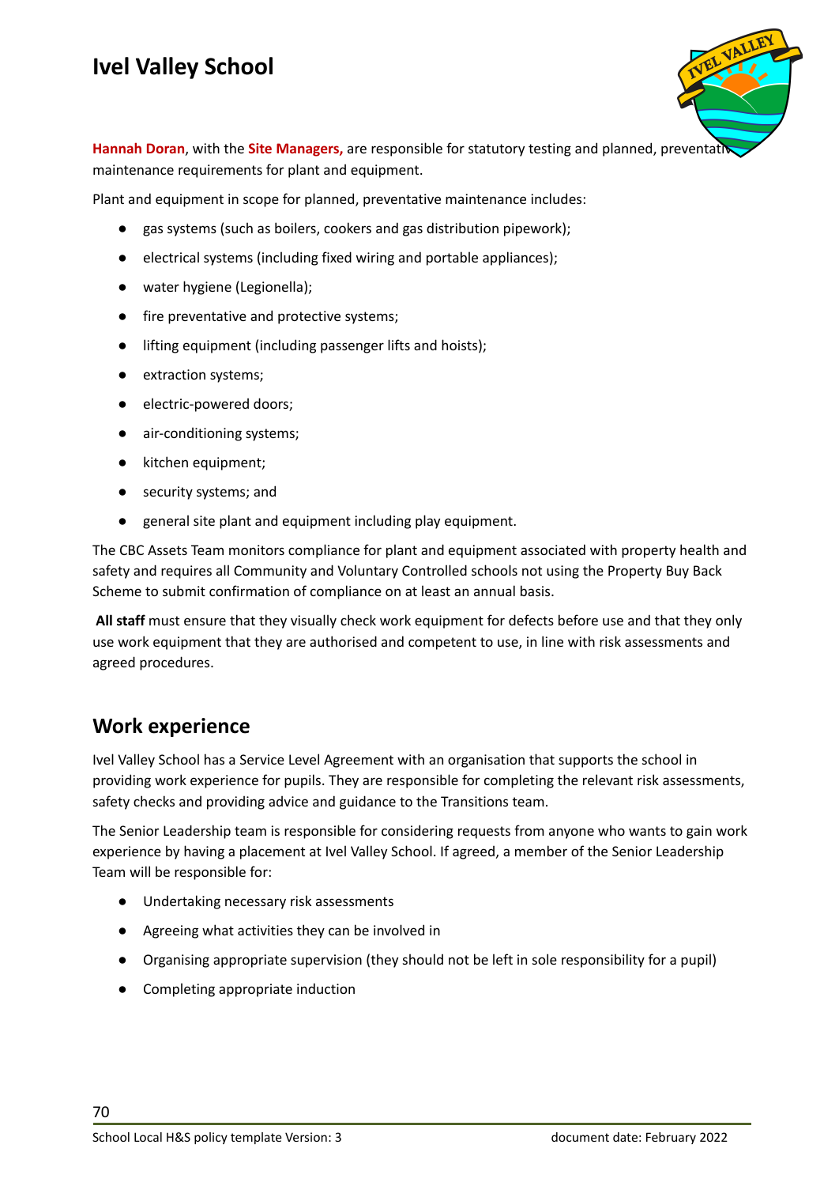**Hannah Doran**, with the **Site Managers,** are responsible for statutory testing and planned, preventative maintenance requirements for plant and equipment.

Plant and equipment in scope for planned, preventative maintenance includes:

- gas systems (such as boilers, cookers and gas distribution pipework);
- electrical systems (including fixed wiring and portable appliances);
- water hygiene (Legionella);
- fire preventative and protective systems;
- lifting equipment (including passenger lifts and hoists);
- extraction systems;
- electric-powered doors;
- air-conditioning systems;
- kitchen equipment;
- security systems; and
- general site plant and equipment including play equipment.

The CBC Assets Team monitors compliance for plant and equipment associated with property health and safety and requires all Community and Voluntary Controlled schools not using the Property Buy Back Scheme to submit confirmation of compliance on at least an annual basis.

**All staff** must ensure that they visually check work equipment for defects before use and that they only use work equipment that they are authorised and competent to use, in line with risk assessments and agreed procedures.

## Work experience

Ivel Valley School has a Service Level Agreement with an organisation that supports the school in providing work experience for pupils. They are responsible for completing the relevant risk assessments, safety checks and providing advice and guidance to the Transitions team.

The Senior Leadership team is responsible for considering requests from anyone who wants to gain work experience by having a placement at Ivel Valley School. If agreed, a member of the Senior Leadership Team will be responsible for:

- Undertaking necessary risk assessments
- Agreeing what activities they can be involved in
- Organising appropriate supervision (they should not be left in sole responsibility for a pupil)
- Completing appropriate induction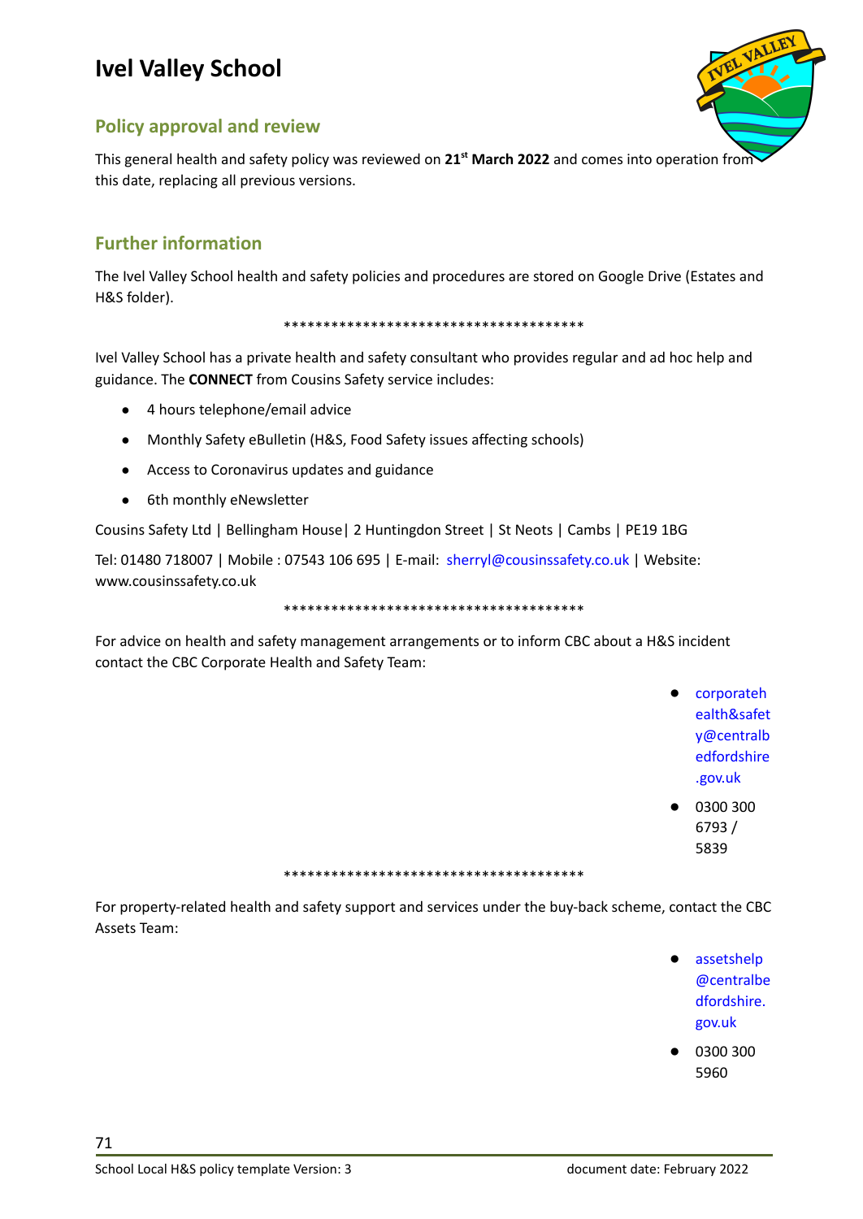# Ivel Valley School

## Policy approval and review

This general health and safety policy was reviewed on **21st March 2022** and comes into operation from this date, replacing all previous versions.

## Further information

The Ivel Valley School health and safety policies and procedures are stored on Google Drive (Estates and H&S folder).

***************************************

Ivel Valley School has a private health and safety consultant who provides regular and ad hoc help and guidance. The **CONNECT** from Cousins Safety service includes:

- 4 hours telephone/email advice
- Monthly Safety eBulletin (H&S, Food Safety issues affecting schools)
- Access to Coronavirus updates and guidance
- 6th monthly eNewsletter

Cousins Safety Ltd | Bellingham House| 2 Huntingdon Street | St Neots | Cambs | PE19 1BG

Tel: 01480 718007 | Mobile : 07543 106 695 | E-mail: sherryl@cousinssafety.co.uk | Website: www.cousinssafety.co.uk

***************************************

For advice on health and safety management arrangements or to inform CBC about a H&S incident contact the CBC Corporate Health and Safety Team:

- corporatehealth&safety@centralbedfordshire.gov.uk
- 0300 300 6793 / 5839

***************************************

For property-related health and safety support and services under the buy-back scheme, contact the CBC Assets Team:

- assetshelp@centralbedfordshire.gov.uk
- 0300 300 5960

School Local H&S policy template Version: 3 document date: February 2022